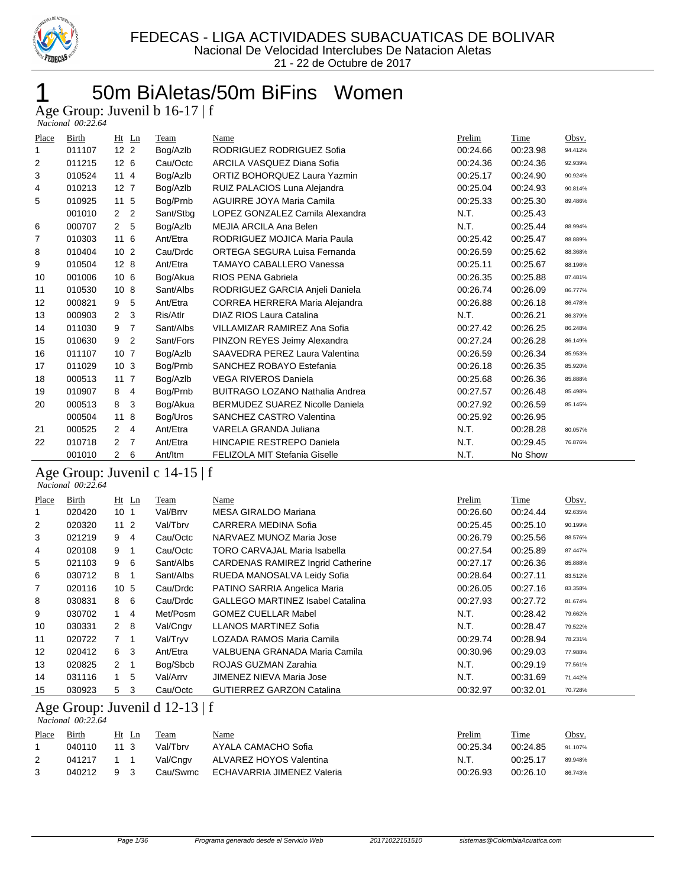FEDECAS - LIGA ACTIVIDADES SUBACUATICAS DE BOLIVAR
Nacional De Velocidad Interclubes De Natacion Aletas
21 - 22 de Octubre de 2017

# 1 50m BiAletas/50m BiFins Women

## Age Group: Juvenil b 16-17 | f

*Nacional 00:22.64*

| Place | Birth | Ht | Ln | Team | Name | Prelim | Time | Obsv. |
|---|---|---|---|---|---|---|---|---|
| 1 | 011107 | 12 | 2 | Bog/Azlb | RODRIGUEZ RODRIGUEZ Sofia | 00:24.66 | 00:23.98 | 94.412% |
| 2 | 011215 | 12 | 6 | Cau/Octc | ARCILA VASQUEZ Diana Sofia | 00:24.36 | 00:24.36 | 92.939% |
| 3 | 010524 | 11 | 4 | Bog/Azlb | ORTIZ BOHORQUEZ Laura Yazmin | 00:25.17 | 00:24.90 | 90.924% |
| 4 | 010213 | 12 | 7 | Bog/Azlb | RUIZ PALACIOS Luna Alejandra | 00:25.04 | 00:24.93 | 90.814% |
| 5 | 010925 | 11 | 5 | Bog/Prnb | AGUIRRE JOYA Maria Camila | 00:25.33 | 00:25.30 | 89.486% |
| | 001010 | 2 | 2 | Sant/Stbg | LOPEZ GONZALEZ Camila Alexandra | N.T. | 00:25.43 | |
| 6 | 000707 | 2 | 5 | Bog/Azlb | MEJIA ARCILA Ana Belen | N.T. | 00:25.44 | 88.994% |
| 7 | 010303 | 11 | 6 | Ant/Etra | RODRIGUEZ MOJICA Maria Paula | 00:25.42 | 00:25.47 | 88.889% |
| 8 | 010404 | 10 | 2 | Cau/Drdc | ORTEGA SEGURA Luisa Fernanda | 00:26.59 | 00:25.62 | 88.368% |
| 9 | 010504 | 12 | 8 | Ant/Etra | TAMAYO CABALLERO Vanessa | 00:25.11 | 00:25.67 | 88.196% |
| 10 | 001006 | 10 | 6 | Bog/Akua | RIOS PENA Gabriela | 00:26.35 | 00:25.88 | 87.481% |
| 11 | 010530 | 10 | 8 | Sant/Albs | RODRIGUEZ GARCIA Anjeli Daniela | 00:26.74 | 00:26.09 | 86.777% |
| 12 | 000821 | 9 | 5 | Ant/Etra | CORREA HERRERA Maria Alejandra | 00:26.88 | 00:26.18 | 86.478% |
| 13 | 000903 | 2 | 3 | Ris/Atlr | DIAZ RIOS Laura Catalina | N.T. | 00:26.21 | 86.379% |
| 14 | 011030 | 9 | 7 | Sant/Albs | VILLAMIZAR RAMIREZ Ana Sofia | 00:27.42 | 00:26.25 | 86.248% |
| 15 | 010630 | 9 | 2 | Sant/Fors | PINZON REYES Jeimy Alexandra | 00:27.24 | 00:26.28 | 86.149% |
| 16 | 011107 | 10 | 7 | Bog/Azlb | SAAVEDRA PEREZ Laura Valentina | 00:26.59 | 00:26.34 | 85.953% |
| 17 | 011029 | 10 | 3 | Bog/Prnb | SANCHEZ ROBAYO Estefania | 00:26.18 | 00:26.35 | 85.920% |
| 18 | 000513 | 11 | 7 | Bog/Azlb | VEGA RIVEROS Daniela | 00:25.68 | 00:26.36 | 85.888% |
| 19 | 010907 | 8 | 4 | Bog/Prnb | BUITRAGO LOZANO Nathalia Andrea | 00:27.57 | 00:26.48 | 85.498% |
| 20 | 000513 | 8 | 3 | Bog/Akua | BERMUDEZ SUAREZ Nicolle Daniela | 00:27.92 | 00:26.59 | 85.145% |
| | 000504 | 11 | 8 | Bog/Uros | SANCHEZ CASTRO Valentina | 00:25.92 | 00:26.95 | |
| 21 | 000525 | 2 | 4 | Ant/Etra | VARELA GRANDA Juliana | N.T. | 00:28.28 | 80.057% |
| 22 | 010718 | 2 | 7 | Ant/Etra | HINCAPIE RESTREPO Daniela | N.T. | 00:29.45 | 76.876% |
| | 001010 | 2 | 6 | Ant/Itm | FELIZOLA MIT Stefania Giselle | N.T. | No Show | |

## Age Group: Juvenil c 14-15 | f

*Nacional 00:22.64*

| Place | Birth | Ht | Ln | Team | Name | Prelim | Time | Obsv. |
|---|---|---|---|---|---|---|---|---|
| 1 | 020420 | 10 | 1 | Val/Brrv | MESA GIRALDO Mariana | 00:26.60 | 00:24.44 | 92.635% |
| 2 | 020320 | 11 | 2 | Val/Tbrv | CARRERA MEDINA Sofia | 00:25.45 | 00:25.10 | 90.199% |
| 3 | 021219 | 9 | 4 | Cau/Octc | NARVAEZ MUNOZ Maria Jose | 00:26.79 | 00:25.56 | 88.576% |
| 4 | 020108 | 9 | 1 | Cau/Octc | TORO CARVAJAL Maria Isabella | 00:27.54 | 00:25.89 | 87.447% |
| 5 | 021103 | 9 | 6 | Sant/Albs | CARDENAS RAMIREZ Ingrid Catherine | 00:27.17 | 00:26.36 | 85.888% |
| 6 | 030712 | 8 | 1 | Sant/Albs | RUEDA MANOSALVA Leidy Sofia | 00:28.64 | 00:27.11 | 83.512% |
| 7 | 020116 | 10 | 5 | Cau/Drdc | PATINO SARRIA Angelica Maria | 00:26.05 | 00:27.16 | 83.358% |
| 8 | 030831 | 8 | 6 | Cau/Drdc | GALLEGO MARTINEZ Isabel Catalina | 00:27.93 | 00:27.72 | 81.674% |
| 9 | 030702 | 1 | 4 | Met/Posm | GOMEZ CUELLAR Mabel | N.T. | 00:28.42 | 79.662% |
| 10 | 030331 | 2 | 8 | Val/Cngv | LLANOS MARTINEZ Sofia | N.T. | 00:28.47 | 79.522% |
| 11 | 020722 | 7 | 1 | Val/Tryv | LOZADA RAMOS Maria Camila | 00:29.74 | 00:28.94 | 78.231% |
| 12 | 020412 | 6 | 3 | Ant/Etra | VALBUENA GRANADA Maria Camila | 00:30.96 | 00:29.03 | 77.988% |
| 13 | 020825 | 2 | 1 | Bog/Sbcb | ROJAS GUZMAN Zarahia | N.T. | 00:29.19 | 77.561% |
| 14 | 031116 | 1 | 5 | Val/Arrv | JIMENEZ NIEVA Maria Jose | N.T. | 00:31.69 | 71.442% |
| 15 | 030923 | 5 | 3 | Cau/Octc | GUTIERREZ GARZON Catalina | 00:32.97 | 00:32.01 | 70.728% |

## Age Group: Juvenil d 12-13 | f

*Nacional 00:22.64*

| Place | Birth | Ht | Ln | Team | Name | Prelim | Time | Obsv. |
|---|---|---|---|---|---|---|---|---|
| 1 | 040110 | 11 | 3 | Val/Tbrv | AYALA CAMACHO Sofia | 00:25.34 | 00:24.85 | 91.107% |
| 2 | 041217 | 1 | 1 | Val/Cngv | ALVAREZ HOYOS Valentina | N.T. | 00:25.17 | 89.948% |
| 3 | 040212 | 9 | 3 | Cau/Swmc | ECHAVARRIA JIMENEZ Valeria | 00:26.93 | 00:26.10 | 86.743% |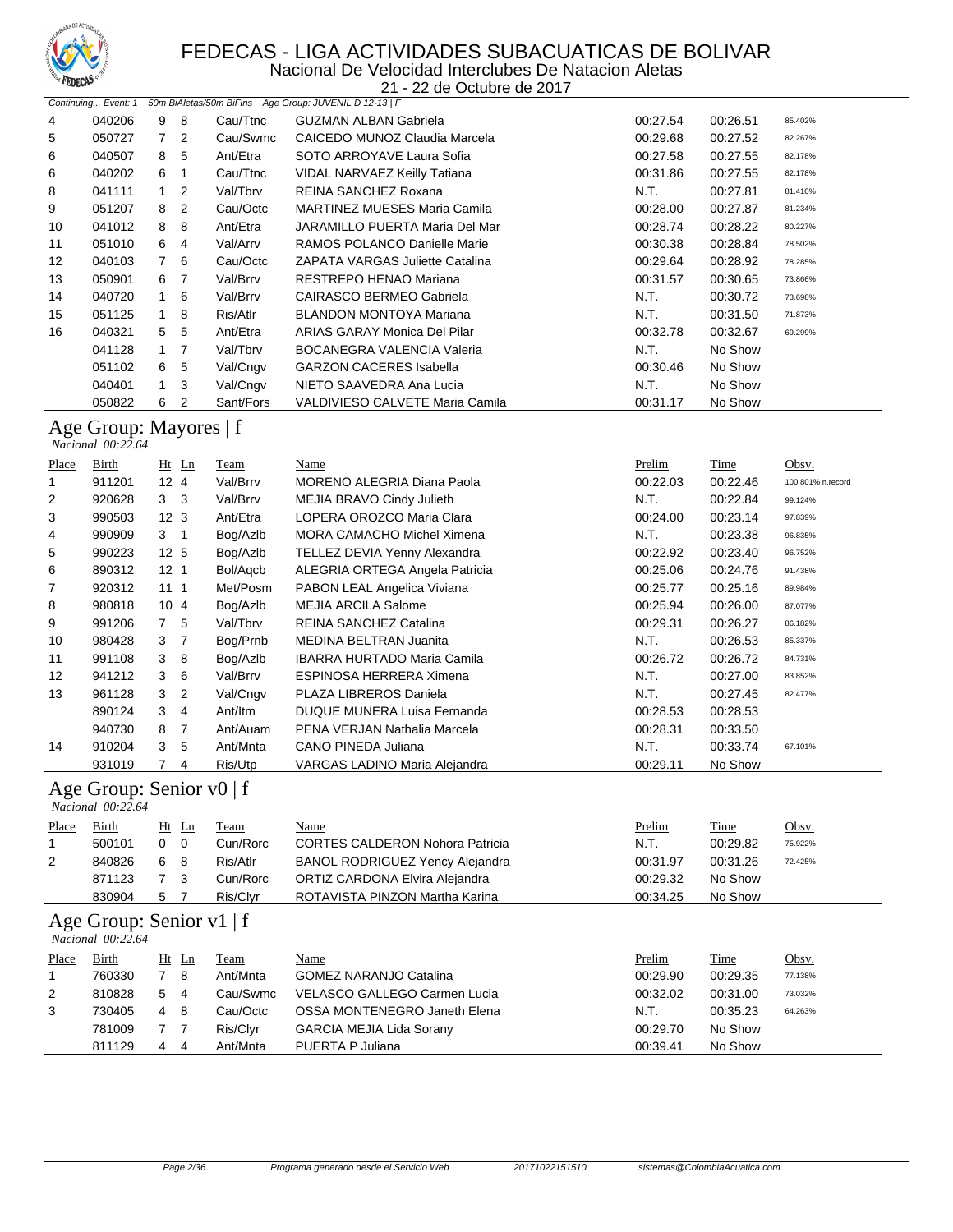Continuing... Event: 1 50m BiAletas/50m BiFins Age Group: JUVENIL D 12-13 | F

| | | | | | | | | |
|---|---|---|---|---|---|---|---|---|
| 4 | 040206 | 9 | 8 | Cau/Ttnc | GUZMAN ALBAN Gabriela | 00:27.54 | 00:26.51 | 85.402% |
| 5 | 050727 | 7 | 2 | Cau/Swmc | CAICEDO MUNOZ Claudia Marcela | 00:29.68 | 00:27.52 | 82.267% |
| 6 | 040507 | 8 | 5 | Ant/Etra | SOTO ARROYAVE Laura Sofia | 00:27.58 | 00:27.55 | 82.178% |
| 6 | 040202 | 6 | 1 | Cau/Ttnc | VIDAL NARVAEZ Keilly Tatiana | 00:31.86 | 00:27.55 | 82.178% |
| 8 | 041111 | 1 | 2 | Val/Tbrv | REINA SANCHEZ Roxana | N.T. | 00:27.81 | 81.410% |
| 9 | 051207 | 8 | 2 | Cau/Octc | MARTINEZ MUESES Maria Camila | 00:28.00 | 00:27.87 | 81.234% |
| 10 | 041012 | 8 | 8 | Ant/Etra | JARAMILLO PUERTA Maria Del Mar | 00:28.74 | 00:28.22 | 80.227% |
| 11 | 051010 | 6 | 4 | Val/Arrv | RAMOS POLANCO Danielle Marie | 00:30.38 | 00:28.84 | 78.502% |
| 12 | 040103 | 7 | 6 | Cau/Octc | ZAPATA VARGAS Juliette Catalina | 00:29.64 | 00:28.92 | 78.285% |
| 13 | 050901 | 6 | 7 | Val/Brrv | RESTREPO HENAO Mariana | 00:31.57 | 00:30.65 | 73.866% |
| 14 | 040720 | 1 | 6 | Val/Brrv | CAIRASCO BERMEO Gabriela | N.T. | 00:30.72 | 73.698% |
| 15 | 051125 | 1 | 8 | Ris/Atlr | BLANDON MONTOYA Mariana | N.T. | 00:31.50 | 71.873% |
| 16 | 040321 | 5 | 5 | Ant/Etra | ARIAS GARAY Monica Del Pilar | 00:32.78 | 00:32.67 | 69.299% |
| | 041128 | 1 | 7 | Val/Tbrv | BOCANEGRA VALENCIA Valeria | N.T. | No Show | |
| | 051102 | 6 | 5 | Val/Cngv | GARZON CACERES Isabella | 00:30.46 | No Show | |
| | 040401 | 1 | 3 | Val/Cngv | NIETO SAAVEDRA Ana Lucia | N.T. | No Show | |
| | 050822 | 6 | 2 | Sant/Fors | VALDIVIESO CALVETE Maria Camila | 00:31.17 | No Show | |

## Age Group: Mayores | f

*Nacional 00:22.64*

| Place | Birth | Ht | Ln | Team | Name | Prelim | Time | Obsv. |
|---|---|---|---|---|---|---|---|---|
| 1 | 911201 | 12 | 4 | Val/Brrv | MORENO ALEGRIA Diana Paola | 00:22.03 | 00:22.46 | 100.801% n.record |
| 2 | 920628 | 3 | 3 | Val/Brrv | MEJIA BRAVO Cindy Julieth | N.T. | 00:22.84 | 99.124% |
| 3 | 990503 | 12 | 3 | Ant/Etra | LOPERA OROZCO Maria Clara | 00:24.00 | 00:23.14 | 97.839% |
| 4 | 990909 | 3 | 1 | Bog/Azlb | MORA CAMACHO Michel Ximena | N.T. | 00:23.38 | 96.835% |
| 5 | 990223 | 12 | 5 | Bog/Azlb | TELLEZ DEVIA Yenny Alexandra | 00:22.92 | 00:23.40 | 96.752% |
| 6 | 890312 | 12 | 1 | Bol/Aqcb | ALEGRIA ORTEGA Angela Patricia | 00:25.06 | 00:24.76 | 91.438% |
| 7 | 920312 | 11 | 1 | Met/Posm | PABON LEAL Angelica Viviana | 00:25.77 | 00:25.16 | 89.984% |
| 8 | 980818 | 10 | 4 | Bog/Azlb | MEJIA ARCILA Salome | 00:25.94 | 00:26.00 | 87.077% |
| 9 | 991206 | 7 | 5 | Val/Tbrv | REINA SANCHEZ Catalina | 00:29.31 | 00:26.27 | 86.182% |
| 10 | 980428 | 3 | 7 | Bog/Prnb | MEDINA BELTRAN Juanita | N.T. | 00:26.53 | 85.337% |
| 11 | 991108 | 3 | 8 | Bog/Azlb | IBARRA HURTADO Maria Camila | 00:26.72 | 00:26.72 | 84.731% |
| 12 | 941212 | 3 | 6 | Val/Brrv | ESPINOSA HERRERA Ximena | N.T. | 00:27.00 | 83.852% |
| 13 | 961128 | 3 | 2 | Val/Cngv | PLAZA LIBREROS Daniela | N.T. | 00:27.45 | 82.477% |
| | 890124 | 3 | 4 | Ant/Itm | DUQUE MUNERA Luisa Fernanda | 00:28.53 | 00:28.53 | |
| | 940730 | 8 | 7 | Ant/Auam | PENA VERJAN Nathalia Marcela | 00:28.31 | 00:33.50 | |
| 14 | 910204 | 3 | 5 | Ant/Mnta | CANO PINEDA Juliana | N.T. | 00:33.74 | 67.101% |
| | 931019 | 7 | 4 | Ris/Utp | VARGAS LADINO Maria Alejandra | 00:29.11 | No Show | |

## Age Group: Senior v0 | f

*Nacional 00:22.64*

| Place | Birth | Ht | Ln | Team | Name | Prelim | Time | Obsv. |
|---|---|---|---|---|---|---|---|---|
| 1 | 500101 | 0 | 0 | Cun/Rorc | CORTES CALDERON Nohora Patricia | N.T. | 00:29.82 | 75.922% |
| 2 | 840826 | 6 | 8 | Ris/Atlr | BANOL RODRIGUEZ Yency Alejandra | 00:31.97 | 00:31.26 | 72.425% |
| | 871123 | 7 | 3 | Cun/Rorc | ORTIZ CARDONA Elvira Alejandra | 00:29.32 | No Show | |
| | 830904 | 5 | 7 | Ris/Clyr | ROTAVISTA PINZON Martha Karina | 00:34.25 | No Show | |

## Age Group: Senior v1 | f

*Nacional 00:22.64*

| Place | Birth | Ht | Ln | Team | Name | Prelim | Time | Obsv. |
|---|---|---|---|---|---|---|---|---|
| 1 | 760330 | 7 | 8 | Ant/Mnta | GOMEZ NARANJO Catalina | 00:29.90 | 00:29.35 | 77.138% |
| 2 | 810828 | 5 | 4 | Cau/Swmc | VELASCO GALLEGO Carmen Lucia | 00:32.02 | 00:31.00 | 73.032% |
| 3 | 730405 | 4 | 8 | Cau/Octc | OSSA MONTENEGRO Janeth Elena | N.T. | 00:35.23 | 64.263% |
| | 781009 | 7 | 7 | Ris/Clyr | GARCIA MEJIA Lida Sorany | 00:29.70 | No Show | |
| | 811129 | 4 | 4 | Ant/Mnta | PUERTA P Juliana | 00:39.41 | No Show | |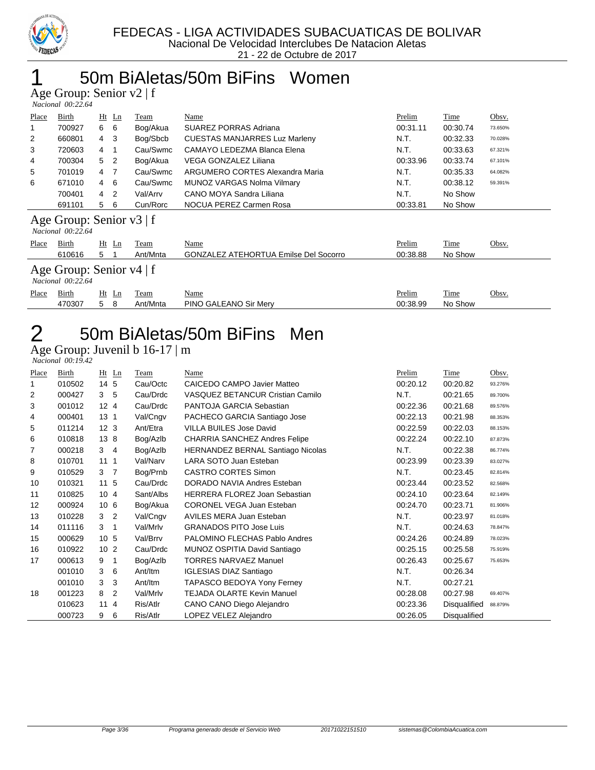FEDECAS - LIGA ACTIVIDADES SUBACUATICAS DE BOLIVAR
Nacional De Velocidad Interclubes De Natacion Aletas
21 - 22 de Octubre de 2017

# 1 50m BiAletas/50m BiFins Women

## Age Group: Senior v2 | f

*Nacional 00:22.64*

| Place | Birth | Ht | Ln | Team | Name | Prelim | Time | Obsv. |
|---|---|---|---|---|---|---|---|---|
| 1 | 700927 | 6 | 6 | Bog/Akua | SUAREZ PORRAS Adriana | 00:31.11 | 00:30.74 | 73.650% |
| 2 | 660801 | 4 | 3 | Bog/Sbcb | CUESTAS MANJARRES Luz Marleny | N.T. | 00:32.33 | 70.028% |
| 3 | 720603 | 4 | 1 | Cau/Swmc | CAMAYO LEDEZMA Blanca Elena | N.T. | 00:33.63 | 67.321% |
| 4 | 700304 | 5 | 2 | Bog/Akua | VEGA GONZALEZ Liliana | 00:33.96 | 00:33.74 | 67.101% |
| 5 | 701019 | 4 | 7 | Cau/Swmc | ARGUMERO CORTES Alexandra Maria | N.T. | 00:35.33 | 64.082% |
| 6 | 671010 | 4 | 6 | Cau/Swmc | MUNOZ VARGAS Nolma Vilmary | N.T. | 00:38.12 | 59.391% |
| | 700401 | 4 | 2 | Val/Arrv | CANO MOYA Sandra Liliana | N.T. | No Show | |
| | 691101 | 5 | 6 | Cun/Rorc | NOCUA PEREZ Carmen Rosa | 00:33.81 | No Show | |

## Age Group: Senior v3 | f

*Nacional 00:22.64*

| Place | Birth | Ht | Ln | Team | Name | Prelim | Time | Obsv. |
|---|---|---|---|---|---|---|---|---|
| | 610616 | 5 | 1 | Ant/Mnta | GONZALEZ ATEHORTUA Emilse Del Socorro | 00:38.88 | No Show | |

## Age Group: Senior v4 | f

*Nacional 00:22.64*

| Place | Birth | Ht | Ln | Team | Name | Prelim | Time | Obsv. |
|---|---|---|---|---|---|---|---|---|
| | 470307 | 5 | 8 | Ant/Mnta | PINO GALEANO Sir Mery | 00:38.99 | No Show | |

# 2 50m BiAletas/50m BiFins Men

## Age Group: Juvenil b 16-17 | m

*Nacional 00:19.42*

| Place | Birth | Ht | Ln | Team | Name | Prelim | Time | Obsv. |
|---|---|---|---|---|---|---|---|---|
| 1 | 010502 | 14 | 5 | Cau/Octc | CAICEDO CAMPO Javier Matteo | 00:20.12 | 00:20.82 | 93.276% |
| 2 | 000427 | 3 | 5 | Cau/Drdc | VASQUEZ BETANCUR Cristian Camilo | N.T. | 00:21.65 | 89.700% |
| 3 | 001012 | 12 | 4 | Cau/Drdc | PANTOJA GARCIA Sebastian | 00:22.36 | 00:21.68 | 89.576% |
| 4 | 000401 | 13 | 1 | Val/Cngv | PACHECO GARCIA Santiago Jose | 00:22.13 | 00:21.98 | 88.353% |
| 5 | 011214 | 12 | 3 | Ant/Etra | VILLA BUILES Jose David | 00:22.59 | 00:22.03 | 88.153% |
| 6 | 010818 | 13 | 8 | Bog/Azlb | CHARRIA SANCHEZ Andres Felipe | 00:22.24 | 00:22.10 | 87.873% |
| 7 | 000218 | 3 | 4 | Bog/Azlb | HERNANDEZ BERNAL Santiago Nicolas | N.T. | 00:22.38 | 86.774% |
| 8 | 010701 | 11 | 1 | Val/Narv | LARA SOTO Juan Esteban | 00:23.99 | 00:23.39 | 83.027% |
| 9 | 010529 | 3 | 7 | Bog/Prnb | CASTRO CORTES Simon | N.T. | 00:23.45 | 82.814% |
| 10 | 010321 | 11 | 5 | Cau/Drdc | DORADO NAVIA Andres Esteban | 00:23.44 | 00:23.52 | 82.568% |
| 11 | 010825 | 10 | 4 | Sant/Albs | HERRERA FLOREZ Joan Sebastian | 00:24.10 | 00:23.64 | 82.149% |
| 12 | 000924 | 10 | 6 | Bog/Akua | CORONEL VEGA Juan Esteban | 00:24.70 | 00:23.71 | 81.906% |
| 13 | 010228 | 3 | 2 | Val/Cngv | AVILES MERA Juan Esteban | N.T. | 00:23.97 | 81.018% |
| 14 | 011116 | 3 | 1 | Val/Mrlv | GRANADOS PITO Jose Luis | N.T. | 00:24.63 | 78.847% |
| 15 | 000629 | 10 | 5 | Val/Brrv | PALOMINO FLECHAS Pablo Andres | 00:24.26 | 00:24.89 | 78.023% |
| 16 | 010922 | 10 | 2 | Cau/Drdc | MUNOZ OSPITIA David Santiago | 00:25.15 | 00:25.58 | 75.919% |
| 17 | 000613 | 9 | 1 | Bog/Azlb | TORRES NARVAEZ Manuel | 00:26.43 | 00:25.67 | 75.653% |
| | 001010 | 3 | 6 | Ant/Itm | IGLESIAS DIAZ Santiago | N.T. | 00:26.34 | |
| | 001010 | 3 | 3 | Ant/Itm | TAPASCO BEDOYA Yony Ferney | N.T. | 00:27.21 | |
| 18 | 001223 | 8 | 2 | Val/Mrlv | TEJADA OLARTE Kevin Manuel | 00:28.08 | 00:27.98 | 69.407% |
| | 010623 | 11 | 4 | Ris/Atlr | CANO CANO Diego Alejandro | 00:23.36 | Disqualified | 88.879% |
| | 000723 | 9 | 6 | Ris/Atlr | LOPEZ VELEZ Alejandro | 00:26.05 | Disqualified | |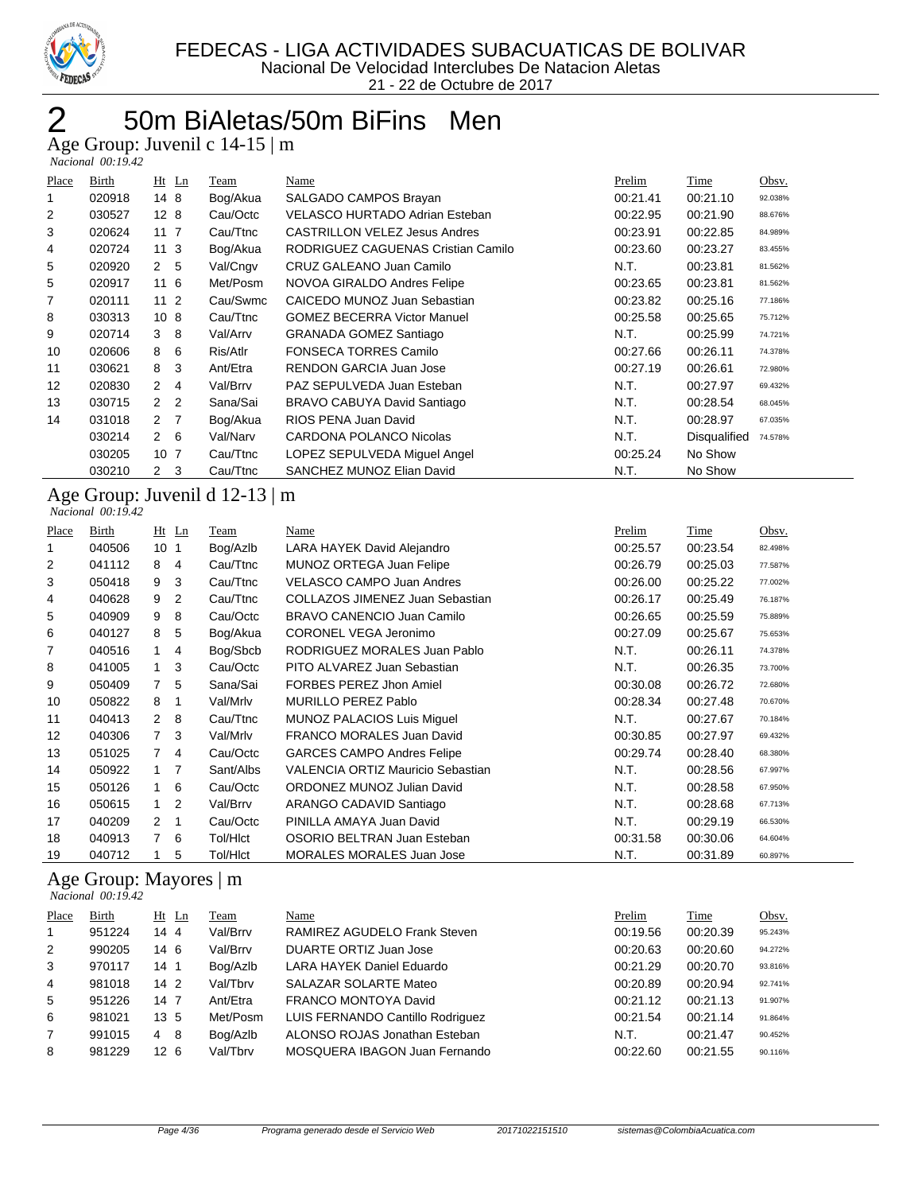FEDECAS - LIGA ACTIVIDADES SUBACUATICAS DE BOLIVAR
Nacional De Velocidad Interclubes De Natacion Aletas
21 - 22 de Octubre de 2017

# 2 50m BiAletas/50m BiFins Men

## Age Group: Juvenil c 14-15 | m

*Nacional 00:19.42*

| Place | Birth | Ht | Ln | Team | Name | Prelim | Time | Obsv. |
|---|---|---|---|---|---|---|---|---|
| 1 | 020918 | 14 | 8 | Bog/Akua | SALGADO CAMPOS Brayan | 00:21.41 | 00:21.10 | 92.038% |
| 2 | 030527 | 12 | 8 | Cau/Octc | VELASCO HURTADO Adrian Esteban | 00:22.95 | 00:21.90 | 88.676% |
| 3 | 020624 | 11 | 7 | Cau/Ttnc | CASTRILLON VELEZ Jesus Andres | 00:23.91 | 00:22.85 | 84.989% |
| 4 | 020724 | 11 | 3 | Bog/Akua | RODRIGUEZ CAGUENAS Cristian Camilo | 00:23.60 | 00:23.27 | 83.455% |
| 5 | 020920 | 2 | 5 | Val/Cngv | CRUZ GALEANO Juan Camilo | N.T. | 00:23.81 | 81.562% |
| 5 | 020917 | 11 | 6 | Met/Posm | NOVOA GIRALDO Andres Felipe | 00:23.65 | 00:23.81 | 81.562% |
| 7 | 020111 | 11 | 2 | Cau/Swmc | CAICEDO MUNOZ Juan Sebastian | 00:23.82 | 00:25.16 | 77.186% |
| 8 | 030313 | 10 | 8 | Cau/Ttnc | GOMEZ BECERRA Victor Manuel | 00:25.58 | 00:25.65 | 75.712% |
| 9 | 020714 | 3 | 8 | Val/Arrv | GRANADA GOMEZ Santiago | N.T. | 00:25.99 | 74.721% |
| 10 | 020606 | 8 | 6 | Ris/Atlr | FONSECA TORRES Camilo | 00:27.66 | 00:26.11 | 74.378% |
| 11 | 030621 | 8 | 3 | Ant/Etra | RENDON GARCIA Juan Jose | 00:27.19 | 00:26.61 | 72.980% |
| 12 | 020830 | 2 | 4 | Val/Brrv | PAZ SEPULVEDA Juan Esteban | N.T. | 00:27.97 | 69.432% |
| 13 | 030715 | 2 | 2 | Sana/Sai | BRAVO CABUYA David Santiago | N.T. | 00:28.54 | 68.045% |
| 14 | 031018 | 2 | 7 | Bog/Akua | RIOS PENA Juan David | N.T. | 00:28.97 | 67.035% |
| | 030214 | 2 | 6 | Val/Narv | CARDONA POLANCO Nicolas | N.T. | Disqualified | 74.578% |
| | 030205 | 10 | 7 | Cau/Ttnc | LOPEZ SEPULVEDA Miguel Angel | 00:25.24 | No Show | |
| | 030210 | 2 | 3 | Cau/Ttnc | SANCHEZ MUNOZ Elian David | N.T. | No Show | |

## Age Group: Juvenil d 12-13 | m

*Nacional 00:19.42*

| Place | Birth | Ht | Ln | Team | Name | Prelim | Time | Obsv. |
|---|---|---|---|---|---|---|---|---|
| 1 | 040506 | 10 | 1 | Bog/Azlb | LARA HAYEK David Alejandro | 00:25.57 | 00:23.54 | 82.498% |
| 2 | 041112 | 8 | 4 | Cau/Ttnc | MUNOZ ORTEGA Juan Felipe | 00:26.79 | 00:25.03 | 77.587% |
| 3 | 050418 | 9 | 3 | Cau/Ttnc | VELASCO CAMPO Juan Andres | 00:26.00 | 00:25.22 | 77.002% |
| 4 | 040628 | 9 | 2 | Cau/Ttnc | COLLAZOS JIMENEZ Juan Sebastian | 00:26.17 | 00:25.49 | 76.187% |
| 5 | 040909 | 9 | 8 | Cau/Octc | BRAVO CANENCIO Juan Camilo | 00:26.65 | 00:25.59 | 75.889% |
| 6 | 040127 | 8 | 5 | Bog/Akua | CORONEL VEGA Jeronimo | 00:27.09 | 00:25.67 | 75.653% |
| 7 | 040516 | 1 | 4 | Bog/Sbcb | RODRIGUEZ MORALES Juan Pablo | N.T. | 00:26.11 | 74.378% |
| 8 | 041005 | 1 | 3 | Cau/Octc | PITO ALVAREZ Juan Sebastian | N.T. | 00:26.35 | 73.700% |
| 9 | 050409 | 7 | 5 | Sana/Sai | FORBES PEREZ Jhon Amiel | 00:30.08 | 00:26.72 | 72.680% |
| 10 | 050822 | 8 | 1 | Val/Mrlv | MURILLO PEREZ Pablo | 00:28.34 | 00:27.48 | 70.670% |
| 11 | 040413 | 2 | 8 | Cau/Ttnc | MUNOZ PALACIOS Luis Miguel | N.T. | 00:27.67 | 70.184% |
| 12 | 040306 | 7 | 3 | Val/Mrlv | FRANCO MORALES Juan David | 00:30.85 | 00:27.97 | 69.432% |
| 13 | 051025 | 7 | 4 | Cau/Octc | GARCES CAMPO Andres Felipe | 00:29.74 | 00:28.40 | 68.380% |
| 14 | 050922 | 1 | 7 | Sant/Albs | VALENCIA ORTIZ Mauricio Sebastian | N.T. | 00:28.56 | 67.997% |
| 15 | 050126 | 1 | 6 | Cau/Octc | ORDONEZ MUNOZ Julian David | N.T. | 00:28.58 | 67.950% |
| 16 | 050615 | 1 | 2 | Val/Brrv | ARANGO CADAVID Santiago | N.T. | 00:28.68 | 67.713% |
| 17 | 040209 | 2 | 1 | Cau/Octc | PINILLA AMAYA Juan David | N.T. | 00:29.19 | 66.530% |
| 18 | 040913 | 7 | 6 | Tol/Hlct | OSORIO BELTRAN Juan Esteban | 00:31.58 | 00:30.06 | 64.604% |
| 19 | 040712 | 1 | 5 | Tol/Hlct | MORALES MORALES Juan Jose | N.T. | 00:31.89 | 60.897% |

## Age Group: Mayores | m

*Nacional 00:19.42*

| Place | Birth | Ht | Ln | Team | Name | Prelim | Time | Obsv. |
|---|---|---|---|---|---|---|---|---|
| 1 | 951224 | 14 | 4 | Val/Brrv | RAMIREZ AGUDELO Frank Steven | 00:19.56 | 00:20.39 | 95.243% |
| 2 | 990205 | 14 | 6 | Val/Brrv | DUARTE ORTIZ Juan Jose | 00:20.63 | 00:20.60 | 94.272% |
| 3 | 970117 | 14 | 1 | Bog/Azlb | LARA HAYEK Daniel Eduardo | 00:21.29 | 00:20.70 | 93.816% |
| 4 | 981018 | 14 | 2 | Val/Tbrv | SALAZAR SOLARTE Mateo | 00:20.89 | 00:20.94 | 92.741% |
| 5 | 951226 | 14 | 7 | Ant/Etra | FRANCO MONTOYA David | 00:21.12 | 00:21.13 | 91.907% |
| 6 | 981021 | 13 | 5 | Met/Posm | LUIS FERNANDO Cantillo Rodriguez | 00:21.54 | 00:21.14 | 91.864% |
| 7 | 991015 | 4 | 8 | Bog/Azlb | ALONSO ROJAS Jonathan Esteban | N.T. | 00:21.47 | 90.452% |
| 8 | 981229 | 12 | 6 | Val/Tbrv | MOSQUERA IBAGON Juan Fernando | 00:22.60 | 00:21.55 | 90.116% |

Programa generado desde el Servicio Web 20171022151510 sistemas@ColombiaAcuatica.com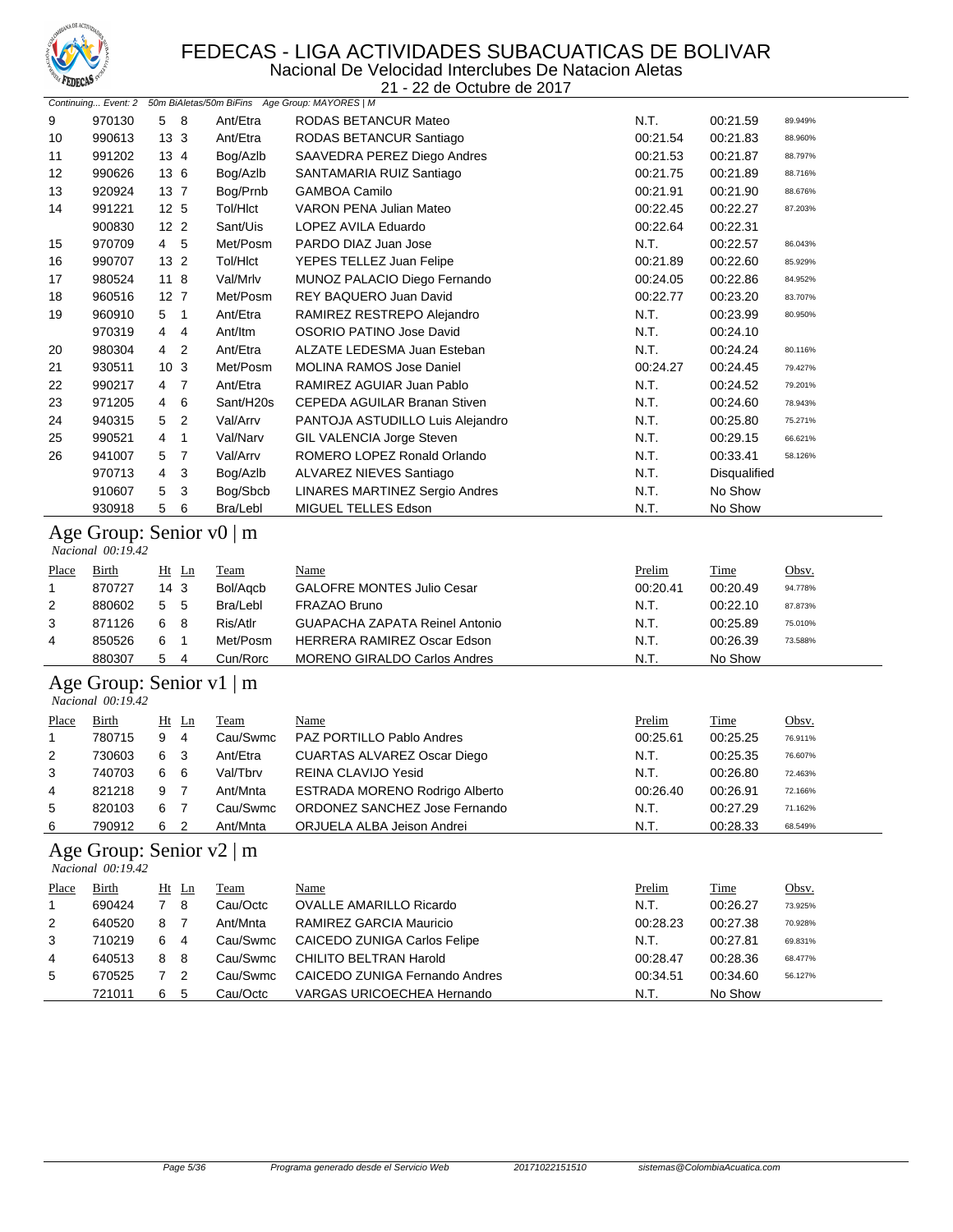# FEDECAS - LIGA ACTIVIDADES SUBACUATICAS DE BOLIVAR

Nacional De Velocidad Interclubes De Natacion Aletas

21 - 22 de Octubre de 2017

*Continuing... Event: 2 50m BiAletas/50m BiFins Age Group: MAYORES | M*

| | | | | | | | | |
|---|---|---|---|---|---|---|---|---|
| 9 | 970130 | 5 | 8 | Ant/Etra | RODAS BETANCUR Mateo | N.T. | 00:21.59 | 89.949% |
| 10 | 990613 | 13 | 3 | Ant/Etra | RODAS BETANCUR Santiago | 00:21.54 | 00:21.83 | 88.960% |
| 11 | 991202 | 13 | 4 | Bog/Azlb | SAAVEDRA PEREZ Diego Andres | 00:21.53 | 00:21.87 | 88.797% |
| 12 | 990626 | 13 | 6 | Bog/Azlb | SANTAMARIA RUIZ Santiago | 00:21.75 | 00:21.89 | 88.716% |
| 13 | 920924 | 13 | 7 | Bog/Prnb | GAMBOA Camilo | 00:21.91 | 00:21.90 | 88.676% |
| 14 | 991221 | 12 | 5 | Tol/Hlct | VARON PENA Julian Mateo | 00:22.45 | 00:22.27 | 87.203% |
| | 900830 | 12 | 2 | Sant/Uis | LOPEZ AVILA Eduardo | 00:22.64 | 00:22.31 | |
| 15 | 970709 | 4 | 5 | Met/Posm | PARDO DIAZ Juan Jose | N.T. | 00:22.57 | 86.043% |
| 16 | 990707 | 13 | 2 | Tol/Hlct | YEPES TELLEZ Juan Felipe | 00:21.89 | 00:22.60 | 85.929% |
| 17 | 980524 | 11 | 8 | Val/Mrlv | MUNOZ PALACIO Diego Fernando | 00:24.05 | 00:22.86 | 84.952% |
| 18 | 960516 | 12 | 7 | Met/Posm | REY BAQUERO Juan David | 00:22.77 | 00:23.20 | 83.707% |
| 19 | 960910 | 5 | 1 | Ant/Etra | RAMIREZ RESTREPO Alejandro | N.T. | 00:23.99 | 80.950% |
| | 970319 | 4 | 4 | Ant/Itm | OSORIO PATINO Jose David | N.T. | 00:24.10 | |
| 20 | 980304 | 4 | 2 | Ant/Etra | ALZATE LEDESMA Juan Esteban | N.T. | 00:24.24 | 80.116% |
| 21 | 930511 | 10 | 3 | Met/Posm | MOLINA RAMOS Jose Daniel | 00:24.27 | 00:24.45 | 79.427% |
| 22 | 990217 | 4 | 7 | Ant/Etra | RAMIREZ AGUIAR Juan Pablo | N.T. | 00:24.52 | 79.201% |
| 23 | 971205 | 4 | 6 | Sant/H20s | CEPEDA AGUILAR Branan Stiven | N.T. | 00:24.60 | 78.943% |
| 24 | 940315 | 5 | 2 | Val/Arrv | PANTOJA ASTUDILLO Luis Alejandro | N.T. | 00:25.80 | 75.271% |
| 25 | 990521 | 4 | 1 | Val/Narv | GIL VALENCIA Jorge Steven | N.T. | 00:29.15 | 66.621% |
| 26 | 941007 | 5 | 7 | Val/Arrv | ROMERO LOPEZ Ronald Orlando | N.T. | 00:33.41 | 58.126% |
| | 970713 | 4 | 3 | Bog/Azlb | ALVAREZ NIEVES Santiago | N.T. | Disqualified | |
| | 910607 | 5 | 3 | Bog/Sbcb | LINARES MARTINEZ Sergio Andres | N.T. | No Show | |
| | 930918 | 5 | 6 | Bra/Lebl | MIGUEL TELLES Edson | N.T. | No Show | |

## Age Group: Senior v0 | m

*Nacional 00:19.42*

| Place | Birth | Ht | Ln | Team | Name | Prelim | Time | Obsv. |
|---|---|---|---|---|---|---|---|---|
| 1 | 870727 | 14 | 3 | Bol/Aqcb | GALOFRE MONTES Julio Cesar | 00:20.41 | 00:20.49 | 94.778% |
| 2 | 880602 | 5 | 5 | Bra/Lebl | FRAZAO Bruno | N.T. | 00:22.10 | 87.873% |
| 3 | 871126 | 6 | 8 | Ris/Atlr | GUAPACHA ZAPATA Reinel Antonio | N.T. | 00:25.89 | 75.010% |
| 4 | 850526 | 6 | 1 | Met/Posm | HERRERA RAMIREZ Oscar Edson | N.T. | 00:26.39 | 73.588% |
| | 880307 | 5 | 4 | Cun/Rorc | MORENO GIRALDO Carlos Andres | N.T. | No Show | |

## Age Group: Senior v1 | m

*Nacional 00:19.42*

| Place | Birth | Ht | Ln | Team | Name | Prelim | Time | Obsv. |
|---|---|---|---|---|---|---|---|---|
| 1 | 780715 | 9 | 4 | Cau/Swmc | PAZ PORTILLO Pablo Andres | 00:25.61 | 00:25.25 | 76.911% |
| 2 | 730603 | 6 | 3 | Ant/Etra | CUARTAS ALVAREZ Oscar Diego | N.T. | 00:25.35 | 76.607% |
| 3 | 740703 | 6 | 6 | Val/Tbrv | REINA CLAVIJO Yesid | N.T. | 00:26.80 | 72.463% |
| 4 | 821218 | 9 | 7 | Ant/Mnta | ESTRADA MORENO Rodrigo Alberto | 00:26.40 | 00:26.91 | 72.166% |
| 5 | 820103 | 6 | 7 | Cau/Swmc | ORDONEZ SANCHEZ Jose Fernando | N.T. | 00:27.29 | 71.162% |
| 6 | 790912 | 6 | 2 | Ant/Mnta | ORJUELA ALBA Jeison Andrei | N.T. | 00:28.33 | 68.549% |

## Age Group: Senior v2 | m

*Nacional 00:19.42*

| Place | Birth | Ht | Ln | Team | Name | Prelim | Time | Obsv. |
|---|---|---|---|---|---|---|---|---|
| 1 | 690424 | 7 | 8 | Cau/Octc | OVALLE AMARILLO Ricardo | N.T. | 00:26.27 | 73.925% |
| 2 | 640520 | 8 | 7 | Ant/Mnta | RAMIREZ GARCIA Mauricio | 00:28.23 | 00:27.38 | 70.928% |
| 3 | 710219 | 6 | 4 | Cau/Swmc | CAICEDO ZUNIGA Carlos Felipe | N.T. | 00:27.81 | 69.831% |
| 4 | 640513 | 8 | 8 | Cau/Swmc | CHILITO BELTRAN Harold | 00:28.47 | 00:28.36 | 68.477% |
| 5 | 670525 | 7 | 2 | Cau/Swmc | CAICEDO ZUNIGA Fernando Andres | 00:34.51 | 00:34.60 | 56.127% |
| | 721011 | 6 | 5 | Cau/Octc | VARGAS URICOECHEA Hernando | N.T. | No Show | |

Programa generado desde el Servicio Web 20171022151510 sistemas@ColombiaAcuatica.com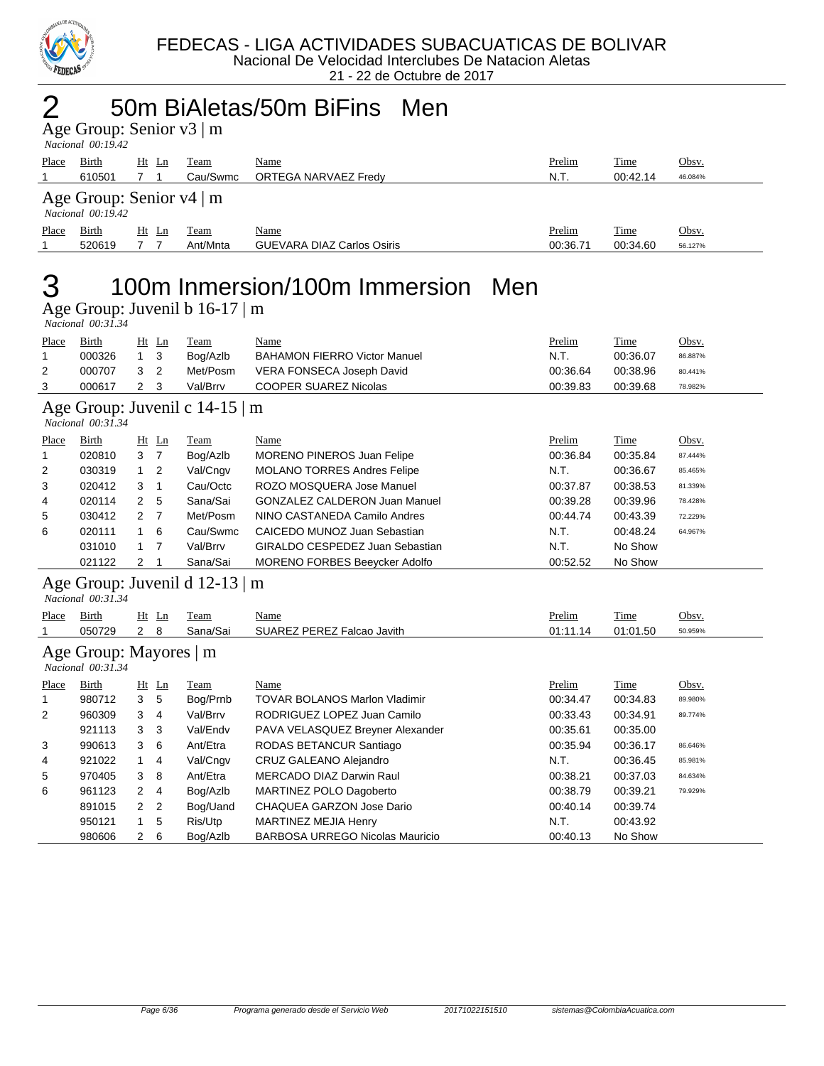FEDECAS - LIGA ACTIVIDADES SUBACUATICAS DE BOLIVAR
Nacional De Velocidad Interclubes De Natacion Aletas
21 - 22 de Octubre de 2017

# 2 50m BiAletas/50m BiFins Men

### Age Group: Senior v3 | m

*Nacional 00:19.42*

| Place | Birth | Ht | Ln | Team | Name | Prelim | Time | Obsv. |
|---|---|---|---|---|---|---|---|---|
| 1 | 610501 | 7 | 1 | Cau/Swmc | ORTEGA NARVAEZ Fredy | N.T. | 00:42.14 | 46.084% |

### Age Group: Senior v4 | m

*Nacional 00:19.42*

| Place | Birth | Ht | Ln | Team | Name | Prelim | Time | Obsv. |
|---|---|---|---|---|---|---|---|---|
| 1 | 520619 | 7 | 7 | Ant/Mnta | GUEVARA DIAZ Carlos Osiris | 00:36.71 | 00:34.60 | 56.127% |

# 3 100m Inmersion/100m Immersion Men

### Age Group: Juvenil b 16-17 | m

*Nacional 00:31.34*

| Place | Birth | Ht | Ln | Team | Name | Prelim | Time | Obsv. |
|---|---|---|---|---|---|---|---|---|
| 1 | 000326 | 1 | 3 | Bog/Azlb | BAHAMON FIERRO Victor Manuel | N.T. | 00:36.07 | 86.887% |
| 2 | 000707 | 3 | 2 | Met/Posm | VERA FONSECA Joseph David | 00:36.64 | 00:38.96 | 80.441% |
| 3 | 000617 | 2 | 3 | Val/Brrv | COOPER SUAREZ Nicolas | 00:39.83 | 00:39.68 | 78.982% |

### Age Group: Juvenil c 14-15 | m

*Nacional 00:31.34*

| Place | Birth | Ht | Ln | Team | Name | Prelim | Time | Obsv. |
|---|---|---|---|---|---|---|---|---|
| 1 | 020810 | 3 | 7 | Bog/Azlb | MORENO PINEROS Juan Felipe | 00:36.84 | 00:35.84 | 87.444% |
| 2 | 030319 | 1 | 2 | Val/Cngv | MOLANO TORRES Andres Felipe | N.T. | 00:36.67 | 85.465% |
| 3 | 020412 | 3 | 1 | Cau/Octc | ROZO MOSQUERA Jose Manuel | 00:37.87 | 00:38.53 | 81.339% |
| 4 | 020114 | 2 | 5 | Sana/Sai | GONZALEZ CALDERON Juan Manuel | 00:39.28 | 00:39.96 | 78.428% |
| 5 | 030412 | 2 | 7 | Met/Posm | NINO CASTANEDA Camilo Andres | 00:44.74 | 00:43.39 | 72.229% |
| 6 | 020111 | 1 | 6 | Cau/Swmc | CAICEDO MUNOZ Juan Sebastian | N.T. | 00:48.24 | 64.967% |
|  | 031010 | 1 | 7 | Val/Brrv | GIRALDO CESPEDEZ Juan Sebastian | N.T. | No Show |  |
|  | 021122 | 2 | 1 | Sana/Sai | MORENO FORBES Beeycker Adolfo | 00:52.52 | No Show |  |

### Age Group: Juvenil d 12-13 | m

*Nacional 00:31.34*

| Place | Birth | Ht | Ln | Team | Name | Prelim | Time | Obsv. |
|---|---|---|---|---|---|---|---|---|
| 1 | 050729 | 2 | 8 | Sana/Sai | SUAREZ PEREZ Falcao Javith | 01:11.14 | 01:01.50 | 50.959% |

### Age Group: Mayores | m

*Nacional 00:31.34*

| Place | Birth | Ht | Ln | Team | Name | Prelim | Time | Obsv. |
|---|---|---|---|---|---|---|---|---|
| 1 | 980712 | 3 | 5 | Bog/Prnb | TOVAR BOLANOS Marlon Vladimir | 00:34.47 | 00:34.83 | 89.980% |
| 2 | 960309 | 3 | 4 | Val/Brrv | RODRIGUEZ LOPEZ Juan Camilo | 00:33.43 | 00:34.91 | 89.774% |
|  | 921113 | 3 | 3 | Val/Endv | PAVA VELASQUEZ Breyner Alexander | 00:35.61 | 00:35.00 |  |
| 3 | 990613 | 3 | 6 | Ant/Etra | RODAS BETANCUR Santiago | 00:35.94 | 00:36.17 | 86.646% |
| 4 | 921022 | 1 | 4 | Val/Cngv | CRUZ GALEANO Alejandro | N.T. | 00:36.45 | 85.981% |
| 5 | 970405 | 3 | 8 | Ant/Etra | MERCADO DIAZ Darwin Raul | 00:38.21 | 00:37.03 | 84.634% |
| 6 | 961123 | 2 | 4 | Bog/Azlb | MARTINEZ POLO Dagoberto | 00:38.79 | 00:39.21 | 79.929% |
|  | 891015 | 2 | 2 | Bog/Uand | CHAQUEA GARZON Jose Dario | 00:40.14 | 00:39.74 |  |
|  | 950121 | 1 | 5 | Ris/Utp | MARTINEZ MEJIA Henry | N.T. | 00:43.92 |  |
|  | 980606 | 2 | 6 | Bog/Azlb | BARBOSA URREGO Nicolas Mauricio | 00:40.13 | No Show |  |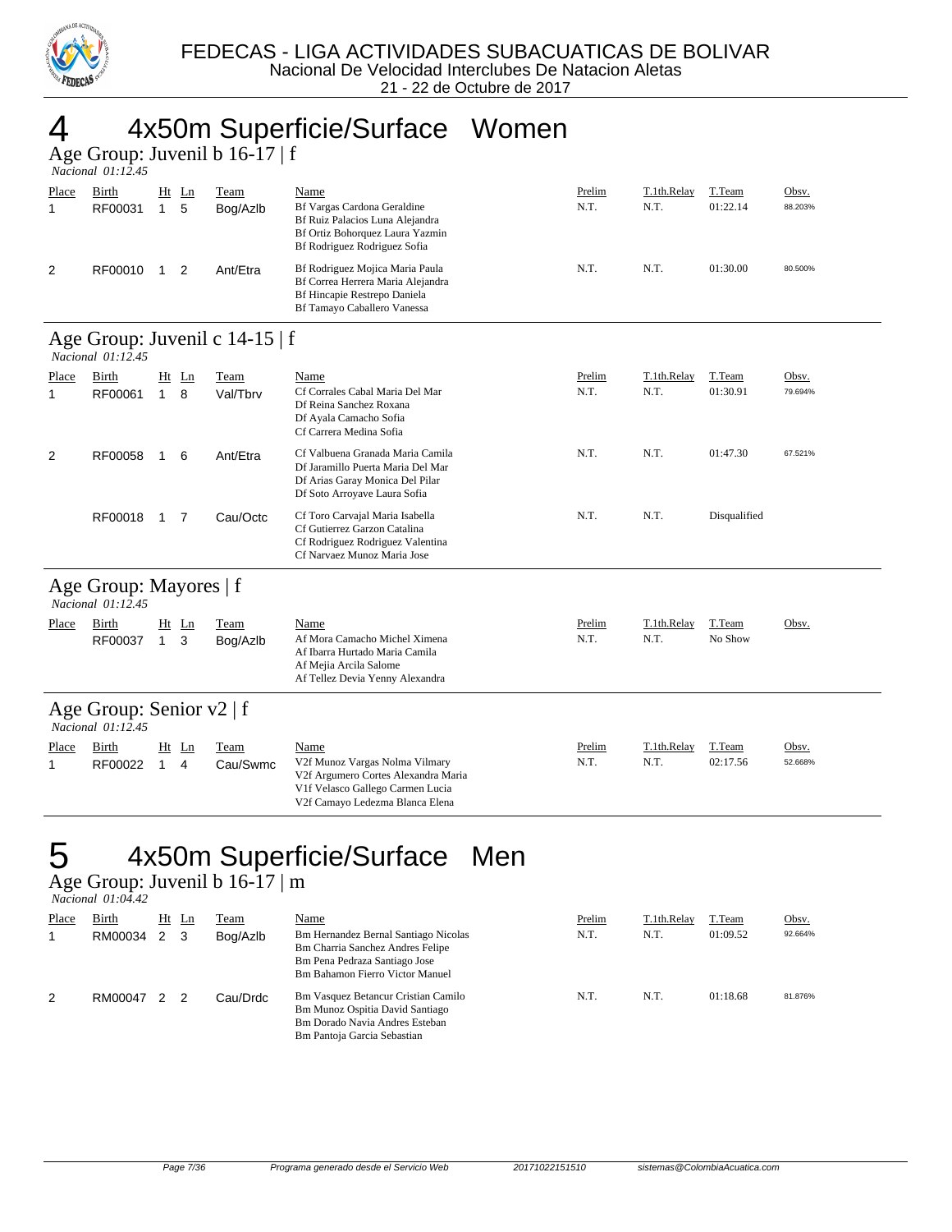# 4 4x50m Superficie/Surface Women

## Age Group: Juvenil b 16-17 | f

*Nacional 01:12.45*

| Place | Birth | Ht | Ln | Team | Name | Prelim | T.1th.Relay | T.Team | Obsv. |
|---|---|---|---|---|---|---|---|---|---|
| 1 | RF00031 | 1 | 5 | Bog/Azlb | Bf Vargas Cardona Geraldine<br>Bf Ruiz Palacios Luna Alejandra<br>Bf Ortiz Bohorquez Laura Yazmin<br>Bf Rodriguez Rodriguez Sofia | N.T. | N.T. | 01:22.14 | 88.203% |
| 2 | RF00010 | 1 | 2 | Ant/Etra | Bf Rodriguez Mojica Maria Paula<br>Bf Correa Herrera Maria Alejandra<br>Bf Hincapie Restrepo Daniela<br>Bf Tamayo Caballero Vanessa | N.T. | N.T. | 01:30.00 | 80.500% |

## Age Group: Juvenil c 14-15 | f

*Nacional 01:12.45*

| Place | Birth | Ht | Ln | Team | Name | Prelim | T.1th.Relay | T.Team | Obsv. |
|---|---|---|---|---|---|---|---|---|---|
| 1 | RF00061 | 1 | 8 | Val/Tbrv | Cf Corrales Cabal Maria Del Mar<br>Df Reina Sanchez Roxana<br>Df Ayala Camacho Sofia<br>Cf Carrera Medina Sofia | N.T. | N.T. | 01:30.91 | 79.694% |
| 2 | RF00058 | 1 | 6 | Ant/Etra | Cf Valbuena Granada Maria Camila<br>Df Jaramillo Puerta Maria Del Mar<br>Df Arias Garay Monica Del Pilar<br>Df Soto Arroyave Laura Sofia | N.T. | N.T. | 01:47.30 | 67.521% |
| | RF00018 | 1 | 7 | Cau/Octc | Cf Toro Carvajal Maria Isabella<br>Cf Gutierrez Garzon Catalina<br>Cf Rodriguez Rodriguez Valentina<br>Cf Narvaez Munoz Maria Jose | N.T. | N.T. | Disqualified | |

## Age Group: Mayores | f

*Nacional 01:12.45*

| Place | Birth | Ht | Ln | Team | Name | Prelim | T.1th.Relay | T.Team | Obsv. |
|---|---|---|---|---|---|---|---|---|---|
| | RF00037 | 1 | 3 | Bog/Azlb | Af Mora Camacho Michel Ximena<br>Af Ibarra Hurtado Maria Camila<br>Af Mejia Arcila Salome<br>Af Tellez Devia Yenny Alexandra | N.T. | N.T. | No Show | |

## Age Group: Senior v2 | f

*Nacional 01:12.45*

| Place | Birth | Ht | Ln | Team | Name | Prelim | T.1th.Relay | T.Team | Obsv. |
|---|---|---|---|---|---|---|---|---|---|
| 1 | RF00022 | 1 | 4 | Cau/Swmc | V2f Munoz Vargas Nolma Vilmary<br>V2f Argumero Cortes Alexandra Maria<br>V1f Velasco Gallego Carmen Lucia<br>V2f Camayo Ledezma Blanca Elena | N.T. | N.T. | 02:17.56 | 52.668% |

# 5 4x50m Superficie/Surface Men

## Age Group: Juvenil b 16-17 | m

*Nacional 01:04.42*

| Place | Birth | Ht | Ln | Team | Name | Prelim | T.1th.Relay | T.Team | Obsv. |
|---|---|---|---|---|---|---|---|---|---|
| 1 | RM00034 | 2 | 3 | Bog/Azlb | Bm Hernandez Bernal Santiago Nicolas<br>Bm Charria Sanchez Andres Felipe<br>Bm Pena Pedraza Santiago Jose<br>Bm Bahamon Fierro Victor Manuel | N.T. | N.T. | 01:09.52 | 92.664% |
| 2 | RM00047 | 2 | 2 | Cau/Drdc | Bm Vasquez Betancur Cristian Camilo<br>Bm Munoz Ospitia David Santiago<br>Bm Dorado Navia Andres Esteban<br>Bm Pantoja Garcia Sebastian | N.T. | N.T. | 01:18.68 | 81.876% |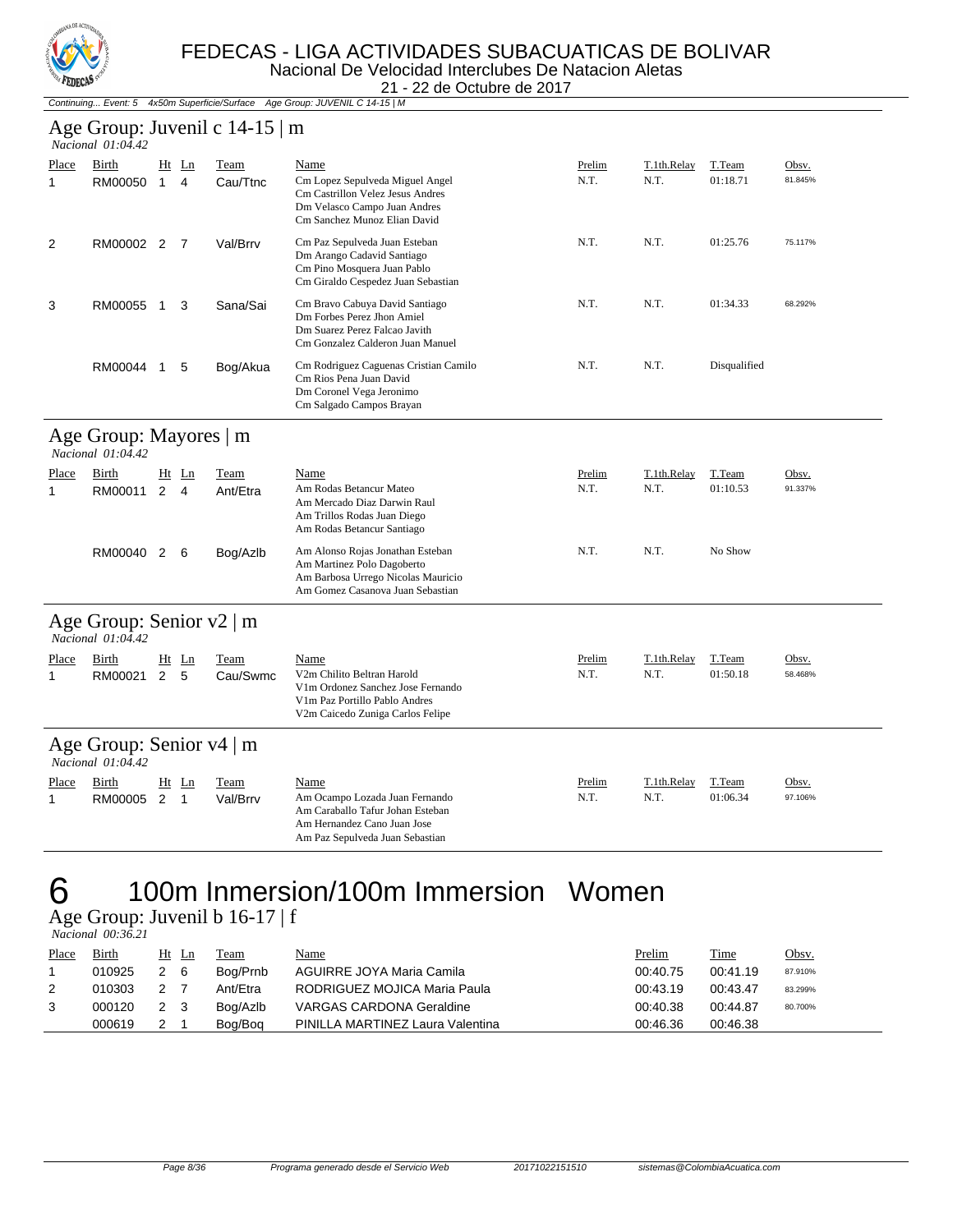Continuing... Event: 5 4x50m Superficie/Surface Age Group: JUVENIL C 14-15 | M

## Age Group: Juvenil c 14-15 | m

*Nacional 01:04.42*

| Place | Birth | Ht | Ln | Team | Name | Prelim | T.1th.Relay | T.Team | Obsv. |
|---|---|---|---|---|---|---|---|---|---|
| 1 | RM00050 | 1 | 4 | Cau/Ttnc | Cm Lopez Sepulveda Miguel Angel<br>Cm Castrillon Velez Jesus Andres<br>Dm Velasco Campo Juan Andres<br>Cm Sanchez Munoz Elian David | N.T. | N.T. | 01:18.71 | 81.845% |
| 2 | RM00002 | 2 | 7 | Val/Brrv | Cm Paz Sepulveda Juan Esteban<br>Dm Arango Cadavid Santiago<br>Cm Pino Mosquera Juan Pablo<br>Cm Giraldo Cespedez Juan Sebastian | N.T. | N.T. | 01:25.76 | 75.117% |
| 3 | RM00055 | 1 | 3 | Sana/Sai | Cm Bravo Cabuya David Santiago<br>Dm Forbes Perez Jhon Amiel<br>Dm Suarez Perez Falcao Javith<br>Cm Gonzalez Calderon Juan Manuel | N.T. | N.T. | 01:34.33 | 68.292% |
| | RM00044 | 1 | 5 | Bog/Akua | Cm Rodriguez Caguenas Cristian Camilo<br>Cm Rios Pena Juan David<br>Dm Coronel Vega Jeronimo<br>Cm Salgado Campos Brayan | N.T. | N.T. | Disqualified | |

## Age Group: Mayores | m

*Nacional 01:04.42*

| Place | Birth | Ht | Ln | Team | Name | Prelim | T.1th.Relay | T.Team | Obsv. |
|---|---|---|---|---|---|---|---|---|---|
| 1 | RM00011 | 2 | 4 | Ant/Etra | Am Rodas Betancur Mateo<br>Am Mercado Diaz Darwin Raul<br>Am Trillos Rodas Juan Diego<br>Am Rodas Betancur Santiago | N.T. | N.T. | 01:10.53 | 91.337% |
| | RM00040 | 2 | 6 | Bog/Azlb | Am Alonso Rojas Jonathan Esteban<br>Am Martinez Polo Dagoberto<br>Am Barbosa Urrego Nicolas Mauricio<br>Am Gomez Casanova Juan Sebastian | N.T. | N.T. | No Show | |

## Age Group: Senior v2 | m

*Nacional 01:04.42*

| Place | Birth | Ht | Ln | Team | Name | Prelim | T.1th.Relay | T.Team | Obsv. |
|---|---|---|---|---|---|---|---|---|---|
| 1 | RM00021 | 2 | 5 | Cau/Swmc | V2m Chilito Beltran Harold<br>V1m Ordonez Sanchez Jose Fernando<br>V1m Paz Portillo Pablo Andres<br>V2m Caicedo Zuniga Carlos Felipe | N.T. | N.T. | 01:50.18 | 58.468% |

## Age Group: Senior v4 | m

*Nacional 01:04.42*

| Place | Birth | Ht | Ln | Team | Name | Prelim | T.1th.Relay | T.Team | Obsv. |
|---|---|---|---|---|---|---|---|---|---|
| 1 | RM00005 | 2 | 1 | Val/Brrv | Am Ocampo Lozada Juan Fernando<br>Am Caraballo Tafur Johan Esteban<br>Am Hernandez Cano Juan Jose<br>Am Paz Sepulveda Juan Sebastian | N.T. | N.T. | 01:06.34 | 97.106% |

# 6 100m Inmersion/100m Immersion Women

## Age Group: Juvenil b 16-17 | f

*Nacional 00:36.21*

| Place | Birth | Ht | Ln | Team | Name | Prelim | Time | Obsv. |
|---|---|---|---|---|---|---|---|---|
| 1 | 010925 | 2 | 6 | Bog/Prnb | AGUIRRE JOYA Maria Camila | 00:40.75 | 00:41.19 | 87.910% |
| 2 | 010303 | 2 | 7 | Ant/Etra | RODRIGUEZ MOJICA Maria Paula | 00:43.19 | 00:43.47 | 83.299% |
| 3 | 000120 | 2 | 3 | Bog/Azlb | VARGAS CARDONA Geraldine | 00:40.38 | 00:44.87 | 80.700% |
| | 000619 | 2 | 1 | Bog/Boq | PINILLA MARTINEZ Laura Valentina | 00:46.36 | 00:46.38 | |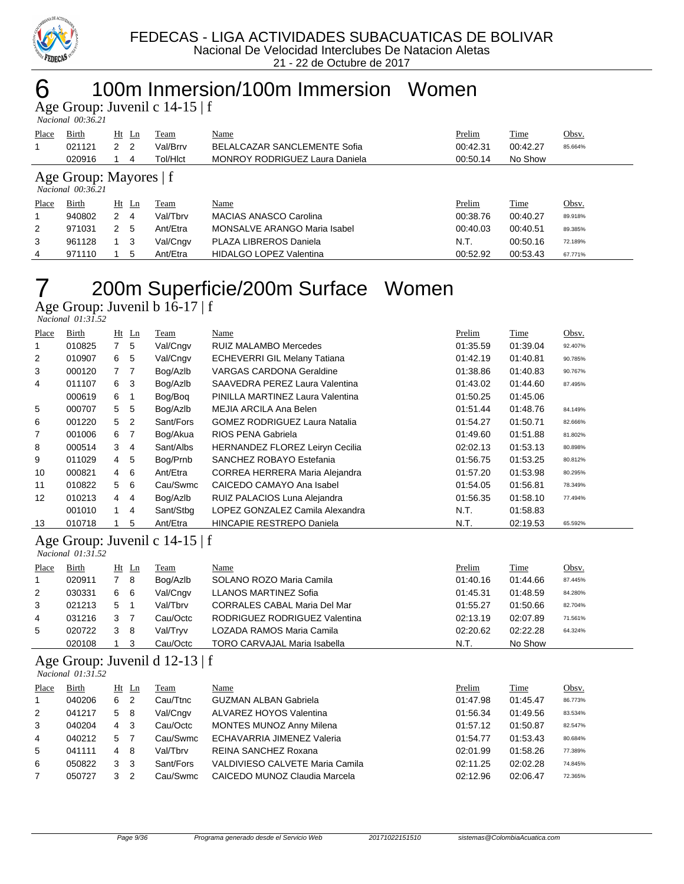FEDECAS - LIGA ACTIVIDADES SUBACUATICAS DE BOLIVAR
Nacional De Velocidad Interclubes De Natacion Aletas
21 - 22 de Octubre de 2017

# 6 100m Inmersion/100m Immersion Women

## Age Group: Juvenil c 14-15 | f

*Nacional 00:36.21*

| Place | Birth | Ht | Ln | Team | Name | Prelim | Time | Obsv. |
|---|---|---|---|---|---|---|---|---|
| 1 | 021121 | 2 | 2 | Val/Brrv | BELALCAZAR SANCLEMENTE Sofia | 00:42.31 | 00:42.27 | 85.664% |
| | 020916 | 1 | 4 | Tol/Hlct | MONROY RODRIGUEZ Laura Daniela | 00:50.14 | No Show | |

## Age Group: Mayores | f

*Nacional 00:36.21*

| Place | Birth | Ht | Ln | Team | Name | Prelim | Time | Obsv. |
|---|---|---|---|---|---|---|---|---|
| 1 | 940802 | 2 | 4 | Val/Tbrv | MACIAS ANASCO Carolina | 00:38.76 | 00:40.27 | 89.918% |
| 2 | 971031 | 2 | 5 | Ant/Etra | MONSALVE ARANGO Maria Isabel | 00:40.03 | 00:40.51 | 89.385% |
| 3 | 961128 | 1 | 3 | Val/Cngv | PLAZA LIBREROS Daniela | N.T. | 00:50.16 | 72.189% |
| 4 | 971110 | 1 | 5 | Ant/Etra | HIDALGO LOPEZ Valentina | 00:52.92 | 00:53.43 | 67.771% |

# 7 200m Superficie/200m Surface Women

## Age Group: Juvenil b 16-17 | f

*Nacional 01:31.52*

| Place | Birth | Ht | Ln | Team | Name | Prelim | Time | Obsv. |
|---|---|---|---|---|---|---|---|---|
| 1 | 010825 | 7 | 5 | Val/Cngv | RUIZ MALAMBO Mercedes | 01:35.59 | 01:39.04 | 92.407% |
| 2 | 010907 | 6 | 5 | Val/Cngv | ECHEVERRI GIL Melany Tatiana | 01:42.19 | 01:40.81 | 90.785% |
| 3 | 000120 | 7 | 7 | Bog/Azlb | VARGAS CARDONA Geraldine | 01:38.86 | 01:40.83 | 90.767% |
| 4 | 011107 | 6 | 3 | Bog/Azlb | SAAVEDRA PEREZ Laura Valentina | 01:43.02 | 01:44.60 | 87.495% |
| | 000619 | 6 | 1 | Bog/Boq | PINILLA MARTINEZ Laura Valentina | 01:50.25 | 01:45.06 | |
| 5 | 000707 | 5 | 5 | Bog/Azlb | MEJIA ARCILA Ana Belen | 01:51.44 | 01:48.76 | 84.149% |
| 6 | 001220 | 5 | 2 | Sant/Fors | GOMEZ RODRIGUEZ Laura Natalia | 01:54.27 | 01:50.71 | 82.666% |
| 7 | 001006 | 6 | 7 | Bog/Akua | RIOS PENA Gabriela | 01:49.60 | 01:51.88 | 81.802% |
| 8 | 000514 | 3 | 4 | Sant/Albs | HERNANDEZ FLOREZ Leiryn Cecilia | 02:02.13 | 01:53.13 | 80.898% |
| 9 | 011029 | 4 | 5 | Bog/Prnb | SANCHEZ ROBAYO Estefania | 01:56.75 | 01:53.25 | 80.812% |
| 10 | 000821 | 4 | 6 | Ant/Etra | CORREA HERRERA Maria Alejandra | 01:57.20 | 01:53.98 | 80.295% |
| 11 | 010822 | 5 | 6 | Cau/Swmc | CAICEDO CAMAYO Ana Isabel | 01:54.05 | 01:56.81 | 78.349% |
| 12 | 010213 | 4 | 4 | Bog/Azlb | RUIZ PALACIOS Luna Alejandra | 01:56.35 | 01:58.10 | 77.494% |
| | 001010 | 1 | 4 | Sant/Stbg | LOPEZ GONZALEZ Camila Alexandra | N.T. | 01:58.83 | |
| 13 | 010718 | 1 | 5 | Ant/Etra | HINCAPIE RESTREPO Daniela | N.T. | 02:19.53 | 65.592% |

## Age Group: Juvenil c 14-15 | f

*Nacional 01:31.52*

| Place | Birth | Ht | Ln | Team | Name | Prelim | Time | Obsv. |
|---|---|---|---|---|---|---|---|---|
| 1 | 020911 | 7 | 8 | Bog/Azlb | SOLANO ROZO Maria Camila | 01:40.16 | 01:44.66 | 87.445% |
| 2 | 030331 | 6 | 6 | Val/Cngv | LLANOS MARTINEZ Sofia | 01:45.31 | 01:48.59 | 84.280% |
| 3 | 021213 | 5 | 1 | Val/Tbrv | CORRALES CABAL Maria Del Mar | 01:55.27 | 01:50.66 | 82.704% |
| 4 | 031216 | 3 | 7 | Cau/Octc | RODRIGUEZ RODRIGUEZ Valentina | 02:13.19 | 02:07.89 | 71.561% |
| 5 | 020722 | 3 | 8 | Val/Tryv | LOZADA RAMOS Maria Camila | 02:20.62 | 02:22.28 | 64.324% |
| | 020108 | 1 | 3 | Cau/Octc | TORO CARVAJAL Maria Isabella | N.T. | No Show | |

## Age Group: Juvenil d 12-13 | f

*Nacional 01:31.52*

| Place | Birth | Ht | Ln | Team | Name | Prelim | Time | Obsv. |
|---|---|---|---|---|---|---|---|---|
| 1 | 040206 | 6 | 2 | Cau/Ttnc | GUZMAN ALBAN Gabriela | 01:47.98 | 01:45.47 | 86.773% |
| 2 | 041217 | 5 | 8 | Val/Cngv | ALVAREZ HOYOS Valentina | 01:56.34 | 01:49.56 | 83.534% |
| 3 | 040204 | 4 | 3 | Cau/Octc | MONTES MUNOZ Anny Milena | 01:57.12 | 01:50.87 | 82.547% |
| 4 | 040212 | 5 | 7 | Cau/Swmc | ECHAVARRIA JIMENEZ Valeria | 01:54.77 | 01:53.43 | 80.684% |
| 5 | 041111 | 4 | 8 | Val/Tbrv | REINA SANCHEZ Roxana | 02:01.99 | 01:58.26 | 77.389% |
| 6 | 050822 | 3 | 3 | Sant/Fors | VALDIVIESO CALVETE Maria Camila | 02:11.25 | 02:02.28 | 74.845% |
| 7 | 050727 | 3 | 2 | Cau/Swmc | CAICEDO MUNOZ Claudia Marcela | 02:12.96 | 02:06.47 | 72.365% |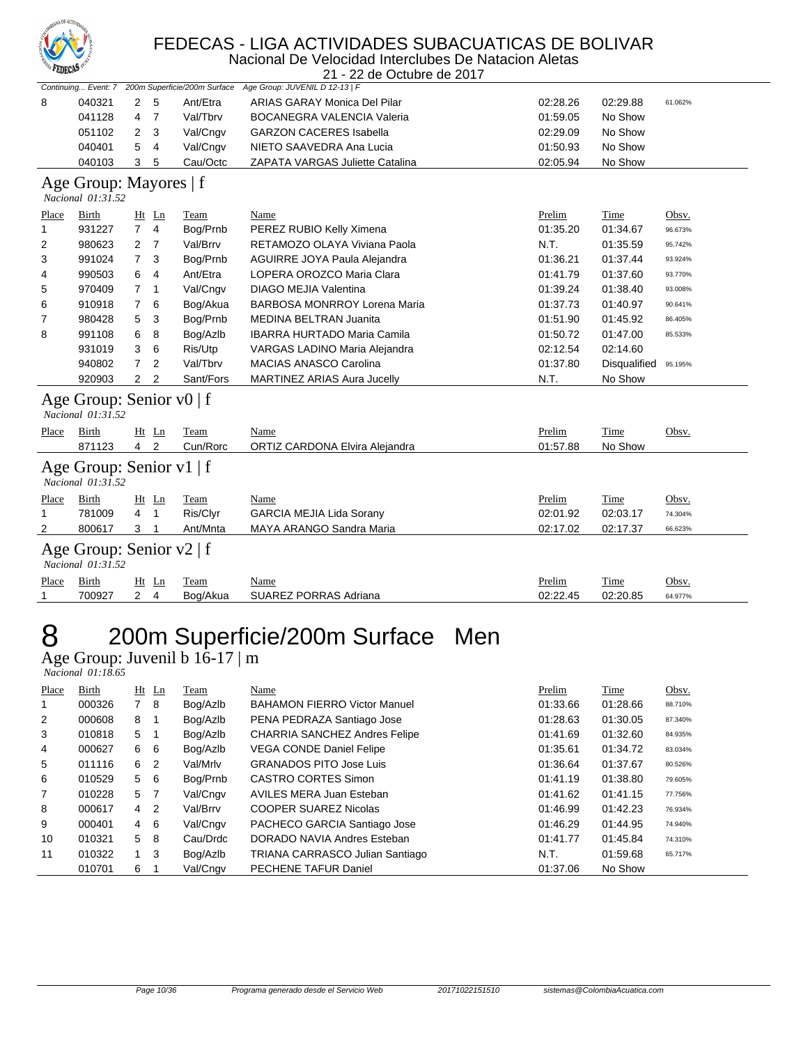# FEDECAS - LIGA ACTIVIDADES SUBACUATICAS DE BOLIVAR

Nacional De Velocidad Interclubes De Natacion Aletas

21 - 22 de Octubre de 2017

Continuing... Event: 7 200m Superficie/200m Surface Age Group: JUVENIL D 12-13 | F

| | | | | | | | | |
|---|---|---|---|---|---|---|---|---|
| 8 | 040321 | 2 | 5 | Ant/Etra | ARIAS GARAY Monica Del Pilar | 02:28.26 | 02:29.88 | 61.062% |
| | 041128 | 4 | 7 | Val/Tbrv | BOCANEGRA VALENCIA Valeria | 01:59.05 | No Show | |
| | 051102 | 2 | 3 | Val/Cngv | GARZON CACERES Isabella | 02:29.09 | No Show | |
| | 040401 | 5 | 4 | Val/Cngv | NIETO SAAVEDRA Ana Lucia | 01:50.93 | No Show | |
| | 040103 | 3 | 5 | Cau/Octc | ZAPATA VARGAS Juliette Catalina | 02:05.94 | No Show | |

## Age Group: Mayores | f

*Nacional 01:31.52*

| Place | Birth | Ht | Ln | Team | Name | Prelim | Time | Obsv. |
|---|---|---|---|---|---|---|---|---|
| 1 | 931227 | 7 | 4 | Bog/Prnb | PEREZ RUBIO Kelly Ximena | 01:35.20 | 01:34.67 | 96.673% |
| 2 | 980623 | 2 | 7 | Val/Brrv | RETAMOZO OLAYA Viviana Paola | N.T. | 01:35.59 | 95.742% |
| 3 | 991024 | 7 | 3 | Bog/Prnb | AGUIRRE JOYA Paula Alejandra | 01:36.21 | 01:37.44 | 93.924% |
| 4 | 990503 | 6 | 4 | Ant/Etra | LOPERA OROZCO Maria Clara | 01:41.79 | 01:37.60 | 93.770% |
| 5 | 970409 | 7 | 1 | Val/Cngv | DIAGO MEJIA Valentina | 01:39.24 | 01:38.40 | 93.008% |
| 6 | 910918 | 7 | 6 | Bog/Akua | BARBOSA MONRROY Lorena Maria | 01:37.73 | 01:40.97 | 90.641% |
| 7 | 980428 | 5 | 3 | Bog/Prnb | MEDINA BELTRAN Juanita | 01:51.90 | 01:45.92 | 86.405% |
| 8 | 991108 | 6 | 8 | Bog/Azlb | IBARRA HURTADO Maria Camila | 01:50.72 | 01:47.00 | 85.533% |
| | 931019 | 3 | 6 | Ris/Utp | VARGAS LADINO Maria Alejandra | 02:12.54 | 02:14.60 | |
| | 940802 | 7 | 2 | Val/Tbrv | MACIAS ANASCO Carolina | 01:37.80 | Disqualified | 95.195% |
| | 920903 | 2 | 2 | Sant/Fors | MARTINEZ ARIAS Aura Jucelly | N.T. | No Show | |

## Age Group: Senior v0 | f

*Nacional 01:31.52*

| Place | Birth | Ht | Ln | Team | Name | Prelim | Time | Obsv. |
|---|---|---|---|---|---|---|---|---|
| | 871123 | 4 | 2 | Cun/Rorc | ORTIZ CARDONA Elvira Alejandra | 01:57.88 | No Show | |

## Age Group: Senior v1 | f

*Nacional 01:31.52*

| Place | Birth | Ht | Ln | Team | Name | Prelim | Time | Obsv. |
|---|---|---|---|---|---|---|---|---|
| 1 | 781009 | 4 | 1 | Ris/Clyr | GARCIA MEJIA Lida Sorany | 02:01.92 | 02:03.17 | 74.304% |
| 2 | 800617 | 3 | 1 | Ant/Mnta | MAYA ARANGO Sandra Maria | 02:17.02 | 02:17.37 | 66.623% |

## Age Group: Senior v2 | f

*Nacional 01:31.52*

| Place | Birth | Ht | Ln | Team | Name | Prelim | Time | Obsv. |
|---|---|---|---|---|---|---|---|---|
| 1 | 700927 | 2 | 4 | Bog/Akua | SUAREZ PORRAS Adriana | 02:22.45 | 02:20.85 | 64.977% |

# 8 200m Superficie/200m Surface Men

## Age Group: Juvenil b 16-17 | m

*Nacional 01:18.65*

| Place | Birth | Ht | Ln | Team | Name | Prelim | Time | Obsv. |
|---|---|---|---|---|---|---|---|---|
| 1 | 000326 | 7 | 8 | Bog/Azlb | BAHAMON FIERRO Victor Manuel | 01:33.66 | 01:28.66 | 88.710% |
| 2 | 000608 | 8 | 1 | Bog/Azlb | PENA PEDRAZA Santiago Jose | 01:28.63 | 01:30.05 | 87.340% |
| 3 | 010818 | 5 | 1 | Bog/Azlb | CHARRIA SANCHEZ Andres Felipe | 01:41.69 | 01:32.60 | 84.935% |
| 4 | 000627 | 6 | 6 | Bog/Azlb | VEGA CONDE Daniel Felipe | 01:35.61 | 01:34.72 | 83.034% |
| 5 | 011116 | 6 | 2 | Val/Mrlv | GRANADOS PITO Jose Luis | 01:36.64 | 01:37.67 | 80.526% |
| 6 | 010529 | 5 | 6 | Bog/Prnb | CASTRO CORTES Simon | 01:41.19 | 01:38.80 | 79.605% |
| 7 | 010228 | 5 | 7 | Val/Cngv | AVILES MERA Juan Esteban | 01:41.62 | 01:41.15 | 77.756% |
| 8 | 000617 | 4 | 2 | Val/Brrv | COOPER SUAREZ Nicolas | 01:46.99 | 01:42.23 | 76.934% |
| 9 | 000401 | 4 | 6 | Val/Cngv | PACHECO GARCIA Santiago Jose | 01:46.29 | 01:44.95 | 74.940% |
| 10 | 010321 | 5 | 8 | Cau/Drdc | DORADO NAVIA Andres Esteban | 01:41.77 | 01:45.84 | 74.310% |
| 11 | 010322 | 1 | 3 | Bog/Azlb | TRIANA CARRASCO Julian Santiago | N.T. | 01:59.68 | 65.717% |
| | 010701 | 6 | 1 | Val/Cngv | PECHENE TAFUR Daniel | 01:37.06 | No Show | |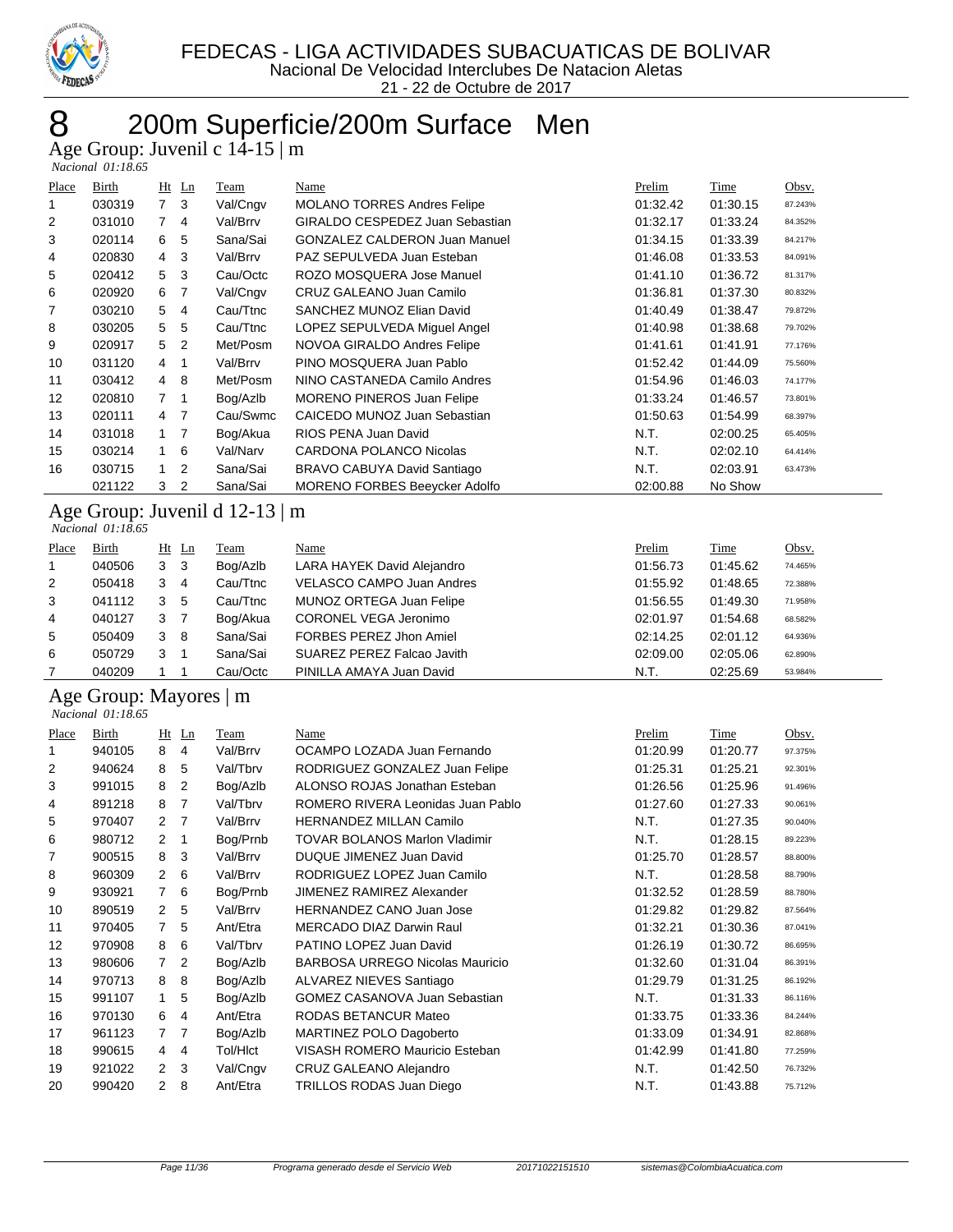# FEDECAS - LIGA ACTIVIDADES SUBACUATICAS DE BOLIVAR

Nacional De Velocidad Interclubes De Natacion Aletas

21 - 22 de Octubre de 2017

## 8 200m Superficie/200m Surface Men

### Age Group: Juvenil c 14-15 | m

*Nacional 01:18.65*

| Place | Birth | Ht | Ln | Team | Name | Prelim | Time | Obsv. |
|---|---|---|---|---|---|---|---|---|
| 1 | 030319 | 7 | 3 | Val/Cngv | MOLANO TORRES Andres Felipe | 01:32.42 | 01:30.15 | 87.243% |
| 2 | 031010 | 7 | 4 | Val/Brrv | GIRALDO CESPEDEZ Juan Sebastian | 01:32.17 | 01:33.24 | 84.352% |
| 3 | 020114 | 6 | 5 | Sana/Sai | GONZALEZ CALDERON Juan Manuel | 01:34.15 | 01:33.39 | 84.217% |
| 4 | 020830 | 4 | 3 | Val/Brrv | PAZ SEPULVEDA Juan Esteban | 01:46.08 | 01:33.53 | 84.091% |
| 5 | 020412 | 5 | 3 | Cau/Octc | ROZO MOSQUERA Jose Manuel | 01:41.10 | 01:36.72 | 81.317% |
| 6 | 020920 | 6 | 7 | Val/Cngv | CRUZ GALEANO Juan Camilo | 01:36.81 | 01:37.30 | 80.832% |
| 7 | 030210 | 5 | 4 | Cau/Ttnc | SANCHEZ MUNOZ Elian David | 01:40.49 | 01:38.47 | 79.872% |
| 8 | 030205 | 5 | 5 | Cau/Ttnc | LOPEZ SEPULVEDA Miguel Angel | 01:40.98 | 01:38.68 | 79.702% |
| 9 | 020917 | 5 | 2 | Met/Posm | NOVOA GIRALDO Andres Felipe | 01:41.61 | 01:41.91 | 77.176% |
| 10 | 031120 | 4 | 1 | Val/Brrv | PINO MOSQUERA Juan Pablo | 01:52.42 | 01:44.09 | 75.560% |
| 11 | 030412 | 4 | 8 | Met/Posm | NINO CASTANEDA Camilo Andres | 01:54.96 | 01:46.03 | 74.177% |
| 12 | 020810 | 7 | 1 | Bog/Azlb | MORENO PINEROS Juan Felipe | 01:33.24 | 01:46.57 | 73.801% |
| 13 | 020111 | 4 | 7 | Cau/Swmc | CAICEDO MUNOZ Juan Sebastian | 01:50.63 | 01:54.99 | 68.397% |
| 14 | 031018 | 1 | 7 | Bog/Akua | RIOS PENA Juan David | N.T. | 02:00.25 | 65.405% |
| 15 | 030214 | 1 | 6 | Val/Narv | CARDONA POLANCO Nicolas | N.T. | 02:02.10 | 64.414% |
| 16 | 030715 | 1 | 2 | Sana/Sai | BRAVO CABUYA David Santiago | N.T. | 02:03.91 | 63.473% |
| | 021122 | 3 | 2 | Sana/Sai | MORENO FORBES Beeycker Adolfo | 02:00.88 | No Show | |

### Age Group: Juvenil d 12-13 | m

*Nacional 01:18.65*

| Place | Birth | Ht | Ln | Team | Name | Prelim | Time | Obsv. |
|---|---|---|---|---|---|---|---|---|
| 1 | 040506 | 3 | 3 | Bog/Azlb | LARA HAYEK David Alejandro | 01:56.73 | 01:45.62 | 74.465% |
| 2 | 050418 | 3 | 4 | Cau/Ttnc | VELASCO CAMPO Juan Andres | 01:55.92 | 01:48.65 | 72.388% |
| 3 | 041112 | 3 | 5 | Cau/Ttnc | MUNOZ ORTEGA Juan Felipe | 01:56.55 | 01:49.30 | 71.958% |
| 4 | 040127 | 3 | 7 | Bog/Akua | CORONEL VEGA Jeronimo | 02:01.97 | 01:54.68 | 68.582% |
| 5 | 050409 | 3 | 8 | Sana/Sai | FORBES PEREZ Jhon Amiel | 02:14.25 | 02:01.12 | 64.936% |
| 6 | 050729 | 3 | 1 | Sana/Sai | SUAREZ PEREZ Falcao Javith | 02:09.00 | 02:05.06 | 62.890% |
| 7 | 040209 | 1 | 1 | Cau/Octc | PINILLA AMAYA Juan David | N.T. | 02:25.69 | 53.984% |

### Age Group: Mayores | m

*Nacional 01:18.65*

| Place | Birth | Ht | Ln | Team | Name | Prelim | Time | Obsv. |
|---|---|---|---|---|---|---|---|---|
| 1 | 940105 | 8 | 4 | Val/Brrv | OCAMPO LOZADA Juan Fernando | 01:20.99 | 01:20.77 | 97.375% |
| 2 | 940624 | 8 | 5 | Val/Tbrv | RODRIGUEZ GONZALEZ Juan Felipe | 01:25.31 | 01:25.21 | 92.301% |
| 3 | 991015 | 8 | 2 | Bog/Azlb | ALONSO ROJAS Jonathan Esteban | 01:26.56 | 01:25.96 | 91.496% |
| 4 | 891218 | 8 | 7 | Val/Tbrv | ROMERO RIVERA Leonidas Juan Pablo | 01:27.60 | 01:27.33 | 90.061% |
| 5 | 970407 | 2 | 7 | Val/Brrv | HERNANDEZ MILLAN Camilo | N.T. | 01:27.35 | 90.040% |
| 6 | 980712 | 2 | 1 | Bog/Prnb | TOVAR BOLANOS Marlon Vladimir | N.T. | 01:28.15 | 89.223% |
| 7 | 900515 | 8 | 3 | Val/Brrv | DUQUE JIMENEZ Juan David | 01:25.70 | 01:28.57 | 88.800% |
| 8 | 960309 | 2 | 6 | Val/Brrv | RODRIGUEZ LOPEZ Juan Camilo | N.T. | 01:28.58 | 88.790% |
| 9 | 930921 | 7 | 6 | Bog/Prnb | JIMENEZ RAMIREZ Alexander | 01:32.52 | 01:28.59 | 88.780% |
| 10 | 890519 | 2 | 5 | Val/Brrv | HERNANDEZ CANO Juan Jose | 01:29.82 | 01:29.82 | 87.564% |
| 11 | 970405 | 7 | 5 | Ant/Etra | MERCADO DIAZ Darwin Raul | 01:32.21 | 01:30.36 | 87.041% |
| 12 | 970908 | 8 | 6 | Val/Tbrv | PATINO LOPEZ Juan David | 01:26.19 | 01:30.72 | 86.695% |
| 13 | 980606 | 7 | 2 | Bog/Azlb | BARBOSA URREGO Nicolas Mauricio | 01:32.60 | 01:31.04 | 86.391% |
| 14 | 970713 | 8 | 8 | Bog/Azlb | ALVAREZ NIEVES Santiago | 01:29.79 | 01:31.25 | 86.192% |
| 15 | 991107 | 1 | 5 | Bog/Azlb | GOMEZ CASANOVA Juan Sebastian | N.T. | 01:31.33 | 86.116% |
| 16 | 970130 | 6 | 4 | Ant/Etra | RODAS BETANCUR Mateo | 01:33.75 | 01:33.36 | 84.244% |
| 17 | 961123 | 7 | 7 | Bog/Azlb | MARTINEZ POLO Dagoberto | 01:33.09 | 01:34.91 | 82.868% |
| 18 | 990615 | 4 | 4 | Tol/Hlct | VISASH ROMERO Mauricio Esteban | 01:42.99 | 01:41.80 | 77.259% |
| 19 | 921022 | 2 | 3 | Val/Cngv | CRUZ GALEANO Alejandro | N.T. | 01:42.50 | 76.732% |
| 20 | 990420 | 2 | 8 | Ant/Etra | TRILLOS RODAS Juan Diego | N.T. | 01:43.88 | 75.712% |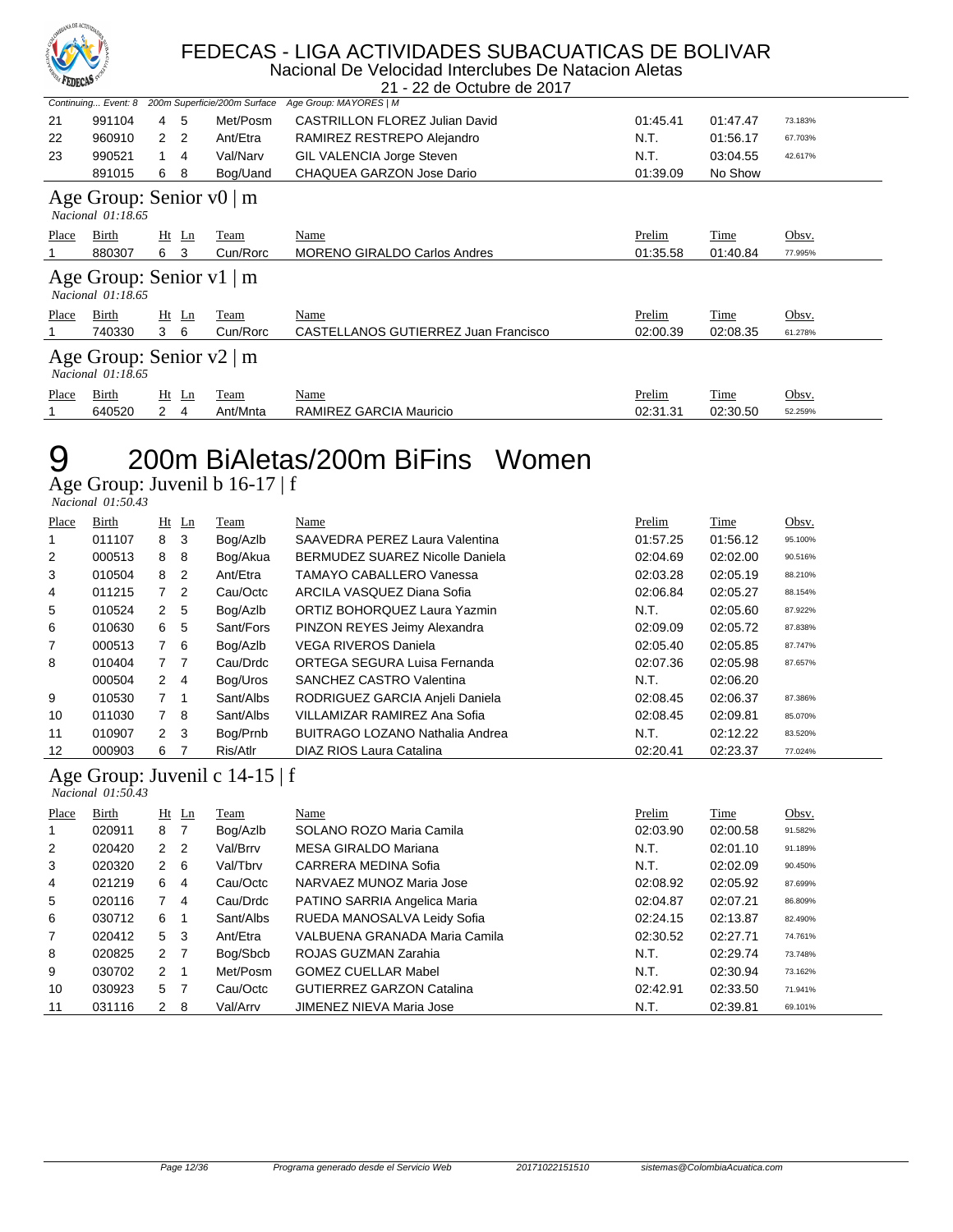Continuing... Event: 8 200m Superficie/200m Surface Age Group: MAYORES | M

| | | | | | | | | |
|---|---|---|---|---|---|---|---|---|
| 21 | 991104 | 4 | 5 | Met/Posm | CASTRILLON FLOREZ Julian David | 01:45.41 | 01:47.47 | 73.183% |
| 22 | 960910 | 2 | 2 | Ant/Etra | RAMIREZ RESTREPO Alejandro | N.T. | 01:56.17 | 67.703% |
| 23 | 990521 | 1 | 4 | Val/Narv | GIL VALENCIA Jorge Steven | N.T. | 03:04.55 | 42.617% |
| | 891015 | 6 | 8 | Bog/Uand | CHAQUEA GARZON Jose Dario | 01:39.09 | No Show | |

## Age Group: Senior v0 | m

*Nacional 01:18.65*

| Place | Birth | Ht | Ln | Team | Name | Prelim | Time | Obsv. |
|---|---|---|---|---|---|---|---|---|
| 1 | 880307 | 6 | 3 | Cun/Rorc | MORENO GIRALDO Carlos Andres | 01:35.58 | 01:40.84 | 77.995% |

## Age Group: Senior v1 | m

*Nacional 01:18.65*

| Place | Birth | Ht | Ln | Team | Name | Prelim | Time | Obsv. |
|---|---|---|---|---|---|---|---|---|
| 1 | 740330 | 3 | 6 | Cun/Rorc | CASTELLANOS GUTIERREZ Juan Francisco | 02:00.39 | 02:08.35 | 61.278% |

## Age Group: Senior v2 | m

*Nacional 01:18.65*

| Place | Birth | Ht | Ln | Team | Name | Prelim | Time | Obsv. |
|---|---|---|---|---|---|---|---|---|
| 1 | 640520 | 2 | 4 | Ant/Mnta | RAMIREZ GARCIA Mauricio | 02:31.31 | 02:30.50 | 52.259% |

# 9 200m BiAletas/200m BiFins Women

## Age Group: Juvenil b 16-17 | f

*Nacional 01:50.43*

| Place | Birth | Ht | Ln | Team | Name | Prelim | Time | Obsv. |
|---|---|---|---|---|---|---|---|---|
| 1 | 011107 | 8 | 3 | Bog/Azlb | SAAVEDRA PEREZ Laura Valentina | 01:57.25 | 01:56.12 | 95.100% |
| 2 | 000513 | 8 | 8 | Bog/Akua | BERMUDEZ SUAREZ Nicolle Daniela | 02:04.69 | 02:02.00 | 90.516% |
| 3 | 010504 | 8 | 2 | Ant/Etra | TAMAYO CABALLERO Vanessa | 02:03.28 | 02:05.19 | 88.210% |
| 4 | 011215 | 7 | 2 | Cau/Octc | ARCILA VASQUEZ Diana Sofia | 02:06.84 | 02:05.27 | 88.154% |
| 5 | 010524 | 2 | 5 | Bog/Azlb | ORTIZ BOHORQUEZ Laura Yazmin | N.T. | 02:05.60 | 87.922% |
| 6 | 010630 | 6 | 5 | Sant/Fors | PINZON REYES Jeimy Alexandra | 02:09.09 | 02:05.72 | 87.838% |
| 7 | 000513 | 7 | 6 | Bog/Azlb | VEGA RIVEROS Daniela | 02:05.40 | 02:05.85 | 87.747% |
| 8 | 010404 | 7 | 7 | Cau/Drdc | ORTEGA SEGURA Luisa Fernanda | 02:07.36 | 02:05.98 | 87.657% |
| | 000504 | 2 | 4 | Bog/Uros | SANCHEZ CASTRO Valentina | N.T. | 02:06.20 | |
| 9 | 010530 | 7 | 1 | Sant/Albs | RODRIGUEZ GARCIA Anjeli Daniela | 02:08.45 | 02:06.37 | 87.386% |
| 10 | 011030 | 7 | 8 | Sant/Albs | VILLAMIZAR RAMIREZ Ana Sofia | 02:08.45 | 02:09.81 | 85.070% |
| 11 | 010907 | 2 | 3 | Bog/Prnb | BUITRAGO LOZANO Nathalia Andrea | N.T. | 02:12.22 | 83.520% |
| 12 | 000903 | 6 | 7 | Ris/Atlr | DIAZ RIOS Laura Catalina | 02:20.41 | 02:23.37 | 77.024% |

## Age Group: Juvenil c 14-15 | f

*Nacional 01:50.43*

| Place | Birth | Ht | Ln | Team | Name | Prelim | Time | Obsv. |
|---|---|---|---|---|---|---|---|---|
| 1 | 020911 | 8 | 7 | Bog/Azlb | SOLANO ROZO Maria Camila | 02:03.90 | 02:00.58 | 91.582% |
| 2 | 020420 | 2 | 2 | Val/Brrv | MESA GIRALDO Mariana | N.T. | 02:01.10 | 91.189% |
| 3 | 020320 | 2 | 6 | Val/Tbrv | CARRERA MEDINA Sofia | N.T. | 02:02.09 | 90.450% |
| 4 | 021219 | 6 | 4 | Cau/Octc | NARVAEZ MUNOZ Maria Jose | 02:08.92 | 02:05.92 | 87.699% |
| 5 | 020116 | 7 | 4 | Cau/Drdc | PATINO SARRIA Angelica Maria | 02:04.87 | 02:07.21 | 86.809% |
| 6 | 030712 | 6 | 1 | Sant/Albs | RUEDA MANOSALVA Leidy Sofia | 02:24.15 | 02:13.87 | 82.490% |
| 7 | 020412 | 5 | 3 | Ant/Etra | VALBUENA GRANADA Maria Camila | 02:30.52 | 02:27.71 | 74.761% |
| 8 | 020825 | 2 | 7 | Bog/Sbcb | ROJAS GUZMAN Zarahia | N.T. | 02:29.74 | 73.748% |
| 9 | 030702 | 2 | 1 | Met/Posm | GOMEZ CUELLAR Mabel | N.T. | 02:30.94 | 73.162% |
| 10 | 030923 | 5 | 7 | Cau/Octc | GUTIERREZ GARZON Catalina | 02:42.91 | 02:33.50 | 71.941% |
| 11 | 031116 | 2 | 8 | Val/Arrv | JIMENEZ NIEVA Maria Jose | N.T. | 02:39.81 | 69.101% |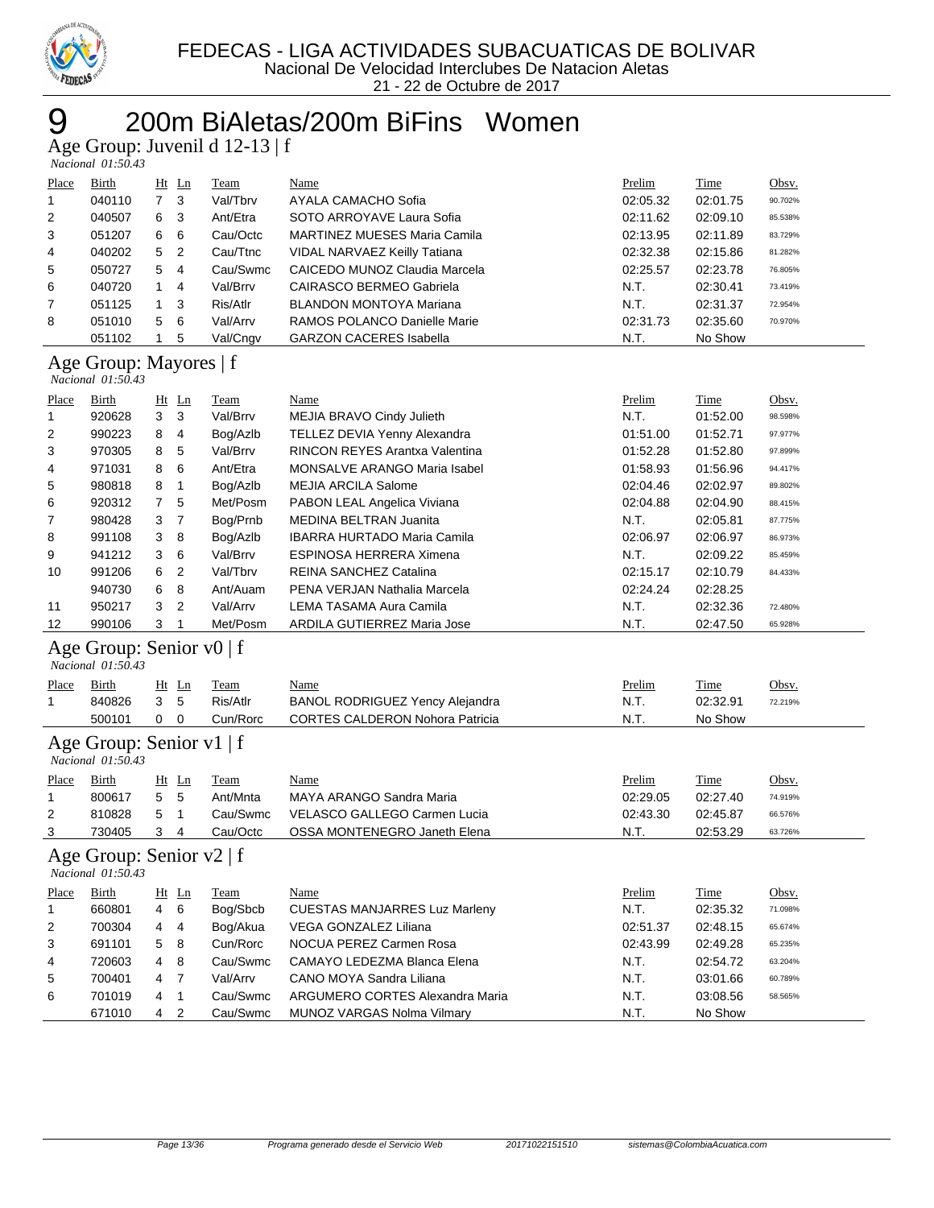# 9 200m BiAletas/200m BiFins Women

## Age Group: Juvenil d 12-13 | f

*Nacional 01:50.43*

| Place | Birth | Ht | Ln | Team | Name | Prelim | Time | Obsv. |
|---|---|---|---|---|---|---|---|---|
| 1 | 040110 | 7 | 3 | Val/Tbrv | AYALA CAMACHO Sofia | 02:05.32 | 02:01.75 | 90.702% |
| 2 | 040507 | 6 | 3 | Ant/Etra | SOTO ARROYAVE Laura Sofia | 02:11.62 | 02:09.10 | 85.538% |
| 3 | 051207 | 6 | 6 | Cau/Octc | MARTINEZ MUESES Maria Camila | 02:13.95 | 02:11.89 | 83.729% |
| 4 | 040202 | 5 | 2 | Cau/Ttnc | VIDAL NARVAEZ Keilly Tatiana | 02:32.38 | 02:15.86 | 81.282% |
| 5 | 050727 | 5 | 4 | Cau/Swmc | CAICEDO MUNOZ Claudia Marcela | 02:25.57 | 02:23.78 | 76.805% |
| 6 | 040720 | 1 | 4 | Val/Brrv | CAIRASCO BERMEO Gabriela | N.T. | 02:30.41 | 73.419% |
| 7 | 051125 | 1 | 3 | Ris/Atlr | BLANDON MONTOYA Mariana | N.T. | 02:31.37 | 72.954% |
| 8 | 051010 | 5 | 6 | Val/Arrv | RAMOS POLANCO Danielle Marie | 02:31.73 | 02:35.60 | 70.970% |
| | 051102 | 1 | 5 | Val/Cngv | GARZON CACERES Isabella | N.T. | No Show | |

## Age Group: Mayores | f

*Nacional 01:50.43*

| Place | Birth | Ht | Ln | Team | Name | Prelim | Time | Obsv. |
|---|---|---|---|---|---|---|---|---|
| 1 | 920628 | 3 | 3 | Val/Brrv | MEJIA BRAVO Cindy Julieth | N.T. | 01:52.00 | 98.598% |
| 2 | 990223 | 8 | 4 | Bog/Azlb | TELLEZ DEVIA Yenny Alexandra | 01:51.00 | 01:52.71 | 97.977% |
| 3 | 970305 | 8 | 5 | Val/Brrv | RINCON REYES Arantxa Valentina | 01:52.28 | 01:52.80 | 97.899% |
| 4 | 971031 | 8 | 6 | Ant/Etra | MONSALVE ARANGO Maria Isabel | 01:58.93 | 01:56.96 | 94.417% |
| 5 | 980818 | 8 | 1 | Bog/Azlb | MEJIA ARCILA Salome | 02:04.46 | 02:02.97 | 89.802% |
| 6 | 920312 | 7 | 5 | Met/Posm | PABON LEAL Angelica Viviana | 02:04.88 | 02:04.90 | 88.415% |
| 7 | 980428 | 3 | 7 | Bog/Prnb | MEDINA BELTRAN Juanita | N.T. | 02:05.81 | 87.775% |
| 8 | 991108 | 3 | 8 | Bog/Azlb | IBARRA HURTADO Maria Camila | 02:06.97 | 02:06.97 | 86.973% |
| 9 | 941212 | 3 | 6 | Val/Brrv | ESPINOSA HERRERA Ximena | N.T. | 02:09.22 | 85.459% |
| 10 | 991206 | 6 | 2 | Val/Tbrv | REINA SANCHEZ Catalina | 02:15.17 | 02:10.79 | 84.433% |
| | 940730 | 6 | 8 | Ant/Auam | PENA VERJAN Nathalia Marcela | 02:24.24 | 02:28.25 | |
| 11 | 950217 | 3 | 2 | Val/Arrv | LEMA TASAMA Aura Camila | N.T. | 02:32.36 | 72.480% |
| 12 | 990106 | 3 | 1 | Met/Posm | ARDILA GUTIERREZ Maria Jose | N.T. | 02:47.50 | 65.928% |

## Age Group: Senior v0 | f

*Nacional 01:50.43*

| Place | Birth | Ht | Ln | Team | Name | Prelim | Time | Obsv. |
|---|---|---|---|---|---|---|---|---|
| 1 | 840826 | 3 | 5 | Ris/Atlr | BANOL RODRIGUEZ Yency Alejandra | N.T. | 02:32.91 | 72.219% |
| | 500101 | 0 | 0 | Cun/Rorc | CORTES CALDERON Nohora Patricia | N.T. | No Show | |

## Age Group: Senior v1 | f

*Nacional 01:50.43*

| Place | Birth | Ht | Ln | Team | Name | Prelim | Time | Obsv. |
|---|---|---|---|---|---|---|---|---|
| 1 | 800617 | 5 | 5 | Ant/Mnta | MAYA ARANGO Sandra Maria | 02:29.05 | 02:27.40 | 74.919% |
| 2 | 810828 | 5 | 1 | Cau/Swmc | VELASCO GALLEGO Carmen Lucia | 02:43.30 | 02:45.87 | 66.576% |
| 3 | 730405 | 3 | 4 | Cau/Octc | OSSA MONTENEGRO Janeth Elena | N.T. | 02:53.29 | 63.726% |

## Age Group: Senior v2 | f

*Nacional 01:50.43*

| Place | Birth | Ht | Ln | Team | Name | Prelim | Time | Obsv. |
|---|---|---|---|---|---|---|---|---|
| 1 | 660801 | 4 | 6 | Bog/Sbcb | CUESTAS MANJARRES Luz Marleny | N.T. | 02:35.32 | 71.098% |
| 2 | 700304 | 4 | 4 | Bog/Akua | VEGA GONZALEZ Liliana | 02:51.37 | 02:48.15 | 65.674% |
| 3 | 691101 | 5 | 8 | Cun/Rorc | NOCUA PEREZ Carmen Rosa | 02:43.99 | 02:49.28 | 65.235% |
| 4 | 720603 | 4 | 8 | Cau/Swmc | CAMAYO LEDEZMA Blanca Elena | N.T. | 02:54.72 | 63.204% |
| 5 | 700401 | 4 | 7 | Val/Arrv | CANO MOYA Sandra Liliana | N.T. | 03:01.66 | 60.789% |
| 6 | 701019 | 4 | 1 | Cau/Swmc | ARGUMERO CORTES Alexandra Maria | N.T. | 03:08.56 | 58.565% |
| | 671010 | 4 | 2 | Cau/Swmc | MUNOZ VARGAS Nolma Vilmary | N.T. | No Show | |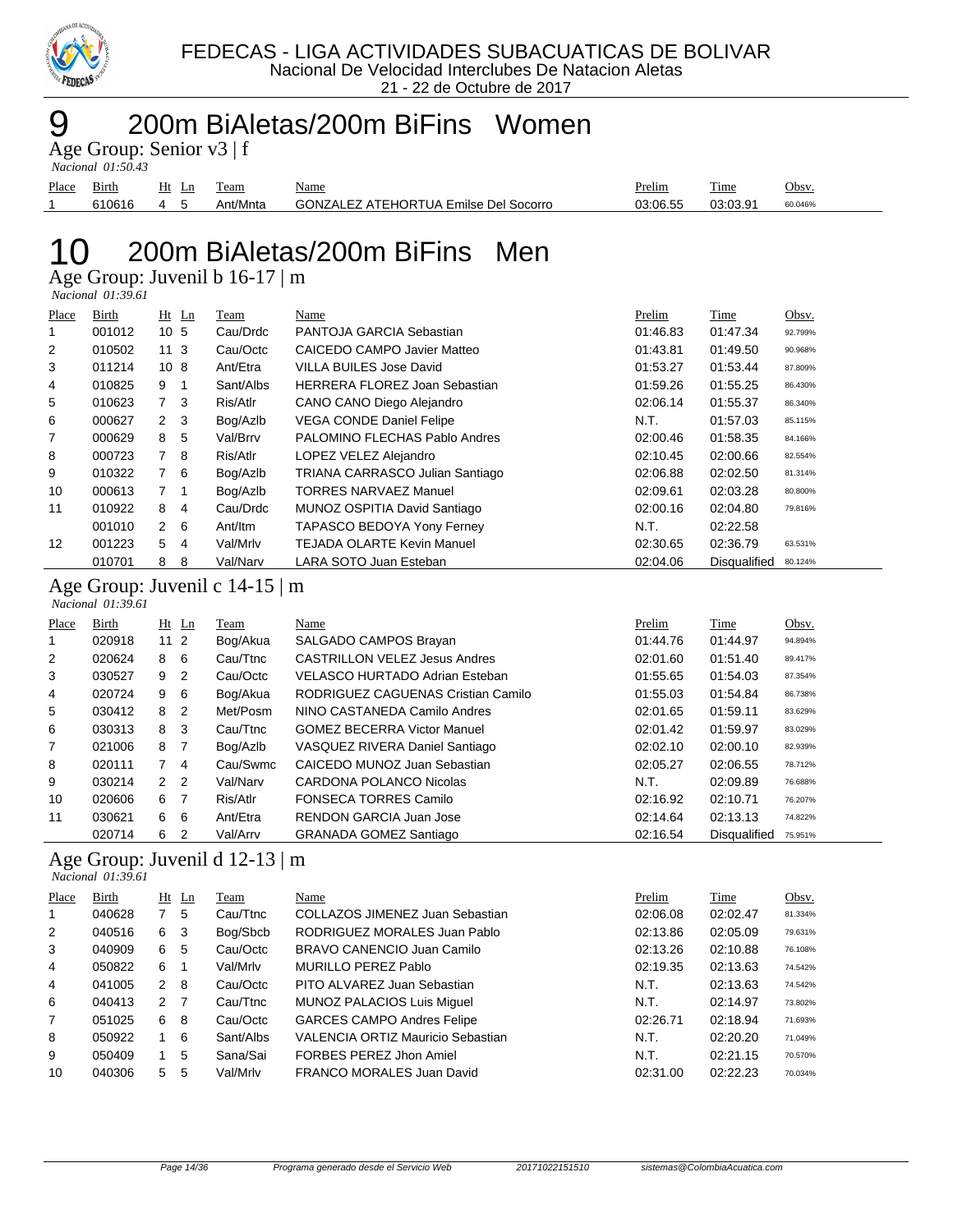FEDECAS - LIGA ACTIVIDADES SUBACUATICAS DE BOLIVAR
Nacional De Velocidad Interclubes De Natacion Aletas
21 - 22 de Octubre de 2017

# 9 200m BiAletas/200m BiFins Women

## Age Group: Senior v3 | f

*Nacional 01:50.43*

| Place | Birth | Ht | Ln | Team | Name | Prelim | Time | Obsv. |
|---|---|---|---|---|---|---|---|---|
| 1 | 610616 | 4 | 5 | Ant/Mnta | GONZALEZ ATEHORTUA Emilse Del Socorro | 03:06.55 | 03:03.91 | 60.046% |

# 10 200m BiAletas/200m BiFins Men

## Age Group: Juvenil b 16-17 | m

*Nacional 01:39.61*

| Place | Birth | Ht | Ln | Team | Name | Prelim | Time | Obsv. |
|---|---|---|---|---|---|---|---|---|
| 1 | 001012 | 10 | 5 | Cau/Drdc | PANTOJA GARCIA Sebastian | 01:46.83 | 01:47.34 | 92.799% |
| 2 | 010502 | 11 | 3 | Cau/Octc | CAICEDO CAMPO Javier Matteo | 01:43.81 | 01:49.50 | 90.968% |
| 3 | 011214 | 10 | 8 | Ant/Etra | VILLA BUILES Jose David | 01:53.27 | 01:53.44 | 87.809% |
| 4 | 010825 | 9 | 1 | Sant/Albs | HERRERA FLOREZ Joan Sebastian | 01:59.26 | 01:55.25 | 86.430% |
| 5 | 010623 | 7 | 3 | Ris/Atlr | CANO CANO Diego Alejandro | 02:06.14 | 01:55.37 | 86.340% |
| 6 | 000627 | 2 | 3 | Bog/Azlb | VEGA CONDE Daniel Felipe | N.T. | 01:57.03 | 85.115% |
| 7 | 000629 | 8 | 5 | Val/Brrv | PALOMINO FLECHAS Pablo Andres | 02:00.46 | 01:58.35 | 84.166% |
| 8 | 000723 | 7 | 8 | Ris/Atlr | LOPEZ VELEZ Alejandro | 02:10.45 | 02:00.66 | 82.554% |
| 9 | 010322 | 7 | 6 | Bog/Azlb | TRIANA CARRASCO Julian Santiago | 02:06.88 | 02:02.50 | 81.314% |
| 10 | 000613 | 7 | 1 | Bog/Azlb | TORRES NARVAEZ Manuel | 02:09.61 | 02:03.28 | 80.800% |
| 11 | 010922 | 8 | 4 | Cau/Drdc | MUNOZ OSPITIA David Santiago | 02:00.16 | 02:04.80 | 79.816% |
| | 001010 | 2 | 6 | Ant/Itm | TAPASCO BEDOYA Yony Ferney | N.T. | 02:22.58 | |
| 12 | 001223 | 5 | 4 | Val/Mrlv | TEJADA OLARTE Kevin Manuel | 02:30.65 | 02:36.79 | 63.531% |
| | 010701 | 8 | 8 | Val/Narv | LARA SOTO Juan Esteban | 02:04.06 | Disqualified | 80.124% |

## Age Group: Juvenil c 14-15 | m

*Nacional 01:39.61*

| Place | Birth | Ht | Ln | Team | Name | Prelim | Time | Obsv. |
|---|---|---|---|---|---|---|---|---|
| 1 | 020918 | 11 | 2 | Bog/Akua | SALGADO CAMPOS Brayan | 01:44.76 | 01:44.97 | 94.894% |
| 2 | 020624 | 8 | 6 | Cau/Ttnc | CASTRILLON VELEZ Jesus Andres | 02:01.60 | 01:51.40 | 89.417% |
| 3 | 030527 | 9 | 2 | Cau/Octc | VELASCO HURTADO Adrian Esteban | 01:55.65 | 01:54.03 | 87.354% |
| 4 | 020724 | 9 | 6 | Bog/Akua | RODRIGUEZ CAGUENAS Cristian Camilo | 01:55.03 | 01:54.84 | 86.738% |
| 5 | 030412 | 8 | 2 | Met/Posm | NINO CASTANEDA Camilo Andres | 02:01.65 | 01:59.11 | 83.629% |
| 6 | 030313 | 8 | 3 | Cau/Ttnc | GOMEZ BECERRA Victor Manuel | 02:01.42 | 01:59.97 | 83.029% |
| 7 | 021006 | 8 | 7 | Bog/Azlb | VASQUEZ RIVERA Daniel Santiago | 02:02.10 | 02:00.10 | 82.939% |
| 8 | 020111 | 7 | 4 | Cau/Swmc | CAICEDO MUNOZ Juan Sebastian | 02:05.27 | 02:06.55 | 78.712% |
| 9 | 030214 | 2 | 2 | Val/Narv | CARDONA POLANCO Nicolas | N.T. | 02:09.89 | 76.688% |
| 10 | 020606 | 6 | 7 | Ris/Atlr | FONSECA TORRES Camilo | 02:16.92 | 02:10.71 | 76.207% |
| 11 | 030621 | 6 | 6 | Ant/Etra | RENDON GARCIA Juan Jose | 02:14.64 | 02:13.13 | 74.822% |
| | 020714 | 6 | 2 | Val/Arrv | GRANADA GOMEZ Santiago | 02:16.54 | Disqualified | 75.951% |

## Age Group: Juvenil d 12-13 | m

*Nacional 01:39.61*

| Place | Birth | Ht | Ln | Team | Name | Prelim | Time | Obsv. |
|---|---|---|---|---|---|---|---|---|
| 1 | 040628 | 7 | 5 | Cau/Ttnc | COLLAZOS JIMENEZ Juan Sebastian | 02:06.08 | 02:02.47 | 81.334% |
| 2 | 040516 | 6 | 3 | Bog/Sbcb | RODRIGUEZ MORALES Juan Pablo | 02:13.86 | 02:05.09 | 79.631% |
| 3 | 040909 | 6 | 5 | Cau/Octc | BRAVO CANENCIO Juan Camilo | 02:13.26 | 02:10.88 | 76.108% |
| 4 | 050822 | 6 | 1 | Val/Mrlv | MURILLO PEREZ Pablo | 02:19.35 | 02:13.63 | 74.542% |
| 4 | 041005 | 2 | 8 | Cau/Octc | PITO ALVAREZ Juan Sebastian | N.T. | 02:13.63 | 74.542% |
| 6 | 040413 | 2 | 7 | Cau/Ttnc | MUNOZ PALACIOS Luis Miguel | N.T. | 02:14.97 | 73.802% |
| 7 | 051025 | 6 | 8 | Cau/Octc | GARCES CAMPO Andres Felipe | 02:26.71 | 02:18.94 | 71.693% |
| 8 | 050922 | 1 | 6 | Sant/Albs | VALENCIA ORTIZ Mauricio Sebastian | N.T. | 02:20.20 | 71.049% |
| 9 | 050409 | 1 | 5 | Sana/Sai | FORBES PEREZ Jhon Amiel | N.T. | 02:21.15 | 70.570% |
| 10 | 040306 | 5 | 5 | Val/Mrlv | FRANCO MORALES Juan David | 02:31.00 | 02:22.23 | 70.034% |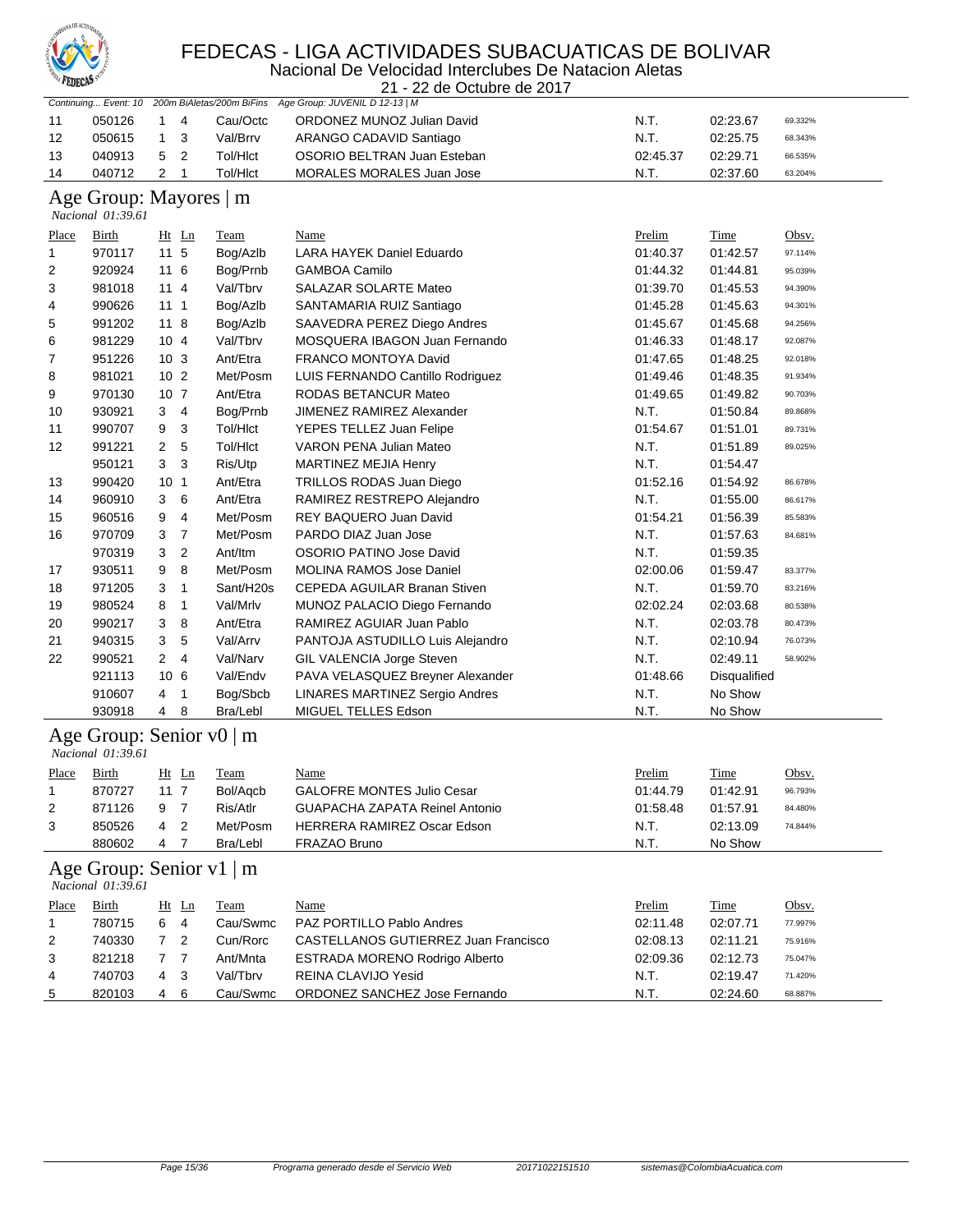# FEDECAS - LIGA ACTIVIDADES SUBACUATICAS DE BOLIVAR

Nacional De Velocidad Interclubes De Natacion Aletas

21 - 22 de Octubre de 2017

*Continuing... Event: 10 200m BiAletas/200m BiFins Age Group: JUVENIL D 12-13 | M*

| | | | | | | | | |
|---|---|---|---|---|---|---|---|---|
| 11 | 050126 | 1 | 4 | Cau/Octc | ORDONEZ MUNOZ Julian David | N.T. | 02:23.67 | 69.332% |
| 12 | 050615 | 1 | 3 | Val/Brrv | ARANGO CADAVID Santiago | N.T. | 02:25.75 | 68.343% |
| 13 | 040913 | 5 | 2 | Tol/Hlct | OSORIO BELTRAN Juan Esteban | 02:45.37 | 02:29.71 | 66.535% |
| 14 | 040712 | 2 | 1 | Tol/Hlct | MORALES MORALES Juan Jose | N.T. | 02:37.60 | 63.204% |

## Age Group: Mayores | m

*Nacional 01:39.61*

| Place | Birth | Ht | Ln | Team | Name | Prelim | Time | Obsv. |
|---|---|---|---|---|---|---|---|---|
| 1 | 970117 | 11 | 5 | Bog/Azlb | LARA HAYEK Daniel Eduardo | 01:40.37 | 01:42.57 | 97.114% |
| 2 | 920924 | 11 | 6 | Bog/Prnb | GAMBOA Camilo | 01:44.32 | 01:44.81 | 95.039% |
| 3 | 981018 | 11 | 4 | Val/Tbrv | SALAZAR SOLARTE Mateo | 01:39.70 | 01:45.53 | 94.390% |
| 4 | 990626 | 11 | 1 | Bog/Azlb | SANTAMARIA RUIZ Santiago | 01:45.28 | 01:45.63 | 94.301% |
| 5 | 991202 | 11 | 8 | Bog/Azlb | SAAVEDRA PEREZ Diego Andres | 01:45.67 | 01:45.68 | 94.256% |
| 6 | 981229 | 10 | 4 | Val/Tbrv | MOSQUERA IBAGON Juan Fernando | 01:46.33 | 01:48.17 | 92.087% |
| 7 | 951226 | 10 | 3 | Ant/Etra | FRANCO MONTOYA David | 01:47.65 | 01:48.25 | 92.018% |
| 8 | 981021 | 10 | 2 | Met/Posm | LUIS FERNANDO Cantillo Rodriguez | 01:49.46 | 01:48.35 | 91.934% |
| 9 | 970130 | 10 | 7 | Ant/Etra | RODAS BETANCUR Mateo | 01:49.65 | 01:49.82 | 90.703% |
| 10 | 930921 | 3 | 4 | Bog/Prnb | JIMENEZ RAMIREZ Alexander | N.T. | 01:50.84 | 89.868% |
| 11 | 990707 | 9 | 3 | Tol/Hlct | YEPES TELLEZ Juan Felipe | 01:54.67 | 01:51.01 | 89.731% |
| 12 | 991221 | 2 | 5 | Tol/Hlct | VARON PENA Julian Mateo | N.T. | 01:51.89 | 89.025% |
| | 950121 | 3 | 3 | Ris/Utp | MARTINEZ MEJIA Henry | N.T. | 01:54.47 | |
| 13 | 990420 | 10 | 1 | Ant/Etra | TRILLOS RODAS Juan Diego | 01:52.16 | 01:54.92 | 86.678% |
| 14 | 960910 | 3 | 6 | Ant/Etra | RAMIREZ RESTREPO Alejandro | N.T. | 01:55.00 | 86.617% |
| 15 | 960516 | 9 | 4 | Met/Posm | REY BAQUERO Juan David | 01:54.21 | 01:56.39 | 85.583% |
| 16 | 970709 | 3 | 7 | Met/Posm | PARDO DIAZ Juan Jose | N.T. | 01:57.63 | 84.681% |
| | 970319 | 3 | 2 | Ant/Itm | OSORIO PATINO Jose David | N.T. | 01:59.35 | |
| 17 | 930511 | 9 | 8 | Met/Posm | MOLINA RAMOS Jose Daniel | 02:00.06 | 01:59.47 | 83.377% |
| 18 | 971205 | 3 | 1 | Sant/H20s | CEPEDA AGUILAR Branan Stiven | N.T. | 01:59.70 | 83.216% |
| 19 | 980524 | 8 | 1 | Val/Mrlv | MUNOZ PALACIO Diego Fernando | 02:02.24 | 02:03.68 | 80.538% |
| 20 | 990217 | 3 | 8 | Ant/Etra | RAMIREZ AGUIAR Juan Pablo | N.T. | 02:03.78 | 80.473% |
| 21 | 940315 | 3 | 5 | Val/Arrv | PANTOJA ASTUDILLO Luis Alejandro | N.T. | 02:10.94 | 76.073% |
| 22 | 990521 | 2 | 4 | Val/Narv | GIL VALENCIA Jorge Steven | N.T. | 02:49.11 | 58.902% |
| | 921113 | 10 | 6 | Val/Endv | PAVA VELASQUEZ Breyner Alexander | 01:48.66 | Disqualified | |
| | 910607 | 4 | 1 | Bog/Sbcb | LINARES MARTINEZ Sergio Andres | N.T. | No Show | |
| | 930918 | 4 | 8 | Bra/Lebl | MIGUEL TELLES Edson | N.T. | No Show | |

## Age Group: Senior v0 | m

*Nacional 01:39.61*

| Place | Birth | Ht | Ln | Team | Name | Prelim | Time | Obsv. |
|---|---|---|---|---|---|---|---|---|
| 1 | 870727 | 11 | 7 | Bol/Aqcb | GALOFRE MONTES Julio Cesar | 01:44.79 | 01:42.91 | 96.793% |
| 2 | 871126 | 9 | 7 | Ris/Atlr | GUAPACHA ZAPATA Reinel Antonio | 01:58.48 | 01:57.91 | 84.480% |
| 3 | 850526 | 4 | 2 | Met/Posm | HERRERA RAMIREZ Oscar Edson | N.T. | 02:13.09 | 74.844% |
| | 880602 | 4 | 7 | Bra/Lebl | FRAZAO Bruno | N.T. | No Show | |

## Age Group: Senior v1 | m

*Nacional 01:39.61*

| Place | Birth | Ht | Ln | Team | Name | Prelim | Time | Obsv. |
|---|---|---|---|---|---|---|---|---|
| 1 | 780715 | 6 | 4 | Cau/Swmc | PAZ PORTILLO Pablo Andres | 02:11.48 | 02:07.71 | 77.997% |
| 2 | 740330 | 7 | 2 | Cun/Rorc | CASTELLANOS GUTIERREZ Juan Francisco | 02:08.13 | 02:11.21 | 75.916% |
| 3 | 821218 | 7 | 7 | Ant/Mnta | ESTRADA MORENO Rodrigo Alberto | 02:09.36 | 02:12.73 | 75.047% |
| 4 | 740703 | 4 | 3 | Val/Tbrv | REINA CLAVIJO Yesid | N.T. | 02:19.47 | 71.420% |
| 5 | 820103 | 4 | 6 | Cau/Swmc | ORDONEZ SANCHEZ Jose Fernando | N.T. | 02:24.60 | 68.887% |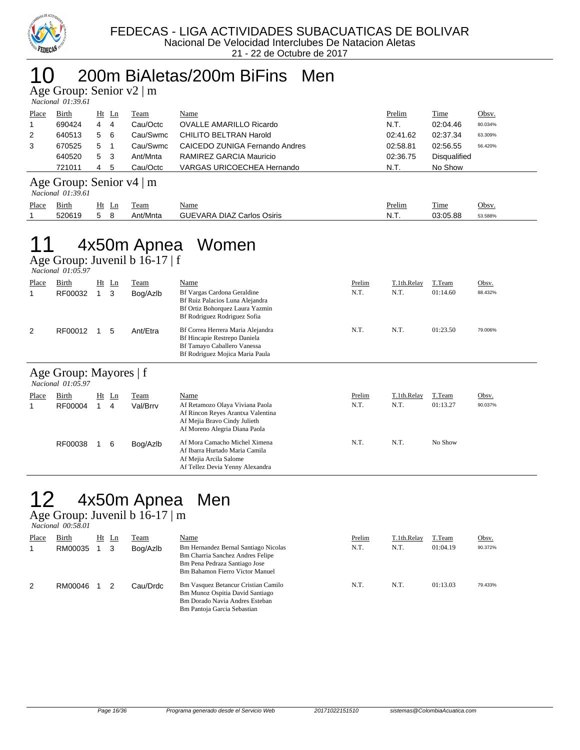FEDECAS - LIGA ACTIVIDADES SUBACUATICAS DE BOLIVAR

Nacional De Velocidad Interclubes De Natacion Aletas

21 - 22 de Octubre de 2017

# 10 200m BiAletas/200m BiFins Men

## Age Group: Senior v2 | m

*Nacional 01:39.61*

| Place | Birth | Ht | Ln | Team | Name | Prelim | Time | Obsv. |
|---|---|---|---|---|---|---|---|---|
| 1 | 690424 | 4 | 4 | Cau/Octc | OVALLE AMARILLO Ricardo | N.T. | 02:04.46 | 80.034% |
| 2 | 640513 | 5 | 6 | Cau/Swmc | CHILITO BELTRAN Harold | 02:41.62 | 02:37.34 | 63.309% |
| 3 | 670525 | 5 | 1 | Cau/Swmc | CAICEDO ZUNIGA Fernando Andres | 02:58.81 | 02:56.55 | 56.420% |
| | 640520 | 5 | 3 | Ant/Mnta | RAMIREZ GARCIA Mauricio | 02:36.75 | Disqualified | |
| | 721011 | 4 | 5 | Cau/Octc | VARGAS URICOECHEA Hernando | N.T. | No Show | |

## Age Group: Senior v4 | m

*Nacional 01:39.61*

| Place | Birth | Ht | Ln | Team | Name | Prelim | Time | Obsv. |
|---|---|---|---|---|---|---|---|---|
| 1 | 520619 | 5 | 8 | Ant/Mnta | GUEVARA DIAZ Carlos Osiris | N.T. | 03:05.88 | 53.588% |

# 11 4x50m Apnea Women

## Age Group: Juvenil b 16-17 | f

*Nacional 01:05.97*

| Place | Birth | Ht | Ln | Team | Name | Prelim | T.1th.Relay | T.Team | Obsv. |
|---|---|---|---|---|---|---|---|---|---|
| 1 | RF00032 | 1 | 3 | Bog/Azlb | Bf Vargas Cardona Geraldine<br>Bf Ruiz Palacios Luna Alejandra<br>Bf Ortiz Bohorquez Laura Yazmin<br>Bf Rodriguez Rodriguez Sofia | N.T. | N.T. | 01:14.60 | 88.432% |
| 2 | RF00012 | 1 | 5 | Ant/Etra | Bf Correa Herrera Maria Alejandra<br>Bf Hincapie Restrepo Daniela<br>Bf Tamayo Caballero Vanessa<br>Bf Rodriguez Mojica Maria Paula | N.T. | N.T. | 01:23.50 | 79.006% |

## Age Group: Mayores | f

*Nacional 01:05.97*

| Place | Birth | Ht | Ln | Team | Name | Prelim | T.1th.Relay | T.Team | Obsv. |
|---|---|---|---|---|---|---|---|---|---|
| 1 | RF00004 | 1 | 4 | Val/Brrv | Af Retamozo Olaya Viviana Paola<br>Af Rincon Reyes Arantxa Valentina<br>Af Mejia Bravo Cindy Julieth<br>Af Moreno Alegria Diana Paola | N.T. | N.T. | 01:13.27 | 90.037% |
| | RF00038 | 1 | 6 | Bog/Azlb | Af Mora Camacho Michel Ximena<br>Af Ibarra Hurtado Maria Camila<br>Af Mejia Arcila Salome<br>Af Tellez Devia Yenny Alexandra | N.T. | N.T. | No Show | |

# 12 4x50m Apnea Men

## Age Group: Juvenil b 16-17 | m

*Nacional 00:58.01*

| Place | Birth | Ht | Ln | Team | Name | Prelim | T.1th.Relay | T.Team | Obsv. |
|---|---|---|---|---|---|---|---|---|---|
| 1 | RM00035 | 1 | 3 | Bog/Azlb | Bm Hernandez Bernal Santiago Nicolas<br>Bm Charria Sanchez Andres Felipe<br>Bm Pena Pedraza Santiago Jose<br>Bm Bahamon Fierro Victor Manuel | N.T. | N.T. | 01:04.19 | 90.372% |
| 2 | RM00046 | 1 | 2 | Cau/Drdc | Bm Vasquez Betancur Cristian Camilo<br>Bm Munoz Ospitia David Santiago<br>Bm Dorado Navia Andres Esteban<br>Bm Pantoja Garcia Sebastian | N.T. | N.T. | 01:13.03 | 79.433% |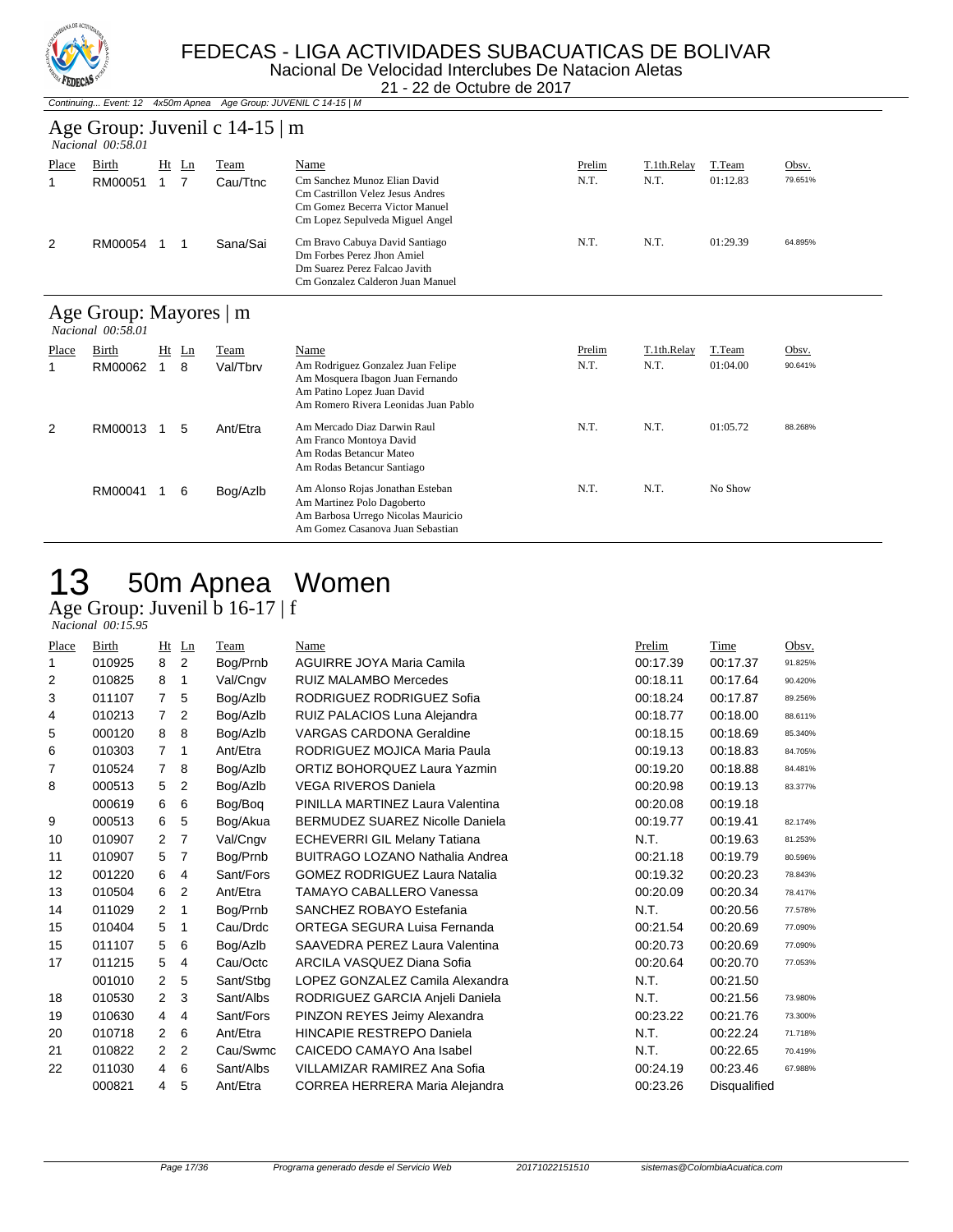Continuing... Event: 12 4x50m Apnea Age Group: JUVENIL C 14-15 | M

## Age Group: Juvenil c 14-15 | m

*Nacional 00:58.01*

| Place | Birth | Ht | Ln | Team | Name | Prelim | T.1th.Relay | T.Team | Obsv. |
|---|---|---|---|---|---|---|---|---|---|
| 1 | RM00051 | 1 | 7 | Cau/Ttnc | Cm Sanchez Munoz Elian David<br>Cm Castrillon Velez Jesus Andres<br>Cm Gomez Becerra Victor Manuel<br>Cm Lopez Sepulveda Miguel Angel | N.T. | N.T. | 01:12.83 | 79.651% |
| 2 | RM00054 | 1 | 1 | Sana/Sai | Cm Bravo Cabuya David Santiago<br>Dm Forbes Perez Jhon Amiel<br>Dm Suarez Perez Falcao Javith<br>Cm Gonzalez Calderon Juan Manuel | N.T. | N.T. | 01:29.39 | 64.895% |

## Age Group: Mayores | m

*Nacional 00:58.01*

| Place | Birth | Ht | Ln | Team | Name | Prelim | T.1th.Relay | T.Team | Obsv. |
|---|---|---|---|---|---|---|---|---|---|
| 1 | RM00062 | 1 | 8 | Val/Tbrv | Am Rodriguez Gonzalez Juan Felipe<br>Am Mosquera Ibagon Juan Fernando<br>Am Patino Lopez Juan David<br>Am Romero Rivera Leonidas Juan Pablo | N.T. | N.T. | 01:04.00 | 90.641% |
| 2 | RM00013 | 1 | 5 | Ant/Etra | Am Mercado Diaz Darwin Raul<br>Am Franco Montoya David<br>Am Rodas Betancur Mateo<br>Am Rodas Betancur Santiago | N.T. | N.T. | 01:05.72 | 88.268% |
| | RM00041 | 1 | 6 | Bog/Azlb | Am Alonso Rojas Jonathan Esteban<br>Am Martinez Polo Dagoberto<br>Am Barbosa Urrego Nicolas Mauricio<br>Am Gomez Casanova Juan Sebastian | N.T. | N.T. | No Show | |

# 13 50m Apnea Women

## Age Group: Juvenil b 16-17 | f

*Nacional 00:15.95*

| Place | Birth | Ht | Ln | Team | Name | Prelim | Time | Obsv. |
|---|---|---|---|---|---|---|---|---|
| 1 | 010925 | 8 | 2 | Bog/Prnb | AGUIRRE JOYA Maria Camila | 00:17.39 | 00:17.37 | 91.825% |
| 2 | 010825 | 8 | 1 | Val/Cngv | RUIZ MALAMBO Mercedes | 00:18.11 | 00:17.64 | 90.420% |
| 3 | 011107 | 7 | 5 | Bog/Azlb | RODRIGUEZ RODRIGUEZ Sofia | 00:18.24 | 00:17.87 | 89.256% |
| 4 | 010213 | 7 | 2 | Bog/Azlb | RUIZ PALACIOS Luna Alejandra | 00:18.77 | 00:18.00 | 88.611% |
| 5 | 000120 | 8 | 8 | Bog/Azlb | VARGAS CARDONA Geraldine | 00:18.15 | 00:18.69 | 85.340% |
| 6 | 010303 | 7 | 1 | Ant/Etra | RODRIGUEZ MOJICA Maria Paula | 00:19.13 | 00:18.83 | 84.705% |
| 7 | 010524 | 7 | 8 | Bog/Azlb | ORTIZ BOHORQUEZ Laura Yazmin | 00:19.20 | 00:18.88 | 84.481% |
| 8 | 000513 | 5 | 2 | Bog/Azlb | VEGA RIVEROS Daniela | 00:20.98 | 00:19.13 | 83.377% |
| | 000619 | 6 | 6 | Bog/Boq | PINILLA MARTINEZ Laura Valentina | 00:20.08 | 00:19.18 | |
| 9 | 000513 | 6 | 5 | Bog/Akua | BERMUDEZ SUAREZ Nicolle Daniela | 00:19.77 | 00:19.41 | 82.174% |
| 10 | 010907 | 2 | 7 | Val/Cngv | ECHEVERRI GIL Melany Tatiana | N.T. | 00:19.63 | 81.253% |
| 11 | 010907 | 5 | 7 | Bog/Prnb | BUITRAGO LOZANO Nathalia Andrea | 00:21.18 | 00:19.79 | 80.596% |
| 12 | 001220 | 6 | 4 | Sant/Fors | GOMEZ RODRIGUEZ Laura Natalia | 00:19.32 | 00:20.23 | 78.843% |
| 13 | 010504 | 6 | 2 | Ant/Etra | TAMAYO CABALLERO Vanessa | 00:20.09 | 00:20.34 | 78.417% |
| 14 | 011029 | 2 | 1 | Bog/Prnb | SANCHEZ ROBAYO Estefania | N.T. | 00:20.56 | 77.578% |
| 15 | 010404 | 5 | 1 | Cau/Drdc | ORTEGA SEGURA Luisa Fernanda | 00:21.54 | 00:20.69 | 77.090% |
| 15 | 011107 | 5 | 6 | Bog/Azlb | SAAVEDRA PEREZ Laura Valentina | 00:20.73 | 00:20.69 | 77.090% |
| 17 | 011215 | 5 | 4 | Cau/Octc | ARCILA VASQUEZ Diana Sofia | 00:20.64 | 00:20.70 | 77.053% |
| | 001010 | 2 | 5 | Sant/Stbg | LOPEZ GONZALEZ Camila Alexandra | N.T. | 00:21.50 | |
| 18 | 010530 | 2 | 3 | Sant/Albs | RODRIGUEZ GARCIA Anjeli Daniela | N.T. | 00:21.56 | 73.980% |
| 19 | 010630 | 4 | 4 | Sant/Fors | PINZON REYES Jeimy Alexandra | 00:23.22 | 00:21.76 | 73.300% |
| 20 | 010718 | 2 | 6 | Ant/Etra | HINCAPIE RESTREPO Daniela | N.T. | 00:22.24 | 71.718% |
| 21 | 010822 | 2 | 2 | Cau/Swmc | CAICEDO CAMAYO Ana Isabel | N.T. | 00:22.65 | 70.419% |
| 22 | 011030 | 4 | 6 | Sant/Albs | VILLAMIZAR RAMIREZ Ana Sofia | 00:24.19 | 00:23.46 | 67.988% |
| | 000821 | 4 | 5 | Ant/Etra | CORREA HERRERA Maria Alejandra | 00:23.26 | Disqualified | |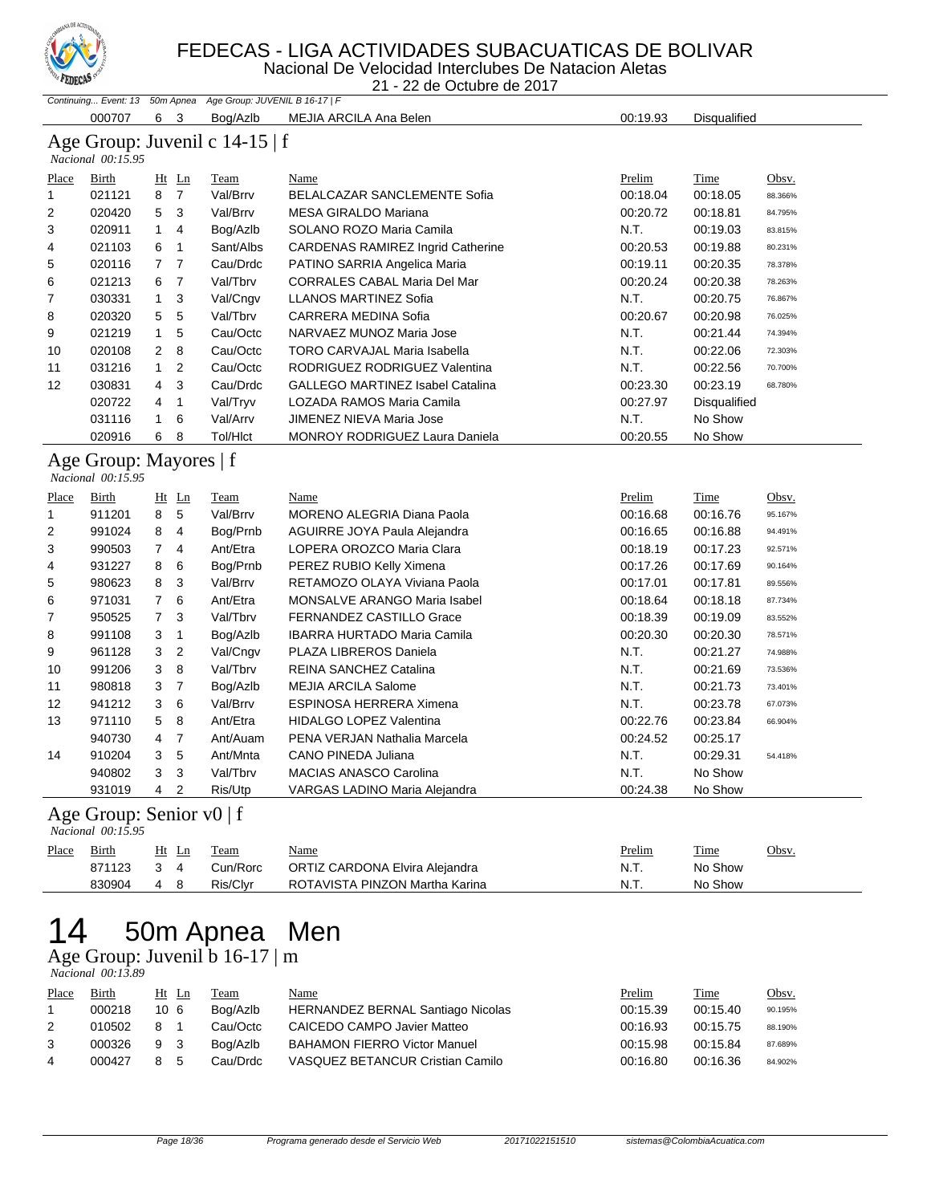# FEDECAS - LIGA ACTIVIDADES SUBACUATICAS DE BOLIVAR

Nacional De Velocidad Interclubes De Natacion Aletas

21 - 22 de Octubre de 2017

*Continuing... Event: 13 50m Apnea Age Group: JUVENIL B 16-17 | F*

| | | | | | | | | |
|---|---|---|---|---|---|---|---|---|
| | 000707 | 6 | 3 | Bog/Azlb | MEJIA ARCILA Ana Belen | 00:19.93 | Disqualified | |

## Age Group: Juvenil c 14-15 | f

*Nacional 00:15.95*

| Place | Birth | Ht | Ln | Team | Name | Prelim | Time | Obsv. |
|---|---|---|---|---|---|---|---|---|
| 1 | 021121 | 8 | 7 | Val/Brrv | BELALCAZAR SANCLEMENTE Sofia | 00:18.04 | 00:18.05 | 88.366% |
| 2 | 020420 | 5 | 3 | Val/Brrv | MESA GIRALDO Mariana | 00:20.72 | 00:18.81 | 84.795% |
| 3 | 020911 | 1 | 4 | Bog/Azlb | SOLANO ROZO Maria Camila | N.T. | 00:19.03 | 83.815% |
| 4 | 021103 | 6 | 1 | Sant/Albs | CARDENAS RAMIREZ Ingrid Catherine | 00:20.53 | 00:19.88 | 80.231% |
| 5 | 020116 | 7 | 7 | Cau/Drdc | PATINO SARRIA Angelica Maria | 00:19.11 | 00:20.35 | 78.378% |
| 6 | 021213 | 6 | 7 | Val/Tbrv | CORRALES CABAL Maria Del Mar | 00:20.24 | 00:20.38 | 78.263% |
| 7 | 030331 | 1 | 3 | Val/Cngv | LLANOS MARTINEZ Sofia | N.T. | 00:20.75 | 76.867% |
| 8 | 020320 | 5 | 5 | Val/Tbrv | CARRERA MEDINA Sofia | 00:20.67 | 00:20.98 | 76.025% |
| 9 | 021219 | 1 | 5 | Cau/Octc | NARVAEZ MUNOZ Maria Jose | N.T. | 00:21.44 | 74.394% |
| 10 | 020108 | 2 | 8 | Cau/Octc | TORO CARVAJAL Maria Isabella | N.T. | 00:22.06 | 72.303% |
| 11 | 031216 | 1 | 2 | Cau/Octc | RODRIGUEZ RODRIGUEZ Valentina | N.T. | 00:22.56 | 70.700% |
| 12 | 030831 | 4 | 3 | Cau/Drdc | GALLEGO MARTINEZ Isabel Catalina | 00:23.30 | 00:23.19 | 68.780% |
| | 020722 | 4 | 1 | Val/Tryv | LOZADA RAMOS Maria Camila | 00:27.97 | Disqualified | |
| | 031116 | 1 | 6 | Val/Arrv | JIMENEZ NIEVA Maria Jose | N.T. | No Show | |
| | 020916 | 6 | 8 | Tol/Hlct | MONROY RODRIGUEZ Laura Daniela | 00:20.55 | No Show | |

## Age Group: Mayores | f

*Nacional 00:15.95*

| Place | Birth | Ht | Ln | Team | Name | Prelim | Time | Obsv. |
|---|---|---|---|---|---|---|---|---|
| 1 | 911201 | 8 | 5 | Val/Brrv | MORENO ALEGRIA Diana Paola | 00:16.68 | 00:16.76 | 95.167% |
| 2 | 991024 | 8 | 4 | Bog/Prnb | AGUIRRE JOYA Paula Alejandra | 00:16.65 | 00:16.88 | 94.491% |
| 3 | 990503 | 7 | 4 | Ant/Etra | LOPERA OROZCO Maria Clara | 00:18.19 | 00:17.23 | 92.571% |
| 4 | 931227 | 8 | 6 | Bog/Prnb | PEREZ RUBIO Kelly Ximena | 00:17.26 | 00:17.69 | 90.164% |
| 5 | 980623 | 8 | 3 | Val/Brrv | RETAMOZO OLAYA Viviana Paola | 00:17.01 | 00:17.81 | 89.556% |
| 6 | 971031 | 7 | 6 | Ant/Etra | MONSALVE ARANGO Maria Isabel | 00:18.64 | 00:18.18 | 87.734% |
| 7 | 950525 | 7 | 3 | Val/Tbrv | FERNANDEZ CASTILLO Grace | 00:18.39 | 00:19.09 | 83.552% |
| 8 | 991108 | 3 | 1 | Bog/Azlb | IBARRA HURTADO Maria Camila | 00:20.30 | 00:20.30 | 78.571% |
| 9 | 961128 | 3 | 2 | Val/Cngv | PLAZA LIBREROS Daniela | N.T. | 00:21.27 | 74.988% |
| 10 | 991206 | 3 | 8 | Val/Tbrv | REINA SANCHEZ Catalina | N.T. | 00:21.69 | 73.536% |
| 11 | 980818 | 3 | 7 | Bog/Azlb | MEJIA ARCILA Salome | N.T. | 00:21.73 | 73.401% |
| 12 | 941212 | 3 | 6 | Val/Brrv | ESPINOSA HERRERA Ximena | N.T. | 00:23.78 | 67.073% |
| 13 | 971110 | 5 | 8 | Ant/Etra | HIDALGO LOPEZ Valentina | 00:22.76 | 00:23.84 | 66.904% |
| | 940730 | 4 | 7 | Ant/Auam | PENA VERJAN Nathalia Marcela | 00:24.52 | 00:25.17 | |
| 14 | 910204 | 3 | 5 | Ant/Mnta | CANO PINEDA Juliana | N.T. | 00:29.31 | 54.418% |
| | 940802 | 3 | 3 | Val/Tbrv | MACIAS ANASCO Carolina | N.T. | No Show | |
| | 931019 | 4 | 2 | Ris/Utp | VARGAS LADINO Maria Alejandra | 00:24.38 | No Show | |

## Age Group: Senior v0 | f

*Nacional 00:15.95*

| Place | Birth | Ht | Ln | Team | Name | Prelim | Time | Obsv. |
|---|---|---|---|---|---|---|---|---|
| | 871123 | 3 | 4 | Cun/Rorc | ORTIZ CARDONA Elvira Alejandra | N.T. | No Show | |
| | 830904 | 4 | 8 | Ris/Clyr | ROTAVISTA PINZON Martha Karina | N.T. | No Show | |

# 14 50m Apnea Men

## Age Group: Juvenil b 16-17 | m

*Nacional 00:13.89*

| Place | Birth | Ht | Ln | Team | Name | Prelim | Time | Obsv. |
|---|---|---|---|---|---|---|---|---|
| 1 | 000218 | 10 | 6 | Bog/Azlb | HERNANDEZ BERNAL Santiago Nicolas | 00:15.39 | 00:15.40 | 90.195% |
| 2 | 010502 | 8 | 1 | Cau/Octc | CAICEDO CAMPO Javier Matteo | 00:16.93 | 00:15.75 | 88.190% |
| 3 | 000326 | 9 | 3 | Bog/Azlb | BAHAMON FIERRO Victor Manuel | 00:15.98 | 00:15.84 | 87.689% |
| 4 | 000427 | 8 | 5 | Cau/Drdc | VASQUEZ BETANCUR Cristian Camilo | 00:16.80 | 00:16.36 | 84.902% |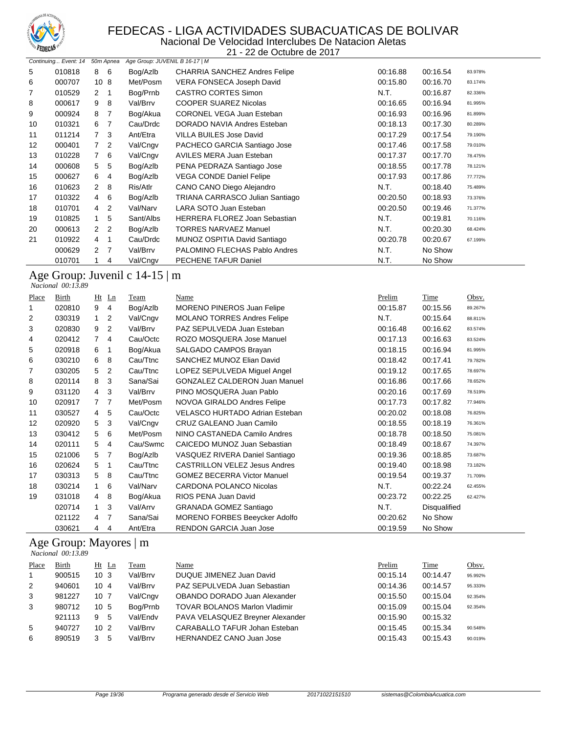# FEDECAS - LIGA ACTIVIDADES SUBACUATICAS DE BOLIVAR

Nacional De Velocidad Interclubes De Natacion Aletas

21 - 22 de Octubre de 2017

Continuing... Event: 14 50m Apnea Age Group: JUVENIL B 16-17 | M

| | | | | | | | | |
|---|---|---|---|---|---|---|---|---|
| 5 | 010818 | 8 | 6 | Bog/Azlb | CHARRIA SANCHEZ Andres Felipe | 00:16.88 | 00:16.54 | 83.978% |
| 6 | 000707 | 10 | 8 | Met/Posm | VERA FONSECA Joseph David | 00:15.80 | 00:16.70 | 83.174% |
| 7 | 010529 | 2 | 1 | Bog/Prnb | CASTRO CORTES Simon | N.T. | 00:16.87 | 82.336% |
| 8 | 000617 | 9 | 8 | Val/Brrv | COOPER SUAREZ Nicolas | 00:16.65 | 00:16.94 | 81.995% |
| 9 | 000924 | 8 | 7 | Bog/Akua | CORONEL VEGA Juan Esteban | 00:16.93 | 00:16.96 | 81.899% |
| 10 | 010321 | 6 | 7 | Cau/Drdc | DORADO NAVIA Andres Esteban | 00:18.13 | 00:17.30 | 80.289% |
| 11 | 011214 | 7 | 3 | Ant/Etra | VILLA BUILES Jose David | 00:17.29 | 00:17.54 | 79.190% |
| 12 | 000401 | 7 | 2 | Val/Cngv | PACHECO GARCIA Santiago Jose | 00:17.46 | 00:17.58 | 79.010% |
| 13 | 010228 | 7 | 6 | Val/Cngv | AVILES MERA Juan Esteban | 00:17.37 | 00:17.70 | 78.475% |
| 14 | 000608 | 5 | 5 | Bog/Azlb | PENA PEDRAZA Santiago Jose | 00:18.55 | 00:17.78 | 78.121% |
| 15 | 000627 | 6 | 4 | Bog/Azlb | VEGA CONDE Daniel Felipe | 00:17.93 | 00:17.86 | 77.772% |
| 16 | 010623 | 2 | 8 | Ris/Atlr | CANO CANO Diego Alejandro | N.T. | 00:18.40 | 75.489% |
| 17 | 010322 | 4 | 6 | Bog/Azlb | TRIANA CARRASCO Julian Santiago | 00:20.50 | 00:18.93 | 73.376% |
| 18 | 010701 | 4 | 2 | Val/Narv | LARA SOTO Juan Esteban | 00:20.50 | 00:19.46 | 71.377% |
| 19 | 010825 | 1 | 5 | Sant/Albs | HERRERA FLOREZ Joan Sebastian | N.T. | 00:19.81 | 70.116% |
| 20 | 000613 | 2 | 2 | Bog/Azlb | TORRES NARVAEZ Manuel | N.T. | 00:20.30 | 68.424% |
| 21 | 010922 | 4 | 1 | Cau/Drdc | MUNOZ OSPITIA David Santiago | 00:20.78 | 00:20.67 | 67.199% |
| | 000629 | 2 | 7 | Val/Brrv | PALOMINO FLECHAS Pablo Andres | N.T. | No Show | |
| | 010701 | 1 | 4 | Val/Cngv | PECHENE TAFUR Daniel | N.T. | No Show | |

## Age Group: Juvenil c 14-15 | m

*Nacional 00:13.89*

| Place | Birth | Ht | Ln | Team | Name | Prelim | Time | Obsv. |
|---|---|---|---|---|---|---|---|---|
| 1 | 020810 | 9 | 4 | Bog/Azlb | MORENO PINEROS Juan Felipe | 00:15.87 | 00:15.56 | 89.267% |
| 2 | 030319 | 1 | 2 | Val/Cngv | MOLANO TORRES Andres Felipe | N.T. | 00:15.64 | 88.811% |
| 3 | 020830 | 9 | 2 | Val/Brrv | PAZ SEPULVEDA Juan Esteban | 00:16.48 | 00:16.62 | 83.574% |
| 4 | 020412 | 7 | 4 | Cau/Octc | ROZO MOSQUERA Jose Manuel | 00:17.13 | 00:16.63 | 83.524% |
| 5 | 020918 | 6 | 1 | Bog/Akua | SALGADO CAMPOS Brayan | 00:18.15 | 00:16.94 | 81.995% |
| 6 | 030210 | 6 | 8 | Cau/Ttnc | SANCHEZ MUNOZ Elian David | 00:18.42 | 00:17.41 | 79.782% |
| 7 | 030205 | 5 | 2 | Cau/Ttnc | LOPEZ SEPULVEDA Miguel Angel | 00:19.12 | 00:17.65 | 78.697% |
| 8 | 020114 | 8 | 3 | Sana/Sai | GONZALEZ CALDERON Juan Manuel | 00:16.86 | 00:17.66 | 78.652% |
| 9 | 031120 | 4 | 3 | Val/Brrv | PINO MOSQUERA Juan Pablo | 00:20.16 | 00:17.69 | 78.519% |
| 10 | 020917 | 7 | 7 | Met/Posm | NOVOA GIRALDO Andres Felipe | 00:17.73 | 00:17.82 | 77.946% |
| 11 | 030527 | 4 | 5 | Cau/Octc | VELASCO HURTADO Adrian Esteban | 00:20.02 | 00:18.08 | 76.825% |
| 12 | 020920 | 5 | 3 | Val/Cngv | CRUZ GALEANO Juan Camilo | 00:18.55 | 00:18.19 | 76.361% |
| 13 | 030412 | 5 | 6 | Met/Posm | NINO CASTANEDA Camilo Andres | 00:18.78 | 00:18.50 | 75.081% |
| 14 | 020111 | 5 | 4 | Cau/Swmc | CAICEDO MUNOZ Juan Sebastian | 00:18.49 | 00:18.67 | 74.397% |
| 15 | 021006 | 5 | 7 | Bog/Azlb | VASQUEZ RIVERA Daniel Santiago | 00:19.36 | 00:18.85 | 73.687% |
| 16 | 020624 | 5 | 1 | Cau/Ttnc | CASTRILLON VELEZ Jesus Andres | 00:19.40 | 00:18.98 | 73.182% |
| 17 | 030313 | 5 | 8 | Cau/Ttnc | GOMEZ BECERRA Victor Manuel | 00:19.54 | 00:19.37 | 71.709% |
| 18 | 030214 | 1 | 6 | Val/Narv | CARDONA POLANCO Nicolas | N.T. | 00:22.24 | 62.455% |
| 19 | 031018 | 4 | 8 | Bog/Akua | RIOS PENA Juan David | 00:23.72 | 00:22.25 | 62.427% |
| | 020714 | 1 | 3 | Val/Arrv | GRANADA GOMEZ Santiago | N.T. | Disqualified | |
| | 021122 | 4 | 7 | Sana/Sai | MORENO FORBES Beeycker Adolfo | 00:20.62 | No Show | |
| | 030621 | 4 | 4 | Ant/Etra | RENDON GARCIA Juan Jose | 00:19.59 | No Show | |

## Age Group: Mayores | m

*Nacional 00:13.89*

| Place | Birth | Ht | Ln | Team | Name | Prelim | Time | Obsv. |
|---|---|---|---|---|---|---|---|---|
| 1 | 900515 | 10 | 3 | Val/Brrv | DUQUE JIMENEZ Juan David | 00:15.14 | 00:14.47 | 95.992% |
| 2 | 940601 | 10 | 4 | Val/Brrv | PAZ SEPULVEDA Juan Sebastian | 00:14.36 | 00:14.57 | 95.333% |
| 3 | 981227 | 10 | 7 | Val/Cngv | OBANDO DORADO Juan Alexander | 00:15.50 | 00:15.04 | 92.354% |
| 3 | 980712 | 10 | 5 | Bog/Prnb | TOVAR BOLANOS Marlon Vladimir | 00:15.09 | 00:15.04 | 92.354% |
| | 921113 | 9 | 5 | Val/Endv | PAVA VELASQUEZ Breyner Alexander | 00:15.90 | 00:15.32 | |
| 5 | 940727 | 10 | 2 | Val/Brrv | CARABALLO TAFUR Johan Esteban | 00:15.45 | 00:15.34 | 90.548% |
| 6 | 890519 | 3 | 5 | Val/Brrv | HERNANDEZ CANO Juan Jose | 00:15.43 | 00:15.43 | 90.019% |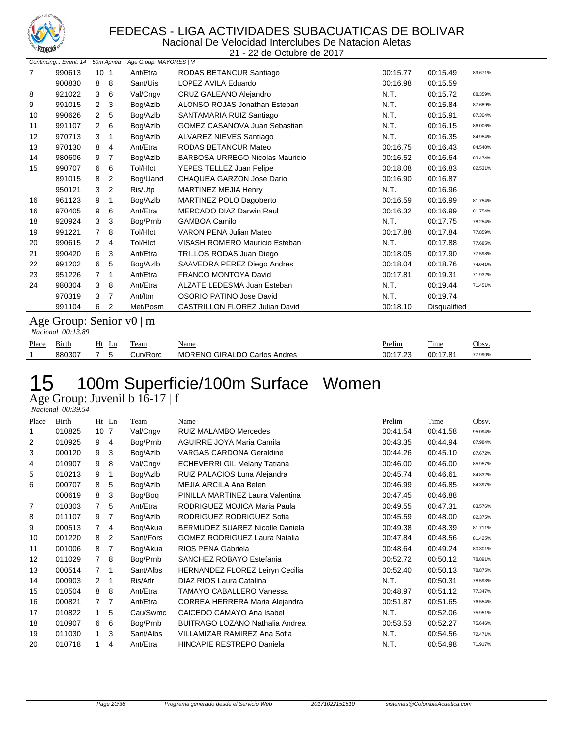# FEDECAS - LIGA ACTIVIDADES SUBACUATICAS DE BOLIVAR

Nacional De Velocidad Interclubes De Natacion Aletas

21 - 22 de Octubre de 2017

*Continuing... Event: 14 50m Apnea Age Group: MAYORES | M*

| | | | | | | | | |
|---|---|---|---|---|---|---|---|---|
| 7 | 990613 | 10 | 1 | Ant/Etra | RODAS BETANCUR Santiago | 00:15.77 | 00:15.49 | 89.671% |
| | 900830 | 8 | 8 | Sant/Uis | LOPEZ AVILA Eduardo | 00:16.98 | 00:15.59 | |
| 8 | 921022 | 3 | 6 | Val/Cngv | CRUZ GALEANO Alejandro | N.T. | 00:15.72 | 88.359% |
| 9 | 991015 | 2 | 3 | Bog/Azlb | ALONSO ROJAS Jonathan Esteban | N.T. | 00:15.84 | 87.689% |
| 10 | 990626 | 2 | 5 | Bog/Azlb | SANTAMARIA RUIZ Santiago | N.T. | 00:15.91 | 87.304% |
| 11 | 991107 | 2 | 6 | Bog/Azlb | GOMEZ CASANOVA Juan Sebastian | N.T. | 00:16.15 | 86.006% |
| 12 | 970713 | 3 | 1 | Bog/Azlb | ALVAREZ NIEVES Santiago | N.T. | 00:16.35 | 84.954% |
| 13 | 970130 | 8 | 4 | Ant/Etra | RODAS BETANCUR Mateo | 00:16.75 | 00:16.43 | 84.540% |
| 14 | 980606 | 9 | 7 | Bog/Azlb | BARBOSA URREGO Nicolas Mauricio | 00:16.52 | 00:16.64 | 83.474% |
| 15 | 990707 | 6 | 6 | Tol/Hlct | YEPES TELLEZ Juan Felipe | 00:18.08 | 00:16.83 | 82.531% |
| | 891015 | 8 | 2 | Bog/Uand | CHAQUEA GARZON Jose Dario | 00:16.90 | 00:16.87 | |
| | 950121 | 3 | 2 | Ris/Utp | MARTINEZ MEJIA Henry | N.T. | 00:16.96 | |
| 16 | 961123 | 9 | 1 | Bog/Azlb | MARTINEZ POLO Dagoberto | 00:16.59 | 00:16.99 | 81.754% |
| 16 | 970405 | 9 | 6 | Ant/Etra | MERCADO DIAZ Darwin Raul | 00:16.32 | 00:16.99 | 81.754% |
| 18 | 920924 | 3 | 3 | Bog/Prnb | GAMBOA Camilo | N.T. | 00:17.75 | 78.254% |
| 19 | 991221 | 7 | 8 | Tol/Hlct | VARON PENA Julian Mateo | 00:17.88 | 00:17.84 | 77.859% |
| 20 | 990615 | 2 | 4 | Tol/Hlct | VISASH ROMERO Mauricio Esteban | N.T. | 00:17.88 | 77.685% |
| 21 | 990420 | 6 | 3 | Ant/Etra | TRILLOS RODAS Juan Diego | 00:18.05 | 00:17.90 | 77.598% |
| 22 | 991202 | 6 | 5 | Bog/Azlb | SAAVEDRA PEREZ Diego Andres | 00:18.04 | 00:18.76 | 74.041% |
| 23 | 951226 | 7 | 1 | Ant/Etra | FRANCO MONTOYA David | 00:17.81 | 00:19.31 | 71.932% |
| 24 | 980304 | 3 | 8 | Ant/Etra | ALZATE LEDESMA Juan Esteban | N.T. | 00:19.44 | 71.451% |
| | 970319 | 3 | 7 | Ant/Itm | OSORIO PATINO Jose David | N.T. | 00:19.74 | |
| | 991104 | 6 | 2 | Met/Posm | CASTRILLON FLOREZ Julian David | 00:18.10 | Disqualified | |

## Age Group: Senior v0 | m

*Nacional 00:13.89*

| Place | Birth | Ht | Ln | Team | Name | Prelim | Time | Obsv. |
|---|---|---|---|---|---|---|---|---|
| 1 | 880307 | 7 | 5 | Cun/Rorc | MORENO GIRALDO Carlos Andres | 00:17.23 | 00:17.81 | 77.990% |

# 15 100m Superficie/100m Surface Women

## Age Group: Juvenil b 16-17 | f

*Nacional 00:39.54*

| Place | Birth | Ht | Ln | Team | Name | Prelim | Time | Obsv. |
|---|---|---|---|---|---|---|---|---|
| 1 | 010825 | 10 | 7 | Val/Cngv | RUIZ MALAMBO Mercedes | 00:41.54 | 00:41.58 | 95.094% |
| 2 | 010925 | 9 | 4 | Bog/Prnb | AGUIRRE JOYA Maria Camila | 00:43.35 | 00:44.94 | 87.984% |
| 3 | 000120 | 9 | 3 | Bog/Azlb | VARGAS CARDONA Geraldine | 00:44.26 | 00:45.10 | 87.672% |
| 4 | 010907 | 9 | 8 | Val/Cngv | ECHEVERRI GIL Melany Tatiana | 00:46.00 | 00:46.00 | 85.957% |
| 5 | 010213 | 9 | 1 | Bog/Azlb | RUIZ PALACIOS Luna Alejandra | 00:45.74 | 00:46.61 | 84.832% |
| 6 | 000707 | 8 | 5 | Bog/Azlb | MEJIA ARCILA Ana Belen | 00:46.99 | 00:46.85 | 84.397% |
| | 000619 | 8 | 3 | Bog/Boq | PINILLA MARTINEZ Laura Valentina | 00:47.45 | 00:46.88 | |
| 7 | 010303 | 7 | 5 | Ant/Etra | RODRIGUEZ MOJICA Maria Paula | 00:49.55 | 00:47.31 | 83.576% |
| 8 | 011107 | 9 | 7 | Bog/Azlb | RODRIGUEZ RODRIGUEZ Sofia | 00:45.59 | 00:48.00 | 82.375% |
| 9 | 000513 | 7 | 4 | Bog/Akua | BERMUDEZ SUAREZ Nicolle Daniela | 00:49.38 | 00:48.39 | 81.711% |
| 10 | 001220 | 8 | 2 | Sant/Fors | GOMEZ RODRIGUEZ Laura Natalia | 00:47.84 | 00:48.56 | 81.425% |
| 11 | 001006 | 8 | 7 | Bog/Akua | RIOS PENA Gabriela | 00:48.64 | 00:49.24 | 80.301% |
| 12 | 011029 | 7 | 8 | Bog/Prnb | SANCHEZ ROBAYO Estefania | 00:52.72 | 00:50.12 | 78.891% |
| 13 | 000514 | 7 | 1 | Sant/Albs | HERNANDEZ FLOREZ Leiryn Cecilia | 00:52.40 | 00:50.13 | 78.875% |
| 14 | 000903 | 2 | 1 | Ris/Atlr | DIAZ RIOS Laura Catalina | N.T. | 00:50.31 | 78.593% |
| 15 | 010504 | 8 | 8 | Ant/Etra | TAMAYO CABALLERO Vanessa | 00:48.97 | 00:51.12 | 77.347% |
| 16 | 000821 | 7 | 7 | Ant/Etra | CORREA HERRERA Maria Alejandra | 00:51.87 | 00:51.65 | 76.554% |
| 17 | 010822 | 1 | 5 | Cau/Swmc | CAICEDO CAMAYO Ana Isabel | N.T. | 00:52.06 | 75.951% |
| 18 | 010907 | 6 | 6 | Bog/Prnb | BUITRAGO LOZANO Nathalia Andrea | 00:53.53 | 00:52.27 | 75.646% |
| 19 | 011030 | 1 | 3 | Sant/Albs | VILLAMIZAR RAMIREZ Ana Sofia | N.T. | 00:54.56 | 72.471% |
| 20 | 010718 | 1 | 4 | Ant/Etra | HINCAPIE RESTREPO Daniela | N.T. | 00:54.98 | 71.917% |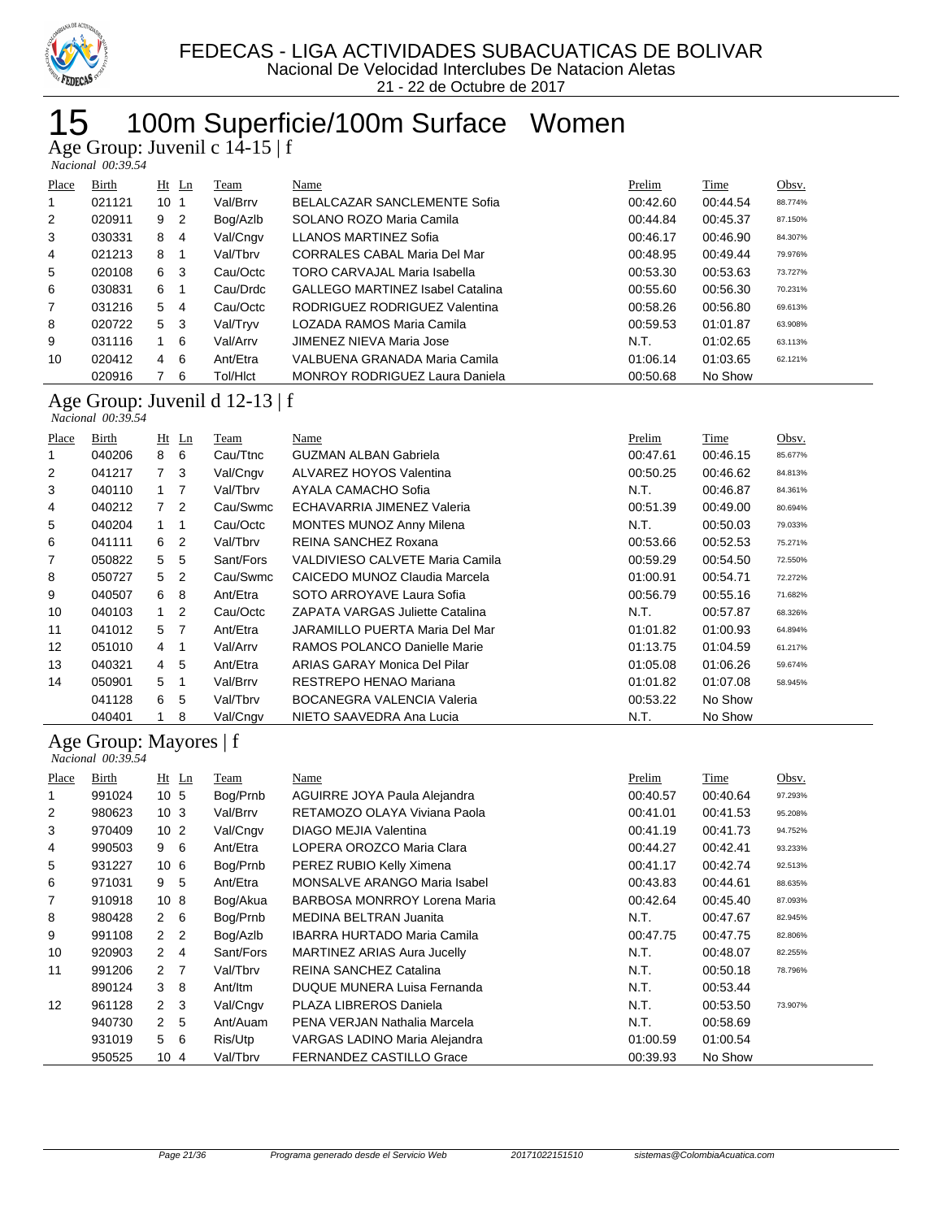FEDECAS - LIGA ACTIVIDADES SUBACUATICAS DE BOLIVAR
Nacional De Velocidad Interclubes De Natacion Aletas
21 - 22 de Octubre de 2017

# 15 100m Superficie/100m Surface Women

## Age Group: Juvenil c 14-15 | f

*Nacional 00:39.54*

| Place | Birth | Ht | Ln | Team | Name | Prelim | Time | Obsv. |
|---|---|---|---|---|---|---|---|---|
| 1 | 021121 | 10 | 1 | Val/Brrv | BELALCAZAR SANCLEMENTE Sofia | 00:42.60 | 00:44.54 | 88.774% |
| 2 | 020911 | 9 | 2 | Bog/Azlb | SOLANO ROZO Maria Camila | 00:44.84 | 00:45.37 | 87.150% |
| 3 | 030331 | 8 | 4 | Val/Cngv | LLANOS MARTINEZ Sofia | 00:46.17 | 00:46.90 | 84.307% |
| 4 | 021213 | 8 | 1 | Val/Tbrv | CORRALES CABAL Maria Del Mar | 00:48.95 | 00:49.44 | 79.976% |
| 5 | 020108 | 6 | 3 | Cau/Octc | TORO CARVAJAL Maria Isabella | 00:53.30 | 00:53.63 | 73.727% |
| 6 | 030831 | 6 | 1 | Cau/Drdc | GALLEGO MARTINEZ Isabel Catalina | 00:55.60 | 00:56.30 | 70.231% |
| 7 | 031216 | 5 | 4 | Cau/Octc | RODRIGUEZ RODRIGUEZ Valentina | 00:58.26 | 00:56.80 | 69.613% |
| 8 | 020722 | 5 | 3 | Val/Tryv | LOZADA RAMOS Maria Camila | 00:59.53 | 01:01.87 | 63.908% |
| 9 | 031116 | 1 | 6 | Val/Arrv | JIMENEZ NIEVA Maria Jose | N.T. | 01:02.65 | 63.113% |
| 10 | 020412 | 4 | 6 | Ant/Etra | VALBUENA GRANADA Maria Camila | 01:06.14 | 01:03.65 | 62.121% |
| | 020916 | 7 | 6 | Tol/Hlct | MONROY RODRIGUEZ Laura Daniela | 00:50.68 | No Show | |

## Age Group: Juvenil d 12-13 | f

*Nacional 00:39.54*

| Place | Birth | Ht | Ln | Team | Name | Prelim | Time | Obsv. |
|---|---|---|---|---|---|---|---|---|
| 1 | 040206 | 8 | 6 | Cau/Ttnc | GUZMAN ALBAN Gabriela | 00:47.61 | 00:46.15 | 85.677% |
| 2 | 041217 | 7 | 3 | Val/Cngv | ALVAREZ HOYOS Valentina | 00:50.25 | 00:46.62 | 84.813% |
| 3 | 040110 | 1 | 7 | Val/Tbrv | AYALA CAMACHO Sofia | N.T. | 00:46.87 | 84.361% |
| 4 | 040212 | 7 | 2 | Cau/Swmc | ECHAVARRIA JIMENEZ Valeria | 00:51.39 | 00:49.00 | 80.694% |
| 5 | 040204 | 1 | 1 | Cau/Octc | MONTES MUNOZ Anny Milena | N.T. | 00:50.03 | 79.033% |
| 6 | 041111 | 6 | 2 | Val/Tbrv | REINA SANCHEZ Roxana | 00:53.66 | 00:52.53 | 75.271% |
| 7 | 050822 | 5 | 5 | Sant/Fors | VALDIVIESO CALVETE Maria Camila | 00:59.29 | 00:54.50 | 72.550% |
| 8 | 050727 | 5 | 2 | Cau/Swmc | CAICEDO MUNOZ Claudia Marcela | 01:00.91 | 00:54.71 | 72.272% |
| 9 | 040507 | 6 | 8 | Ant/Etra | SOTO ARROYAVE Laura Sofia | 00:56.79 | 00:55.16 | 71.682% |
| 10 | 040103 | 1 | 2 | Cau/Octc | ZAPATA VARGAS Juliette Catalina | N.T. | 00:57.87 | 68.326% |
| 11 | 041012 | 5 | 7 | Ant/Etra | JARAMILLO PUERTA Maria Del Mar | 01:01.82 | 01:00.93 | 64.894% |
| 12 | 051010 | 4 | 1 | Val/Arrv | RAMOS POLANCO Danielle Marie | 01:13.75 | 01:04.59 | 61.217% |
| 13 | 040321 | 4 | 5 | Ant/Etra | ARIAS GARAY Monica Del Pilar | 01:05.08 | 01:06.26 | 59.674% |
| 14 | 050901 | 5 | 1 | Val/Brrv | RESTREPO HENAO Mariana | 01:01.82 | 01:07.08 | 58.945% |
| | 041128 | 6 | 5 | Val/Tbrv | BOCANEGRA VALENCIA Valeria | 00:53.22 | No Show | |
| | 040401 | 1 | 8 | Val/Cngv | NIETO SAAVEDRA Ana Lucia | N.T. | No Show | |

## Age Group: Mayores | f

*Nacional 00:39.54*

| Place | Birth | Ht | Ln | Team | Name | Prelim | Time | Obsv. |
|---|---|---|---|---|---|---|---|---|
| 1 | 991024 | 10 | 5 | Bog/Prnb | AGUIRRE JOYA Paula Alejandra | 00:40.57 | 00:40.64 | 97.293% |
| 2 | 980623 | 10 | 3 | Val/Brrv | RETAMOZO OLAYA Viviana Paola | 00:41.01 | 00:41.53 | 95.208% |
| 3 | 970409 | 10 | 2 | Val/Cngv | DIAGO MEJIA Valentina | 00:41.19 | 00:41.73 | 94.752% |
| 4 | 990503 | 9 | 6 | Ant/Etra | LOPERA OROZCO Maria Clara | 00:44.27 | 00:42.41 | 93.233% |
| 5 | 931227 | 10 | 6 | Bog/Prnb | PEREZ RUBIO Kelly Ximena | 00:41.17 | 00:42.74 | 92.513% |
| 6 | 971031 | 9 | 5 | Ant/Etra | MONSALVE ARANGO Maria Isabel | 00:43.83 | 00:44.61 | 88.635% |
| 7 | 910918 | 10 | 8 | Bog/Akua | BARBOSA MONRROY Lorena Maria | 00:42.64 | 00:45.40 | 87.093% |
| 8 | 980428 | 2 | 6 | Bog/Prnb | MEDINA BELTRAN Juanita | N.T. | 00:47.67 | 82.945% |
| 9 | 991108 | 2 | 2 | Bog/Azlb | IBARRA HURTADO Maria Camila | 00:47.75 | 00:47.75 | 82.806% |
| 10 | 920903 | 2 | 4 | Sant/Fors | MARTINEZ ARIAS Aura Jucelly | N.T. | 00:48.07 | 82.255% |
| 11 | 991206 | 2 | 7 | Val/Tbrv | REINA SANCHEZ Catalina | N.T. | 00:50.18 | 78.796% |
| | 890124 | 3 | 8 | Ant/Itm | DUQUE MUNERA Luisa Fernanda | N.T. | 00:53.44 | |
| 12 | 961128 | 2 | 3 | Val/Cngv | PLAZA LIBREROS Daniela | N.T. | 00:53.50 | 73.907% |
| | 940730 | 2 | 5 | Ant/Auam | PENA VERJAN Nathalia Marcela | N.T. | 00:58.69 | |
| | 931019 | 5 | 6 | Ris/Utp | VARGAS LADINO Maria Alejandra | 01:00.59 | 01:00.54 | |
| | 950525 | 10 | 4 | Val/Tbrv | FERNANDEZ CASTILLO Grace | 00:39.93 | No Show | |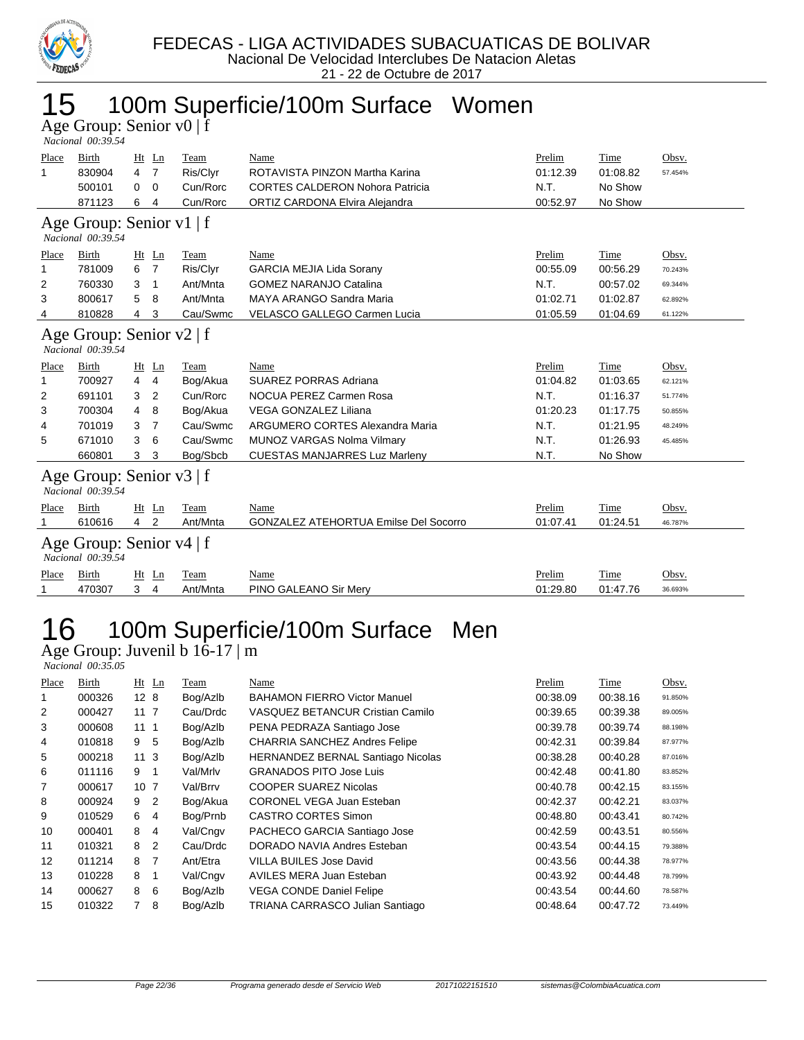FEDECAS - LIGA ACTIVIDADES SUBACUATICAS DE BOLIVAR
Nacional De Velocidad Interclubes De Natacion Aletas
21 - 22 de Octubre de 2017

# 15 100m Superficie/100m Surface Women

## Age Group: Senior v0 | f

*Nacional 00:39.54*

| Place | Birth | Ht | Ln | Team | Name | Prelim | Time | Obsv. |
|---|---|---|---|---|---|---|---|---|
| 1 | 830904 | 4 | 7 | Ris/Clyr | ROTAVISTA PINZON Martha Karina | 01:12.39 | 01:08.82 | 57.454% |
| | 500101 | 0 | 0 | Cun/Rorc | CORTES CALDERON Nohora Patricia | N.T. | No Show | |
| | 871123 | 6 | 4 | Cun/Rorc | ORTIZ CARDONA Elvira Alejandra | 00:52.97 | No Show | |

## Age Group: Senior v1 | f

*Nacional 00:39.54*

| Place | Birth | Ht | Ln | Team | Name | Prelim | Time | Obsv. |
|---|---|---|---|---|---|---|---|---|
| 1 | 781009 | 6 | 7 | Ris/Clyr | GARCIA MEJIA Lida Sorany | 00:55.09 | 00:56.29 | 70.243% |
| 2 | 760330 | 3 | 1 | Ant/Mnta | GOMEZ NARANJO Catalina | N.T. | 00:57.02 | 69.344% |
| 3 | 800617 | 5 | 8 | Ant/Mnta | MAYA ARANGO Sandra Maria | 01:02.71 | 01:02.87 | 62.892% |
| 4 | 810828 | 4 | 3 | Cau/Swmc | VELASCO GALLEGO Carmen Lucia | 01:05.59 | 01:04.69 | 61.122% |

## Age Group: Senior v2 | f

*Nacional 00:39.54*

| Place | Birth | Ht | Ln | Team | Name | Prelim | Time | Obsv. |
|---|---|---|---|---|---|---|---|---|
| 1 | 700927 | 4 | 4 | Bog/Akua | SUAREZ PORRAS Adriana | 01:04.82 | 01:03.65 | 62.121% |
| 2 | 691101 | 3 | 2 | Cun/Rorc | NOCUA PEREZ Carmen Rosa | N.T. | 01:16.37 | 51.774% |
| 3 | 700304 | 4 | 8 | Bog/Akua | VEGA GONZALEZ Liliana | 01:20.23 | 01:17.75 | 50.855% |
| 4 | 701019 | 3 | 7 | Cau/Swmc | ARGUMERO CORTES Alexandra Maria | N.T. | 01:21.95 | 48.249% |
| 5 | 671010 | 3 | 6 | Cau/Swmc | MUNOZ VARGAS Nolma Vilmary | N.T. | 01:26.93 | 45.485% |
| | 660801 | 3 | 3 | Bog/Sbcb | CUESTAS MANJARRES Luz Marleny | N.T. | No Show | |

## Age Group: Senior v3 | f

*Nacional 00:39.54*

| Place | Birth | Ht | Ln | Team | Name | Prelim | Time | Obsv. |
|---|---|---|---|---|---|---|---|---|
| 1 | 610616 | 4 | 2 | Ant/Mnta | GONZALEZ ATEHORTUA Emilse Del Socorro | 01:07.41 | 01:24.51 | 46.787% |

## Age Group: Senior v4 | f

*Nacional 00:39.54*

| Place | Birth | Ht | Ln | Team | Name | Prelim | Time | Obsv. |
|---|---|---|---|---|---|---|---|---|
| 1 | 470307 | 3 | 4 | Ant/Mnta | PINO GALEANO Sir Mery | 01:29.80 | 01:47.76 | 36.693% |

# 16 100m Superficie/100m Surface Men

## Age Group: Juvenil b 16-17 | m

*Nacional 00:35.05*

| Place | Birth | Ht | Ln | Team | Name | Prelim | Time | Obsv. |
|---|---|---|---|---|---|---|---|---|
| 1 | 000326 | 12 | 8 | Bog/Azlb | BAHAMON FIERRO Victor Manuel | 00:38.09 | 00:38.16 | 91.850% |
| 2 | 000427 | 11 | 7 | Cau/Drdc | VASQUEZ BETANCUR Cristian Camilo | 00:39.65 | 00:39.38 | 89.005% |
| 3 | 000608 | 11 | 1 | Bog/Azlb | PENA PEDRAZA Santiago Jose | 00:39.78 | 00:39.74 | 88.198% |
| 4 | 010818 | 9 | 5 | Bog/Azlb | CHARRIA SANCHEZ Andres Felipe | 00:42.31 | 00:39.84 | 87.977% |
| 5 | 000218 | 11 | 3 | Bog/Azlb | HERNANDEZ BERNAL Santiago Nicolas | 00:38.28 | 00:40.28 | 87.016% |
| 6 | 011116 | 9 | 1 | Val/Mrlv | GRANADOS PITO Jose Luis | 00:42.48 | 00:41.80 | 83.852% |
| 7 | 000617 | 10 | 7 | Val/Brrv | COOPER SUAREZ Nicolas | 00:40.78 | 00:42.15 | 83.155% |
| 8 | 000924 | 9 | 2 | Bog/Akua | CORONEL VEGA Juan Esteban | 00:42.37 | 00:42.21 | 83.037% |
| 9 | 010529 | 6 | 4 | Bog/Prnb | CASTRO CORTES Simon | 00:48.80 | 00:43.41 | 80.742% |
| 10 | 000401 | 8 | 4 | Val/Cngv | PACHECO GARCIA Santiago Jose | 00:42.59 | 00:43.51 | 80.556% |
| 11 | 010321 | 8 | 2 | Cau/Drdc | DORADO NAVIA Andres Esteban | 00:43.54 | 00:44.15 | 79.388% |
| 12 | 011214 | 8 | 7 | Ant/Etra | VILLA BUILES Jose David | 00:43.56 | 00:44.38 | 78.977% |
| 13 | 010228 | 8 | 1 | Val/Cngv | AVILES MERA Juan Esteban | 00:43.92 | 00:44.48 | 78.799% |
| 14 | 000627 | 8 | 6 | Bog/Azlb | VEGA CONDE Daniel Felipe | 00:43.54 | 00:44.60 | 78.587% |
| 15 | 010322 | 7 | 8 | Bog/Azlb | TRIANA CARRASCO Julian Santiago | 00:48.64 | 00:47.72 | 73.449% |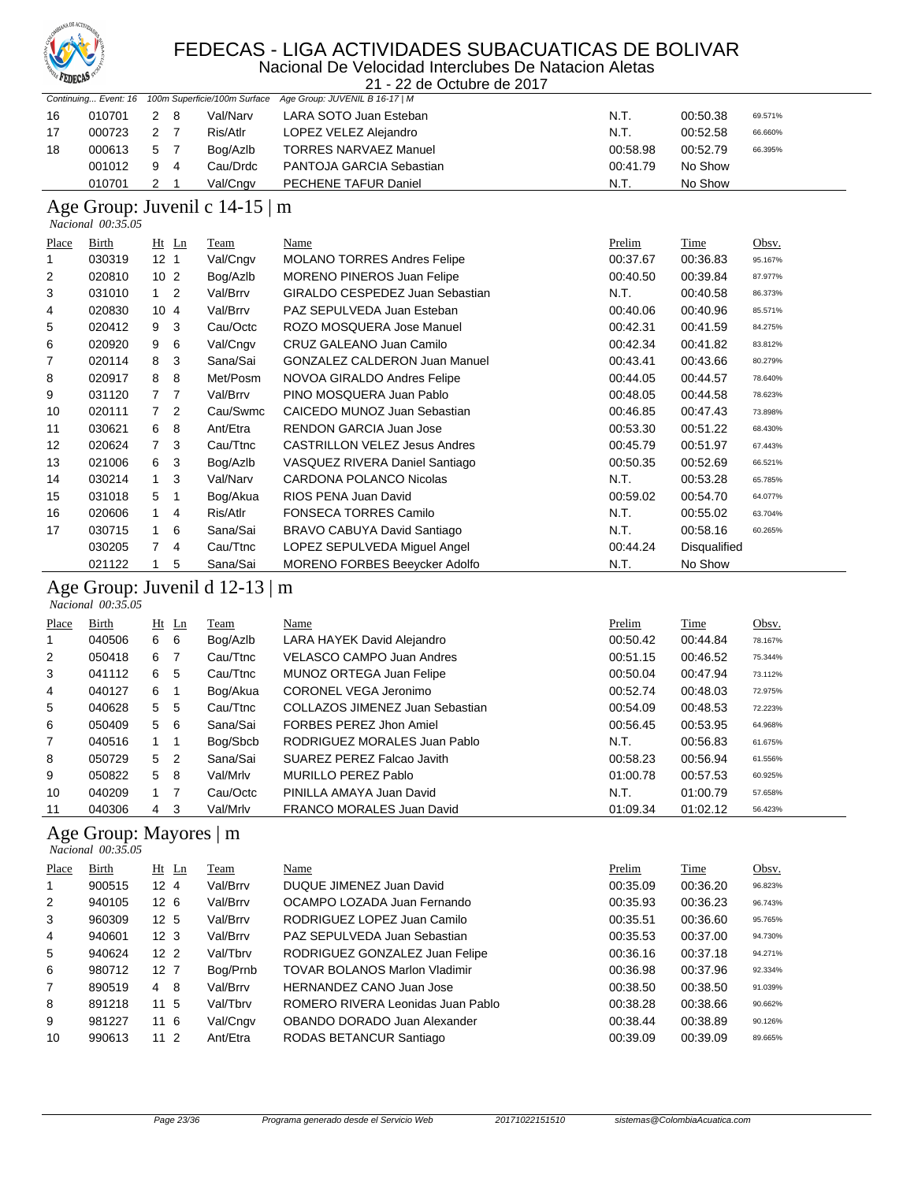Continuing... Event: 16 100m Superficie/100m Surface Age Group: JUVENIL B 16-17 | M

| Place | Birth | Ht | Ln | Team | Name | Prelim | Time | Obsv. |
|---|---|---|---|---|---|---|---|---|
| 16 | 010701 | 2 | 8 | Val/Narv | LARA SOTO Juan Esteban | N.T. | 00:50.38 | 69.571% |
| 17 | 000723 | 2 | 7 | Ris/Atlr | LOPEZ VELEZ Alejandro | N.T. | 00:52.58 | 66.660% |
| 18 | 000613 | 5 | 7 | Bog/Azlb | TORRES NARVAEZ Manuel | 00:58.98 | 00:52.79 | 66.395% |
| | 001012 | 9 | 4 | Cau/Drdc | PANTOJA GARCIA Sebastian | 00:41.79 | No Show | |
| | 010701 | 2 | 1 | Val/Cngv | PECHENE TAFUR Daniel | N.T. | No Show | |

## Age Group: Juvenil c 14-15 | m

*Nacional 00:35.05*

| Place | Birth | Ht | Ln | Team | Name | Prelim | Time | Obsv. |
|---|---|---|---|---|---|---|---|---|
| 1 | 030319 | 12 | 1 | Val/Cngv | MOLANO TORRES Andres Felipe | 00:37.67 | 00:36.83 | 95.167% |
| 2 | 020810 | 10 | 2 | Bog/Azlb | MORENO PINEROS Juan Felipe | 00:40.50 | 00:39.84 | 87.977% |
| 3 | 031010 | 1 | 2 | Val/Brrv | GIRALDO CESPEDEZ Juan Sebastian | N.T. | 00:40.58 | 86.373% |
| 4 | 020830 | 10 | 4 | Val/Brrv | PAZ SEPULVEDA Juan Esteban | 00:40.06 | 00:40.96 | 85.571% |
| 5 | 020412 | 9 | 3 | Cau/Octc | ROZO MOSQUERA Jose Manuel | 00:42.31 | 00:41.59 | 84.275% |
| 6 | 020920 | 9 | 6 | Val/Cngv | CRUZ GALEANO Juan Camilo | 00:42.34 | 00:41.82 | 83.812% |
| 7 | 020114 | 8 | 3 | Sana/Sai | GONZALEZ CALDERON Juan Manuel | 00:43.41 | 00:43.66 | 80.279% |
| 8 | 020917 | 8 | 8 | Met/Posm | NOVOA GIRALDO Andres Felipe | 00:44.05 | 00:44.57 | 78.640% |
| 9 | 031120 | 7 | 7 | Val/Brrv | PINO MOSQUERA Juan Pablo | 00:48.05 | 00:44.58 | 78.623% |
| 10 | 020111 | 7 | 2 | Cau/Swmc | CAICEDO MUNOZ Juan Sebastian | 00:46.85 | 00:47.43 | 73.898% |
| 11 | 030621 | 6 | 8 | Ant/Etra | RENDON GARCIA Juan Jose | 00:53.30 | 00:51.22 | 68.430% |
| 12 | 020624 | 7 | 3 | Cau/Ttnc | CASTRILLON VELEZ Jesus Andres | 00:45.79 | 00:51.97 | 67.443% |
| 13 | 021006 | 6 | 3 | Bog/Azlb | VASQUEZ RIVERA Daniel Santiago | 00:50.35 | 00:52.69 | 66.521% |
| 14 | 030214 | 1 | 3 | Val/Narv | CARDONA POLANCO Nicolas | N.T. | 00:53.28 | 65.785% |
| 15 | 031018 | 5 | 1 | Bog/Akua | RIOS PENA Juan David | 00:59.02 | 00:54.70 | 64.077% |
| 16 | 020606 | 1 | 4 | Ris/Atlr | FONSECA TORRES Camilo | N.T. | 00:55.02 | 63.704% |
| 17 | 030715 | 1 | 6 | Sana/Sai | BRAVO CABUYA David Santiago | N.T. | 00:58.16 | 60.265% |
| | 030205 | 7 | 4 | Cau/Ttnc | LOPEZ SEPULVEDA Miguel Angel | 00:44.24 | Disqualified | |
| | 021122 | 1 | 5 | Sana/Sai | MORENO FORBES Beeycker Adolfo | N.T. | No Show | |

## Age Group: Juvenil d 12-13 | m

*Nacional 00:35.05*

| Place | Birth | Ht | Ln | Team | Name | Prelim | Time | Obsv. |
|---|---|---|---|---|---|---|---|---|
| 1 | 040506 | 6 | 6 | Bog/Azlb | LARA HAYEK David Alejandro | 00:50.42 | 00:44.84 | 78.167% |
| 2 | 050418 | 6 | 7 | Cau/Ttnc | VELASCO CAMPO Juan Andres | 00:51.15 | 00:46.52 | 75.344% |
| 3 | 041112 | 6 | 5 | Cau/Ttnc | MUNOZ ORTEGA Juan Felipe | 00:50.04 | 00:47.94 | 73.112% |
| 4 | 040127 | 6 | 1 | Bog/Akua | CORONEL VEGA Jeronimo | 00:52.74 | 00:48.03 | 72.975% |
| 5 | 040628 | 5 | 5 | Cau/Ttnc | COLLAZOS JIMENEZ Juan Sebastian | 00:54.09 | 00:48.53 | 72.223% |
| 6 | 050409 | 5 | 6 | Sana/Sai | FORBES PEREZ Jhon Amiel | 00:56.45 | 00:53.95 | 64.968% |
| 7 | 040516 | 1 | 1 | Bog/Sbcb | RODRIGUEZ MORALES Juan Pablo | N.T. | 00:56.83 | 61.675% |
| 8 | 050729 | 5 | 2 | Sana/Sai | SUAREZ PEREZ Falcao Javith | 00:58.23 | 00:56.94 | 61.556% |
| 9 | 050822 | 5 | 8 | Val/Mrlv | MURILLO PEREZ Pablo | 01:00.78 | 00:57.53 | 60.925% |
| 10 | 040209 | 1 | 7 | Cau/Octc | PINILLA AMAYA Juan David | N.T. | 01:00.79 | 57.658% |
| 11 | 040306 | 4 | 3 | Val/Mrlv | FRANCO MORALES Juan David | 01:09.34 | 01:02.12 | 56.423% |

## Age Group: Mayores | m

*Nacional 00:35.05*

| Place | Birth | Ht | Ln | Team | Name | Prelim | Time | Obsv. |
|---|---|---|---|---|---|---|---|---|
| 1 | 900515 | 12 | 4 | Val/Brrv | DUQUE JIMENEZ Juan David | 00:35.09 | 00:36.20 | 96.823% |
| 2 | 940105 | 12 | 6 | Val/Brrv | OCAMPO LOZADA Juan Fernando | 00:35.93 | 00:36.23 | 96.743% |
| 3 | 960309 | 12 | 5 | Val/Brrv | RODRIGUEZ LOPEZ Juan Camilo | 00:35.51 | 00:36.60 | 95.765% |
| 4 | 940601 | 12 | 3 | Val/Brrv | PAZ SEPULVEDA Juan Sebastian | 00:35.53 | 00:37.00 | 94.730% |
| 5 | 940624 | 12 | 2 | Val/Tbrv | RODRIGUEZ GONZALEZ Juan Felipe | 00:36.16 | 00:37.18 | 94.271% |
| 6 | 980712 | 12 | 7 | Bog/Prnb | TOVAR BOLANOS Marlon Vladimir | 00:36.98 | 00:37.96 | 92.334% |
| 7 | 890519 | 4 | 8 | Val/Brrv | HERNANDEZ CANO Juan Jose | 00:38.50 | 00:38.50 | 91.039% |
| 8 | 891218 | 11 | 5 | Val/Tbrv | ROMERO RIVERA Leonidas Juan Pablo | 00:38.28 | 00:38.66 | 90.662% |
| 9 | 981227 | 11 | 6 | Val/Cngv | OBANDO DORADO Juan Alexander | 00:38.44 | 00:38.89 | 90.126% |
| 10 | 990613 | 11 | 2 | Ant/Etra | RODAS BETANCUR Santiago | 00:39.09 | 00:39.09 | 89.665% |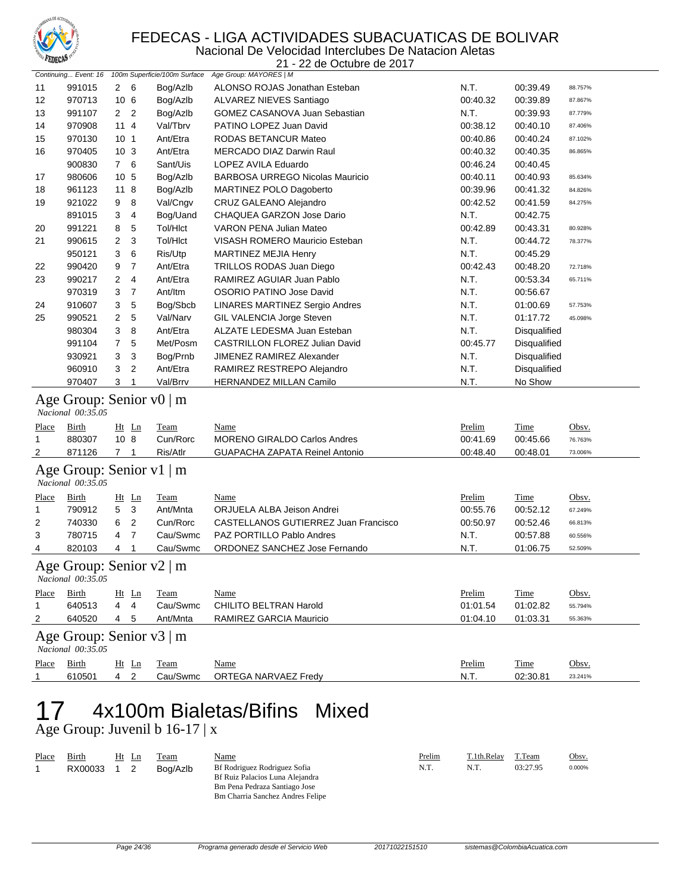# FEDECAS - LIGA ACTIVIDADES SUBACUATICAS DE BOLIVAR

Nacional De Velocidad Interclubes De Natacion Aletas

21 - 22 de Octubre de 2017

Continuing... Event: 16 100m Superficie/100m Surface Age Group: MAYORES | M

| | | | | | | | | |
|---|---|---|---|---|---|---|---|---|
| 11 | 991015 | 2 | 6 | Bog/Azlb | ALONSO ROJAS Jonathan Esteban | N.T. | 00:39.49 | 88.757% |
| 12 | 970713 | 10 | 6 | Bog/Azlb | ALVAREZ NIEVES Santiago | 00:40.32 | 00:39.89 | 87.867% |
| 13 | 991107 | 2 | 2 | Bog/Azlb | GOMEZ CASANOVA Juan Sebastian | N.T. | 00:39.93 | 87.779% |
| 14 | 970908 | 11 | 4 | Val/Tbrv | PATINO LOPEZ Juan David | 00:38.12 | 00:40.10 | 87.406% |
| 15 | 970130 | 10 | 1 | Ant/Etra | RODAS BETANCUR Mateo | 00:40.86 | 00:40.24 | 87.102% |
| 16 | 970405 | 10 | 3 | Ant/Etra | MERCADO DIAZ Darwin Raul | 00:40.32 | 00:40.35 | 86.865% |
| | 900830 | 7 | 6 | Sant/Uis | LOPEZ AVILA Eduardo | 00:46.24 | 00:40.45 | |
| 17 | 980606 | 10 | 5 | Bog/Azlb | BARBOSA URREGO Nicolas Mauricio | 00:40.11 | 00:40.93 | 85.634% |
| 18 | 961123 | 11 | 8 | Bog/Azlb | MARTINEZ POLO Dagoberto | 00:39.96 | 00:41.32 | 84.826% |
| 19 | 921022 | 9 | 8 | Val/Cngv | CRUZ GALEANO Alejandro | 00:42.52 | 00:41.59 | 84.275% |
| | 891015 | 3 | 4 | Bog/Uand | CHAQUEA GARZON Jose Dario | N.T. | 00:42.75 | |
| 20 | 991221 | 8 | 5 | Tol/Hlct | VARON PENA Julian Mateo | 00:42.89 | 00:43.31 | 80.928% |
| 21 | 990615 | 2 | 3 | Tol/Hlct | VISASH ROMERO Mauricio Esteban | N.T. | 00:44.72 | 78.377% |
| | 950121 | 3 | 6 | Ris/Utp | MARTINEZ MEJIA Henry | N.T. | 00:45.29 | |
| 22 | 990420 | 9 | 7 | Ant/Etra | TRILLOS RODAS Juan Diego | 00:42.43 | 00:48.20 | 72.718% |
| 23 | 990217 | 2 | 4 | Ant/Etra | RAMIREZ AGUIAR Juan Pablo | N.T. | 00:53.34 | 65.711% |
| | 970319 | 3 | 7 | Ant/Itm | OSORIO PATINO Jose David | N.T. | 00:56.67 | |
| 24 | 910607 | 3 | 5 | Bog/Sbcb | LINARES MARTINEZ Sergio Andres | N.T. | 01:00.69 | 57.753% |
| 25 | 990521 | 2 | 5 | Val/Narv | GIL VALENCIA Jorge Steven | N.T. | 01:17.72 | 45.098% |
| | 980304 | 3 | 8 | Ant/Etra | ALZATE LEDESMA Juan Esteban | N.T. | Disqualified | |
| | 991104 | 7 | 5 | Met/Posm | CASTRILLON FLOREZ Julian David | 00:45.77 | Disqualified | |
| | 930921 | 3 | 3 | Bog/Prnb | JIMENEZ RAMIREZ Alexander | N.T. | Disqualified | |
| | 960910 | 3 | 2 | Ant/Etra | RAMIREZ RESTREPO Alejandro | N.T. | Disqualified | |
| | 970407 | 3 | 1 | Val/Brrv | HERNANDEZ MILLAN Camilo | N.T. | No Show | |

## Age Group: Senior v0 | m

*Nacional 00:35.05*

| Place | Birth | Ht | Ln | Team | Name | Prelim | Time | Obsv. |
|---|---|---|---|---|---|---|---|---|
| 1 | 880307 | 10 | 8 | Cun/Rorc | MORENO GIRALDO Carlos Andres | 00:41.69 | 00:45.66 | 76.763% |
| 2 | 871126 | 7 | 1 | Ris/Atlr | GUAPACHA ZAPATA Reinel Antonio | 00:48.40 | 00:48.01 | 73.006% |

## Age Group: Senior v1 | m

*Nacional 00:35.05*

| Place | Birth | Ht | Ln | Team | Name | Prelim | Time | Obsv. |
|---|---|---|---|---|---|---|---|---|
| 1 | 790912 | 5 | 3 | Ant/Mnta | ORJUELA ALBA Jeison Andrei | 00:55.76 | 00:52.12 | 67.249% |
| 2 | 740330 | 6 | 2 | Cun/Rorc | CASTELLANOS GUTIERREZ Juan Francisco | 00:50.97 | 00:52.46 | 66.813% |
| 3 | 780715 | 4 | 7 | Cau/Swmc | PAZ PORTILLO Pablo Andres | N.T. | 00:57.88 | 60.556% |
| 4 | 820103 | 4 | 1 | Cau/Swmc | ORDONEZ SANCHEZ Jose Fernando | N.T. | 01:06.75 | 52.509% |

## Age Group: Senior v2 | m

*Nacional 00:35.05*

| Place | Birth | Ht | Ln | Team | Name | Prelim | Time | Obsv. |
|---|---|---|---|---|---|---|---|---|
| 1 | 640513 | 4 | 4 | Cau/Swmc | CHILITO BELTRAN Harold | 01:01.54 | 01:02.82 | 55.794% |
| 2 | 640520 | 4 | 5 | Ant/Mnta | RAMIREZ GARCIA Mauricio | 01:04.10 | 01:03.31 | 55.363% |

## Age Group: Senior v3 | m

*Nacional 00:35.05*

| Place | Birth | Ht | Ln | Team | Name | Prelim | Time | Obsv. |
|---|---|---|---|---|---|---|---|---|
| 1 | 610501 | 4 | 2 | Cau/Swmc | ORTEGA NARVAEZ Fredy | N.T. | 02:30.81 | 23.241% |

# 17 4x100m Bialetas/Bifins Mixed

## Age Group: Juvenil b 16-17 | x

| Place | Birth | Ht | Ln | Team | Name | Prelim | T.1th.Relay | T.Team | Obsv. |
|---|---|---|---|---|---|---|---|---|---|
| 1 | RX00033 | 1 | 2 | Bog/Azlb | Bf Rodriguez Rodriguez Sofia<br>Bf Ruiz Palacios Luna Alejandra<br>Bm Pena Pedraza Santiago Jose<br>Bm Charria Sanchez Andres Felipe | N.T. | N.T. | 03:27.95 | 0.000% |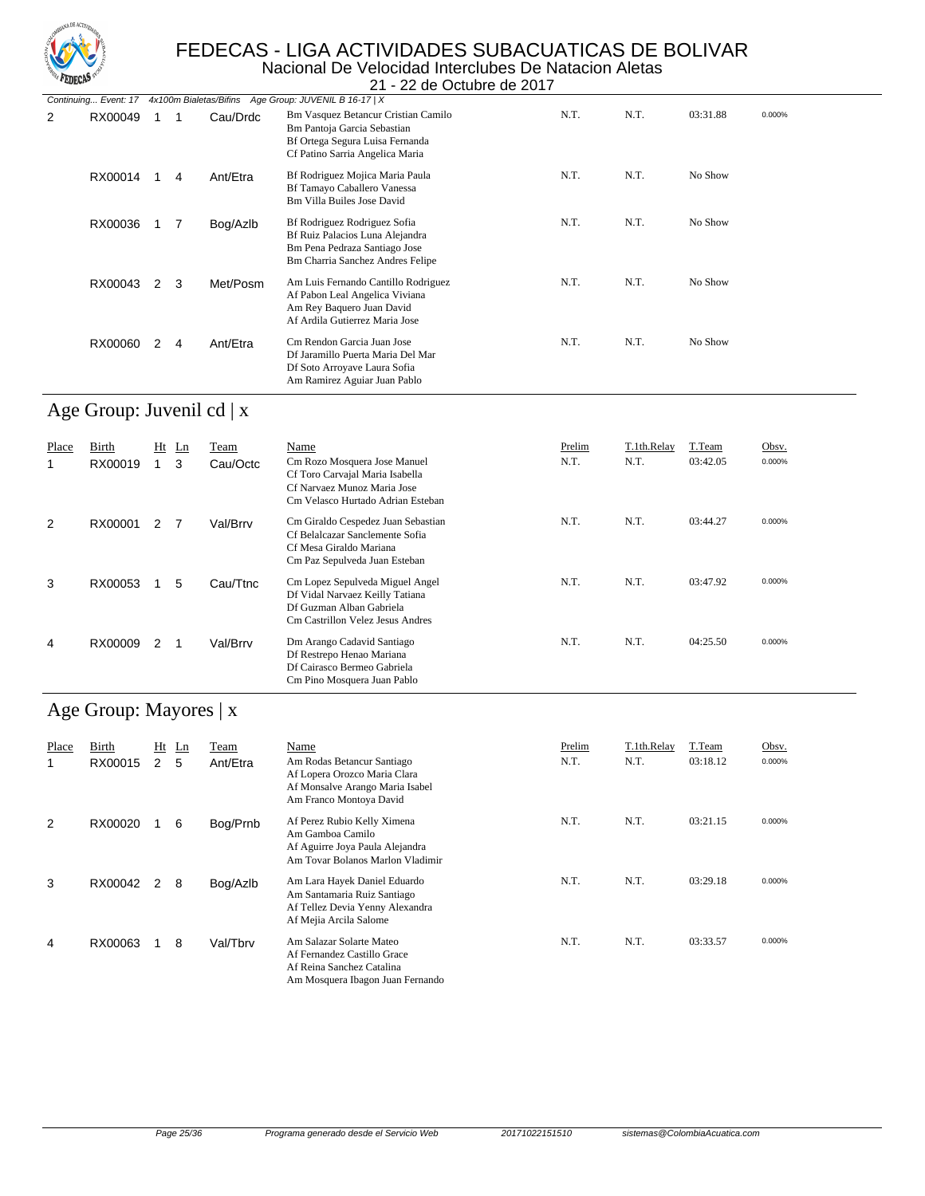# FEDECAS - LIGA ACTIVIDADES SUBACUATICAS DE BOLIVAR

Nacional De Velocidad Interclubes De Natacion Aletas

21 - 22 de Octubre de 2017

*Continuing... Event: 17 4x100m Bialetas/Bifins Age Group: JUVENIL B 16-17 | X*

| Place | Birth | Ht | Ln | Team | Name | Prelim | T.1th.Relay | T.Team | Obsv. |
|---|---|---|---|---|---|---|---|---|---|
| 2 | RX00049 | 1 | 1 | Cau/Drdc | Bm Vasquez Betancur Cristian Camilo<br>Bm Pantoja Garcia Sebastian<br>Bf Ortega Segura Luisa Fernanda<br>Cf Patino Sarria Angelica Maria | N.T. | N.T. | 03:31.88 | 0.000% |
| | RX00014 | 1 | 4 | Ant/Etra | Bf Rodriguez Mojica Maria Paula<br>Bf Tamayo Caballero Vanessa<br>Bm Villa Builes Jose David | N.T. | N.T. | No Show | |
| | RX00036 | 1 | 7 | Bog/Azlb | Bf Rodriguez Rodriguez Sofia<br>Bf Ruiz Palacios Luna Alejandra<br>Bm Pena Pedraza Santiago Jose<br>Bm Charria Sanchez Andres Felipe | N.T. | N.T. | No Show | |
| | RX00043 | 2 | 3 | Met/Posm | Am Luis Fernando Cantillo Rodriguez<br>Af Pabon Leal Angelica Viviana<br>Am Rey Baquero Juan David<br>Af Ardila Gutierrez Maria Jose | N.T. | N.T. | No Show | |
| | RX00060 | 2 | 4 | Ant/Etra | Cm Rendon Garcia Juan Jose<br>Df Jaramillo Puerta Maria Del Mar<br>Df Soto Arroyave Laura Sofia<br>Am Ramirez Aguiar Juan Pablo | N.T. | N.T. | No Show | |

## Age Group: Juvenil cd | x

| Place | Birth | Ht | Ln | Team | Name | Prelim | T.1th.Relay | T.Team | Obsv. |
|---|---|---|---|---|---|---|---|---|---|
| 1 | RX00019 | 1 | 3 | Cau/Octc | Cm Rozo Mosquera Jose Manuel<br>Cf Toro Carvajal Maria Isabella<br>Cf Narvaez Munoz Maria Jose<br>Cm Velasco Hurtado Adrian Esteban | N.T. | N.T. | 03:42.05 | 0.000% |
| 2 | RX00001 | 2 | 7 | Val/Brrv | Cm Giraldo Cespedez Juan Sebastian<br>Cf Belalcazar Sanclemente Sofia<br>Cf Mesa Giraldo Mariana<br>Cm Paz Sepulveda Juan Esteban | N.T. | N.T. | 03:44.27 | 0.000% |
| 3 | RX00053 | 1 | 5 | Cau/Ttnc | Cm Lopez Sepulveda Miguel Angel<br>Df Vidal Narvaez Keilly Tatiana<br>Df Guzman Alban Gabriela<br>Cm Castrillon Velez Jesus Andres | N.T. | N.T. | 03:47.92 | 0.000% |
| 4 | RX00009 | 2 | 1 | Val/Brrv | Dm Arango Cadavid Santiago<br>Df Restrepo Henao Mariana<br>Df Cairasco Bermeo Gabriela<br>Cm Pino Mosquera Juan Pablo | N.T. | N.T. | 04:25.50 | 0.000% |

## Age Group: Mayores | x

| Place | Birth | Ht | Ln | Team | Name | Prelim | T.1th.Relay | T.Team | Obsv. |
|---|---|---|---|---|---|---|---|---|---|
| 1 | RX00015 | 2 | 5 | Ant/Etra | Am Rodas Betancur Santiago<br>Af Lopera Orozco Maria Clara<br>Af Monsalve Arango Maria Isabel<br>Am Franco Montoya David | N.T. | N.T. | 03:18.12 | 0.000% |
| 2 | RX00020 | 1 | 6 | Bog/Prnb | Af Perez Rubio Kelly Ximena<br>Am Gamboa Camilo<br>Af Aguirre Joya Paula Alejandra<br>Am Tovar Bolanos Marlon Vladimir | N.T. | N.T. | 03:21.15 | 0.000% |
| 3 | RX00042 | 2 | 8 | Bog/Azlb | Am Lara Hayek Daniel Eduardo<br>Am Santamaria Ruiz Santiago<br>Af Tellez Devia Yenny Alexandra<br>Af Mejia Arcila Salome | N.T. | N.T. | 03:29.18 | 0.000% |
| 4 | RX00063 | 1 | 8 | Val/Tbrv | Am Salazar Solarte Mateo<br>Af Fernandez Castillo Grace<br>Af Reina Sanchez Catalina<br>Am Mosquera Ibagon Juan Fernando | N.T. | N.T. | 03:33.57 | 0.000% |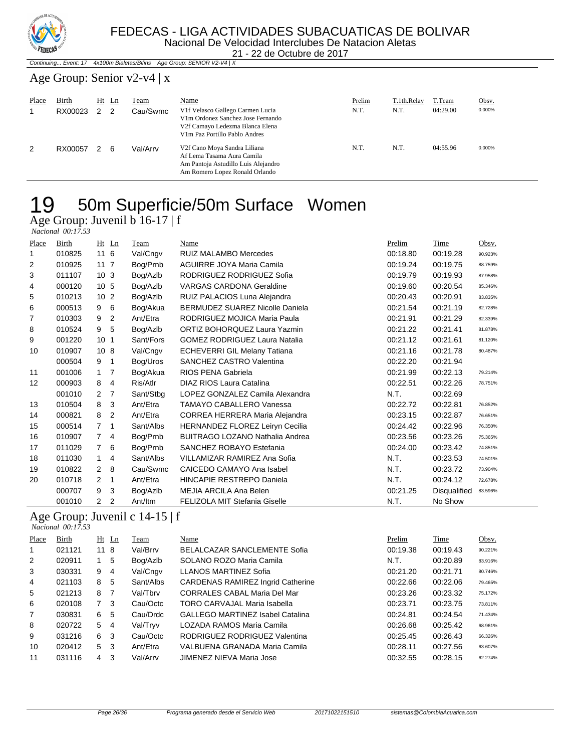Continuing... Event: 17 4x100m Bialetas/Bifins Age Group: SENIOR V2-V4 | X

## Age Group: Senior v2-v4 | x

| Place | Birth | Ht | Ln | Team | Name | Prelim | T.1th.Relay | T.Team | Obsv. |
|---|---|---|---|---|---|---|---|---|---|
| 1 | RX00023 | 2 | 2 | Cau/Swmc | V1f Velasco Gallego Carmen Lucia<br>V1m Ordonez Sanchez Jose Fernando<br>V2f Camayo Ledezma Blanca Elena<br>V1m Paz Portillo Pablo Andres | N.T. | N.T. | 04:29.00 | 0.000% |
| 2 | RX00057 | 2 | 6 | Val/Arrv | V2f Cano Moya Sandra Liliana<br>Af Lema Tasama Aura Camila<br>Am Pantoja Astudillo Luis Alejandro<br>Am Romero Lopez Ronald Orlando | N.T. | N.T. | 04:55.96 | 0.000% |

# 19 50m Superficie/50m Surface Women

## Age Group: Juvenil b 16-17 | f

*Nacional 00:17.53*

| Place | Birth | Ht | Ln | Team | Name | Prelim | Time | Obsv. |
|---|---|---|---|---|---|---|---|---|
| 1 | 010825 | 11 | 6 | Val/Cngv | RUIZ MALAMBO Mercedes | 00:18.80 | 00:19.28 | 90.923% |
| 2 | 010925 | 11 | 7 | Bog/Prnb | AGUIRRE JOYA Maria Camila | 00:19.24 | 00:19.75 | 88.759% |
| 3 | 011107 | 10 | 3 | Bog/Azlb | RODRIGUEZ RODRIGUEZ Sofia | 00:19.79 | 00:19.93 | 87.958% |
| 4 | 000120 | 10 | 5 | Bog/Azlb | VARGAS CARDONA Geraldine | 00:19.60 | 00:20.54 | 85.346% |
| 5 | 010213 | 10 | 2 | Bog/Azlb | RUIZ PALACIOS Luna Alejandra | 00:20.43 | 00:20.91 | 83.835% |
| 6 | 000513 | 9 | 6 | Bog/Akua | BERMUDEZ SUAREZ Nicolle Daniela | 00:21.54 | 00:21.19 | 82.728% |
| 7 | 010303 | 9 | 2 | Ant/Etra | RODRIGUEZ MOJICA Maria Paula | 00:21.91 | 00:21.29 | 82.339% |
| 8 | 010524 | 9 | 5 | Bog/Azlb | ORTIZ BOHORQUEZ Laura Yazmin | 00:21.22 | 00:21.41 | 81.878% |
| 9 | 001220 | 10 | 1 | Sant/Fors | GOMEZ RODRIGUEZ Laura Natalia | 00:21.12 | 00:21.61 | 81.120% |
| 10 | 010907 | 10 | 8 | Val/Cngv | ECHEVERRI GIL Melany Tatiana | 00:21.16 | 00:21.78 | 80.487% |
| | 000504 | 9 | 1 | Bog/Uros | SANCHEZ CASTRO Valentina | 00:22.20 | 00:21.94 | |
| 11 | 001006 | 1 | 7 | Bog/Akua | RIOS PENA Gabriela | 00:21.99 | 00:22.13 | 79.214% |
| 12 | 000903 | 8 | 4 | Ris/Atlr | DIAZ RIOS Laura Catalina | 00:22.51 | 00:22.26 | 78.751% |
| | 001010 | 2 | 7 | Sant/Stbg | LOPEZ GONZALEZ Camila Alexandra | N.T. | 00:22.69 | |
| 13 | 010504 | 8 | 3 | Ant/Etra | TAMAYO CABALLERO Vanessa | 00:22.72 | 00:22.81 | 76.852% |
| 14 | 000821 | 8 | 2 | Ant/Etra | CORREA HERRERA Maria Alejandra | 00:23.15 | 00:22.87 | 76.651% |
| 15 | 000514 | 7 | 1 | Sant/Albs | HERNANDEZ FLOREZ Leiryn Cecilia | 00:24.42 | 00:22.96 | 76.350% |
| 16 | 010907 | 7 | 4 | Bog/Prnb | BUITRAGO LOZANO Nathalia Andrea | 00:23.56 | 00:23.26 | 75.365% |
| 17 | 011029 | 7 | 6 | Bog/Prnb | SANCHEZ ROBAYO Estefania | 00:24.00 | 00:23.42 | 74.851% |
| 18 | 011030 | 1 | 4 | Sant/Albs | VILLAMIZAR RAMIREZ Ana Sofia | N.T. | 00:23.53 | 74.501% |
| 19 | 010822 | 2 | 8 | Cau/Swmc | CAICEDO CAMAYO Ana Isabel | N.T. | 00:23.72 | 73.904% |
| 20 | 010718 | 2 | 1 | Ant/Etra | HINCAPIE RESTREPO Daniela | N.T. | 00:24.12 | 72.678% |
| | 000707 | 9 | 3 | Bog/Azlb | MEJIA ARCILA Ana Belen | 00:21.25 | Disqualified | 83.596% |
| | 001010 | 2 | 2 | Ant/Itm | FELIZOLA MIT Stefania Giselle | N.T. | No Show | |

## Age Group: Juvenil c 14-15 | f

*Nacional 00:17.53*

| Place | Birth | Ht | Ln | Team | Name | Prelim | Time | Obsv. |
|---|---|---|---|---|---|---|---|---|
| 1 | 021121 | 11 | 8 | Val/Brrv | BELALCAZAR SANCLEMENTE Sofia | 00:19.38 | 00:19.43 | 90.221% |
| 2 | 020911 | 1 | 5 | Bog/Azlb | SOLANO ROZO Maria Camila | N.T. | 00:20.89 | 83.916% |
| 3 | 030331 | 9 | 4 | Val/Cngv | LLANOS MARTINEZ Sofia | 00:21.20 | 00:21.71 | 80.746% |
| 4 | 021103 | 8 | 5 | Sant/Albs | CARDENAS RAMIREZ Ingrid Catherine | 00:22.66 | 00:22.06 | 79.465% |
| 5 | 021213 | 8 | 7 | Val/Tbrv | CORRALES CABAL Maria Del Mar | 00:23.26 | 00:23.32 | 75.172% |
| 6 | 020108 | 7 | 3 | Cau/Octc | TORO CARVAJAL Maria Isabella | 00:23.71 | 00:23.75 | 73.811% |
| 7 | 030831 | 6 | 5 | Cau/Drdc | GALLEGO MARTINEZ Isabel Catalina | 00:24.81 | 00:24.54 | 71.434% |
| 8 | 020722 | 5 | 4 | Val/Tryv | LOZADA RAMOS Maria Camila | 00:26.68 | 00:25.42 | 68.961% |
| 9 | 031216 | 6 | 3 | Cau/Octc | RODRIGUEZ RODRIGUEZ Valentina | 00:25.45 | 00:26.43 | 66.326% |
| 10 | 020412 | 5 | 3 | Ant/Etra | VALBUENA GRANADA Maria Camila | 00:28.11 | 00:27.56 | 63.607% |
| 11 | 031116 | 4 | 3 | Val/Arrv | JIMENEZ NIEVA Maria Jose | 00:32.55 | 00:28.15 | 62.274% |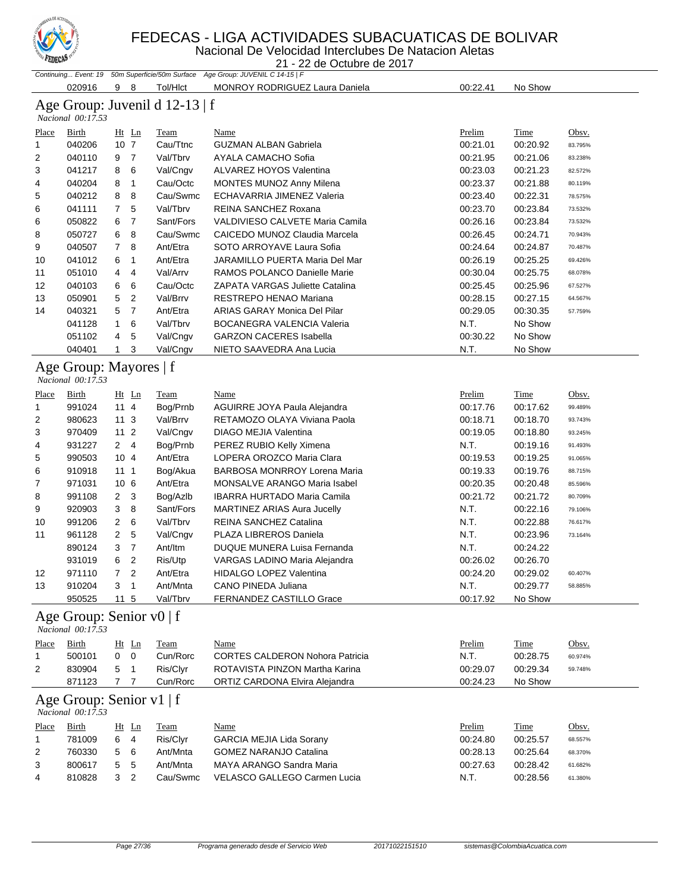# FEDECAS - LIGA ACTIVIDADES SUBACUATICAS DE BOLIVAR

Nacional De Velocidad Interclubes De Natacion Aletas

21 - 22 de Octubre de 2017

*Continuing... Event: 19 50m Superficie/50m Surface Age Group: JUVENIL C 14-15 | F*

| | | | | | | | | | |
|---|---|---|---|---|---|---|---|---|---|
| | 020916 | 9 | 8 | Tol/Hlct | MONROY RODRIGUEZ Laura Daniela | 00:22.41 | No Show | |

## Age Group: Juvenil d 12-13 | f

*Nacional 00:17.53*

| Place | Birth | Ht | Ln | Team | Name | Prelim | Time | Obsv. |
|---|---|---|---|---|---|---|---|---|
| 1 | 040206 | 10 | 7 | Cau/Ttnc | GUZMAN ALBAN Gabriela | 00:21.01 | 00:20.92 | 83.795% |
| 2 | 040110 | 9 | 7 | Val/Tbrv | AYALA CAMACHO Sofia | 00:21.95 | 00:21.06 | 83.238% |
| 3 | 041217 | 8 | 6 | Val/Cngv | ALVAREZ HOYOS Valentina | 00:23.03 | 00:21.23 | 82.572% |
| 4 | 040204 | 8 | 1 | Cau/Octc | MONTES MUNOZ Anny Milena | 00:23.37 | 00:21.88 | 80.119% |
| 5 | 040212 | 8 | 8 | Cau/Swmc | ECHAVARRIA JIMENEZ Valeria | 00:23.40 | 00:22.31 | 78.575% |
| 6 | 041111 | 7 | 5 | Val/Tbrv | REINA SANCHEZ Roxana | 00:23.70 | 00:23.84 | 73.532% |
| 6 | 050822 | 6 | 7 | Sant/Fors | VALDIVIESO CALVETE Maria Camila | 00:26.16 | 00:23.84 | 73.532% |
| 8 | 050727 | 6 | 8 | Cau/Swmc | CAICEDO MUNOZ Claudia Marcela | 00:26.45 | 00:24.71 | 70.943% |
| 9 | 040507 | 7 | 8 | Ant/Etra | SOTO ARROYAVE Laura Sofia | 00:24.64 | 00:24.87 | 70.487% |
| 10 | 041012 | 6 | 1 | Ant/Etra | JARAMILLO PUERTA Maria Del Mar | 00:26.19 | 00:25.25 | 69.426% |
| 11 | 051010 | 4 | 4 | Val/Arrv | RAMOS POLANCO Danielle Marie | 00:30.04 | 00:25.75 | 68.078% |
| 12 | 040103 | 6 | 6 | Cau/Octc | ZAPATA VARGAS Juliette Catalina | 00:25.45 | 00:25.96 | 67.527% |
| 13 | 050901 | 5 | 2 | Val/Brrv | RESTREPO HENAO Mariana | 00:28.15 | 00:27.15 | 64.567% |
| 14 | 040321 | 5 | 7 | Ant/Etra | ARIAS GARAY Monica Del Pilar | 00:29.05 | 00:30.35 | 57.759% |
| | 041128 | 1 | 6 | Val/Tbrv | BOCANEGRA VALENCIA Valeria | N.T. | No Show | |
| | 051102 | 4 | 5 | Val/Cngv | GARZON CACERES Isabella | 00:30.22 | No Show | |
| | 040401 | 1 | 3 | Val/Cngv | NIETO SAAVEDRA Ana Lucia | N.T. | No Show | |

## Age Group: Mayores | f

*Nacional 00:17.53*

| Place | Birth | Ht | Ln | Team | Name | Prelim | Time | Obsv. |
|---|---|---|---|---|---|---|---|---|
| 1 | 991024 | 11 | 4 | Bog/Prnb | AGUIRRE JOYA Paula Alejandra | 00:17.76 | 00:17.62 | 99.489% |
| 2 | 980623 | 11 | 3 | Val/Brrv | RETAMOZO OLAYA Viviana Paola | 00:18.71 | 00:18.70 | 93.743% |
| 3 | 970409 | 11 | 2 | Val/Cngv | DIAGO MEJIA Valentina | 00:19.05 | 00:18.80 | 93.245% |
| 4 | 931227 | 2 | 4 | Bog/Prnb | PEREZ RUBIO Kelly Ximena | N.T. | 00:19.16 | 91.493% |
| 5 | 990503 | 10 | 4 | Ant/Etra | LOPERA OROZCO Maria Clara | 00:19.53 | 00:19.25 | 91.065% |
| 6 | 910918 | 11 | 1 | Bog/Akua | BARBOSA MONRROY Lorena Maria | 00:19.33 | 00:19.76 | 88.715% |
| 7 | 971031 | 10 | 6 | Ant/Etra | MONSALVE ARANGO Maria Isabel | 00:20.35 | 00:20.48 | 85.596% |
| 8 | 991108 | 2 | 3 | Bog/Azlb | IBARRA HURTADO Maria Camila | 00:21.72 | 00:21.72 | 80.709% |
| 9 | 920903 | 3 | 8 | Sant/Fors | MARTINEZ ARIAS Aura Jucelly | N.T. | 00:22.16 | 79.106% |
| 10 | 991206 | 2 | 6 | Val/Tbrv | REINA SANCHEZ Catalina | N.T. | 00:22.88 | 76.617% |
| 11 | 961128 | 2 | 5 | Val/Cngv | PLAZA LIBREROS Daniela | N.T. | 00:23.96 | 73.164% |
| | 890124 | 3 | 7 | Ant/Itm | DUQUE MUNERA Luisa Fernanda | N.T. | 00:24.22 | |
| | 931019 | 6 | 2 | Ris/Utp | VARGAS LADINO Maria Alejandra | 00:26.02 | 00:26.70 | |
| 12 | 971110 | 7 | 2 | Ant/Etra | HIDALGO LOPEZ Valentina | 00:24.20 | 00:29.02 | 60.407% |
| 13 | 910204 | 3 | 1 | Ant/Mnta | CANO PINEDA Juliana | N.T. | 00:29.77 | 58.885% |
| | 950525 | 11 | 5 | Val/Tbrv | FERNANDEZ CASTILLO Grace | 00:17.92 | No Show | |

## Age Group: Senior v0 | f

*Nacional 00:17.53*

| Place | Birth | Ht | Ln | Team | Name | Prelim | Time | Obsv. |
|---|---|---|---|---|---|---|---|---|
| 1 | 500101 | 0 | 0 | Cun/Rorc | CORTES CALDERON Nohora Patricia | N.T. | 00:28.75 | 60.974% |
| 2 | 830904 | 5 | 1 | Ris/Clyr | ROTAVISTA PINZON Martha Karina | 00:29.07 | 00:29.34 | 59.748% |
| | 871123 | 7 | 7 | Cun/Rorc | ORTIZ CARDONA Elvira Alejandra | 00:24.23 | No Show | |

## Age Group: Senior v1 | f

*Nacional 00:17.53*

| Place | Birth | Ht | Ln | Team | Name | Prelim | Time | Obsv. |
|---|---|---|---|---|---|---|---|---|
| 1 | 781009 | 6 | 4 | Ris/Clyr | GARCIA MEJIA Lida Sorany | 00:24.80 | 00:25.57 | 68.557% |
| 2 | 760330 | 5 | 6 | Ant/Mnta | GOMEZ NARANJO Catalina | 00:28.13 | 00:25.64 | 68.370% |
| 3 | 800617 | 5 | 5 | Ant/Mnta | MAYA ARANGO Sandra Maria | 00:27.63 | 00:28.42 | 61.682% |
| 4 | 810828 | 3 | 2 | Cau/Swmc | VELASCO GALLEGO Carmen Lucia | N.T. | 00:28.56 | 61.380% |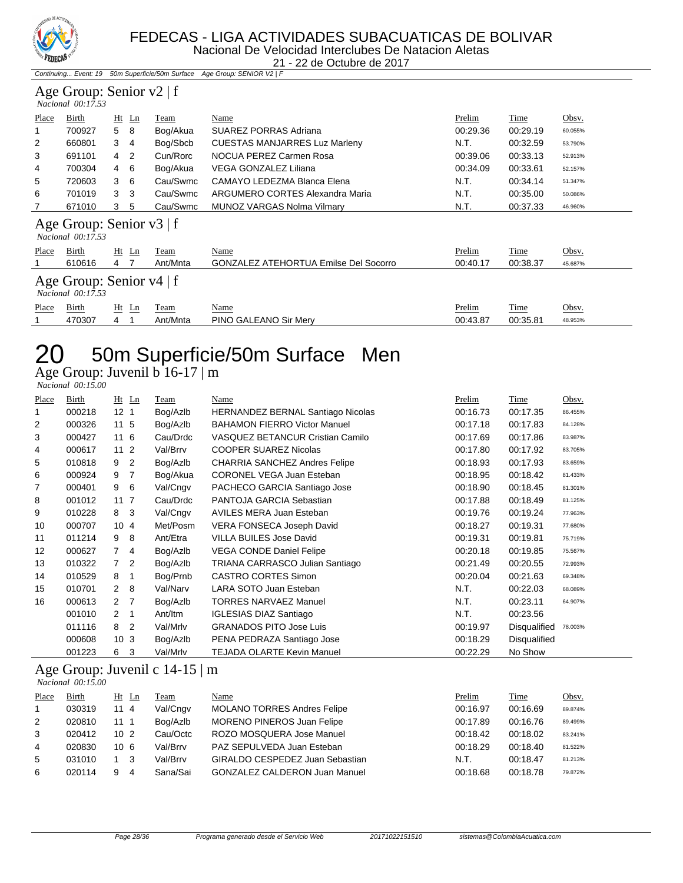Continuing... Event: 19 50m Superficie/50m Surface Age Group: SENIOR V2 | F

## Age Group: Senior v2 | f

*Nacional 00:17.53*

| Place | Birth | Ht | Ln | Team | Name | Prelim | Time | Obsv. |
|---|---|---|---|---|---|---|---|---|
| 1 | 700927 | 5 | 8 | Bog/Akua | SUAREZ PORRAS Adriana | 00:29.36 | 00:29.19 | 60.055% |
| 2 | 660801 | 3 | 4 | Bog/Sbcb | CUESTAS MANJARRES Luz Marleny | N.T. | 00:32.59 | 53.790% |
| 3 | 691101 | 4 | 2 | Cun/Rorc | NOCUA PEREZ Carmen Rosa | 00:39.06 | 00:33.13 | 52.913% |
| 4 | 700304 | 4 | 6 | Bog/Akua | VEGA GONZALEZ Liliana | 00:34.09 | 00:33.61 | 52.157% |
| 5 | 720603 | 3 | 6 | Cau/Swmc | CAMAYO LEDEZMA Blanca Elena | N.T. | 00:34.14 | 51.347% |
| 6 | 701019 | 3 | 3 | Cau/Swmc | ARGUMERO CORTES Alexandra Maria | N.T. | 00:35.00 | 50.086% |
| 7 | 671010 | 3 | 5 | Cau/Swmc | MUNOZ VARGAS Nolma Vilmary | N.T. | 00:37.33 | 46.960% |

## Age Group: Senior v3 | f

*Nacional 00:17.53*

| Place | Birth | Ht | Ln | Team | Name | Prelim | Time | Obsv. |
|---|---|---|---|---|---|---|---|---|
| 1 | 610616 | 4 | 7 | Ant/Mnta | GONZALEZ ATEHORTUA Emilse Del Socorro | 00:40.17 | 00:38.37 | 45.687% |

## Age Group: Senior v4 | f

*Nacional 00:17.53*

| Place | Birth | Ht | Ln | Team | Name | Prelim | Time | Obsv. |
|---|---|---|---|---|---|---|---|---|
| 1 | 470307 | 4 | 1 | Ant/Mnta | PINO GALEANO Sir Mery | 00:43.87 | 00:35.81 | 48.953% |

# 20 50m Superficie/50m Surface Men

## Age Group: Juvenil b 16-17 | m

*Nacional 00:15.00*

| Place | Birth | Ht | Ln | Team | Name | Prelim | Time | Obsv. |
|---|---|---|---|---|---|---|---|---|
| 1 | 000218 | 12 | 1 | Bog/Azlb | HERNANDEZ BERNAL Santiago Nicolas | 00:16.73 | 00:17.35 | 86.455% |
| 2 | 000326 | 11 | 5 | Bog/Azlb | BAHAMON FIERRO Victor Manuel | 00:17.18 | 00:17.83 | 84.128% |
| 3 | 000427 | 11 | 6 | Cau/Drdc | VASQUEZ BETANCUR Cristian Camilo | 00:17.69 | 00:17.86 | 83.987% |
| 4 | 000617 | 11 | 2 | Val/Brrv | COOPER SUAREZ Nicolas | 00:17.80 | 00:17.92 | 83.705% |
| 5 | 010818 | 9 | 2 | Bog/Azlb | CHARRIA SANCHEZ Andres Felipe | 00:18.93 | 00:17.93 | 83.659% |
| 6 | 000924 | 9 | 7 | Bog/Akua | CORONEL VEGA Juan Esteban | 00:18.95 | 00:18.42 | 81.433% |
| 7 | 000401 | 9 | 6 | Val/Cngv | PACHECO GARCIA Santiago Jose | 00:18.90 | 00:18.45 | 81.301% |
| 8 | 001012 | 11 | 7 | Cau/Drdc | PANTOJA GARCIA Sebastian | 00:17.88 | 00:18.49 | 81.125% |
| 9 | 010228 | 8 | 3 | Val/Cngv | AVILES MERA Juan Esteban | 00:19.76 | 00:19.24 | 77.963% |
| 10 | 000707 | 10 | 4 | Met/Posm | VERA FONSECA Joseph David | 00:18.27 | 00:19.31 | 77.680% |
| 11 | 011214 | 9 | 8 | Ant/Etra | VILLA BUILES Jose David | 00:19.31 | 00:19.81 | 75.719% |
| 12 | 000627 | 7 | 4 | Bog/Azlb | VEGA CONDE Daniel Felipe | 00:20.18 | 00:19.85 | 75.567% |
| 13 | 010322 | 7 | 2 | Bog/Azlb | TRIANA CARRASCO Julian Santiago | 00:21.49 | 00:20.55 | 72.993% |
| 14 | 010529 | 8 | 1 | Bog/Prnb | CASTRO CORTES Simon | 00:20.04 | 00:21.63 | 69.348% |
| 15 | 010701 | 2 | 8 | Val/Narv | LARA SOTO Juan Esteban | N.T. | 00:22.03 | 68.089% |
| 16 | 000613 | 2 | 7 | Bog/Azlb | TORRES NARVAEZ Manuel | N.T. | 00:23.11 | 64.907% |
| | 001010 | 2 | 1 | Ant/Itm | IGLESIAS DIAZ Santiago | N.T. | 00:23.56 | |
| | 011116 | 8 | 2 | Val/Mrlv | GRANADOS PITO Jose Luis | 00:19.97 | Disqualified | 78.003% |
| | 000608 | 10 | 3 | Bog/Azlb | PENA PEDRAZA Santiago Jose | 00:18.29 | Disqualified | |
| | 001223 | 6 | 3 | Val/Mrlv | TEJADA OLARTE Kevin Manuel | 00:22.29 | No Show | |

## Age Group: Juvenil c 14-15 | m

*Nacional 00:15.00*

| Place | Birth | Ht | Ln | Team | Name | Prelim | Time | Obsv. |
|---|---|---|---|---|---|---|---|---|
| 1 | 030319 | 11 | 4 | Val/Cngv | MOLANO TORRES Andres Felipe | 00:16.97 | 00:16.69 | 89.874% |
| 2 | 020810 | 11 | 1 | Bog/Azlb | MORENO PINEROS Juan Felipe | 00:17.89 | 00:16.76 | 89.499% |
| 3 | 020412 | 10 | 2 | Cau/Octc | ROZO MOSQUERA Jose Manuel | 00:18.42 | 00:18.02 | 83.241% |
| 4 | 020830 | 10 | 6 | Val/Brrv | PAZ SEPULVEDA Juan Esteban | 00:18.29 | 00:18.40 | 81.522% |
| 5 | 031010 | 1 | 3 | Val/Brrv | GIRALDO CEPEDEZ Juan Sebastian | N.T. | 00:18.47 | 81.213% |
| 6 | 020114 | 9 | 4 | Sana/Sai | GONZALEZ CALDERON Juan Manuel | 00:18.68 | 00:18.78 | 79.872% |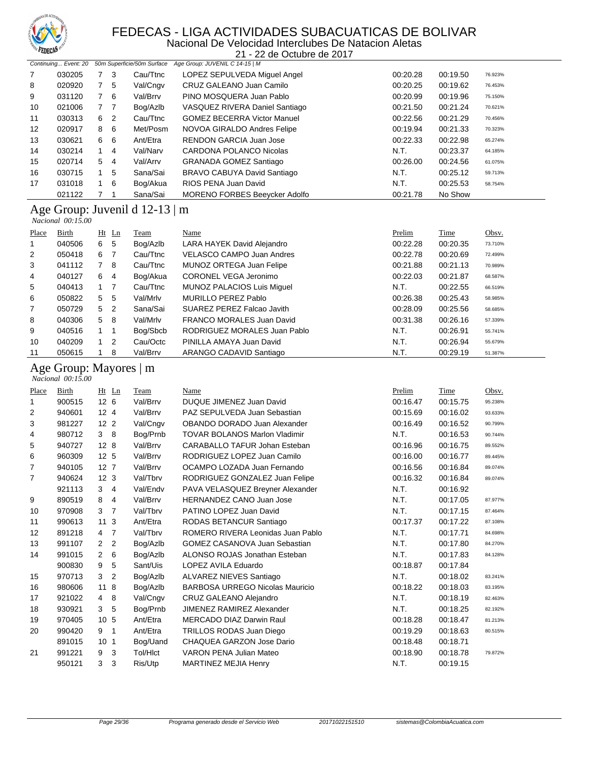# FEDECAS - LIGA ACTIVIDADES SUBACUATICAS DE BOLIVAR

Nacional De Velocidad Interclubes De Natacion Aletas

21 - 22 de Octubre de 2017

*Continuing... Event: 20 50m Superficie/50m Surface Age Group: JUVENIL C 14-15 | M*

| | | | | | | | | |
|---|---|---|---|---|---|---|---|---|
| 7 | 030205 | 7 | 3 | Cau/Ttnc | LOPEZ SEPULVEDA Miguel Angel | 00:20.28 | 00:19.50 | 76.923% |
| 8 | 020920 | 7 | 5 | Val/Cngv | CRUZ GALEANO Juan Camilo | 00:20.25 | 00:19.62 | 76.453% |
| 9 | 031120 | 7 | 6 | Val/Brrv | PINO MOSQUERA Juan Pablo | 00:20.99 | 00:19.96 | 75.150% |
| 10 | 021006 | 7 | 7 | Bog/Azlb | VASQUEZ RIVERA Daniel Santiago | 00:21.50 | 00:21.24 | 70.621% |
| 11 | 030313 | 6 | 2 | Cau/Ttnc | GOMEZ BECERRA Victor Manuel | 00:22.56 | 00:21.29 | 70.456% |
| 12 | 020917 | 8 | 6 | Met/Posm | NOVOA GIRALDO Andres Felipe | 00:19.94 | 00:21.33 | 70.323% |
| 13 | 030621 | 6 | 6 | Ant/Etra | RENDON GARCIA Juan Jose | 00:22.33 | 00:22.98 | 65.274% |
| 14 | 030214 | 1 | 4 | Val/Narv | CARDONA POLANCO Nicolas | N.T. | 00:23.37 | 64.185% |
| 15 | 020714 | 5 | 4 | Val/Arrv | GRANADA GOMEZ Santiago | 00:26.00 | 00:24.56 | 61.075% |
| 16 | 030715 | 1 | 5 | Sana/Sai | BRAVO CABUYA David Santiago | N.T. | 00:25.12 | 59.713% |
| 17 | 031018 | 1 | 6 | Bog/Akua | RIOS PENA Juan David | N.T. | 00:25.53 | 58.754% |
| | 021122 | 7 | 1 | Sana/Sai | MORENO FORBES Beeycker Adolfo | 00:21.78 | No Show | |

## Age Group: Juvenil d 12-13 | m

*Nacional 00:15.00*

| Place | Birth | Ht | Ln | Team | Name | Prelim | Time | Obsv. |
|---|---|---|---|---|---|---|---|---|
| 1 | 040506 | 6 | 5 | Bog/Azlb | LARA HAYEK David Alejandro | 00:22.28 | 00:20.35 | 73.710% |
| 2 | 050418 | 6 | 7 | Cau/Ttnc | VELASCO CAMPO Juan Andres | 00:22.78 | 00:20.69 | 72.499% |
| 3 | 041112 | 7 | 8 | Cau/Ttnc | MUNOZ ORTEGA Juan Felipe | 00:21.88 | 00:21.13 | 70.989% |
| 4 | 040127 | 6 | 4 | Bog/Akua | CORONEL VEGA Jeronimo | 00:22.03 | 00:21.87 | 68.587% |
| 5 | 040413 | 1 | 7 | Cau/Ttnc | MUNOZ PALACIOS Luis Miguel | N.T. | 00:22.55 | 66.519% |
| 6 | 050822 | 5 | 5 | Val/Mrlv | MURILLO PEREZ Pablo | 00:26.38 | 00:25.43 | 58.985% |
| 7 | 050729 | 5 | 2 | Sana/Sai | SUAREZ PEREZ Falcao Javith | 00:28.09 | 00:25.56 | 58.685% |
| 8 | 040306 | 5 | 8 | Val/Mrlv | FRANCO MORALES Juan David | 00:31.38 | 00:26.16 | 57.339% |
| 9 | 040516 | 1 | 1 | Bog/Sbcb | RODRIGUEZ MORALES Juan Pablo | N.T. | 00:26.91 | 55.741% |
| 10 | 040209 | 1 | 2 | Cau/Octc | PINILLA AMAYA Juan David | N.T. | 00:26.94 | 55.679% |
| 11 | 050615 | 1 | 8 | Val/Brrv | ARANGO CADAVID Santiago | N.T. | 00:29.19 | 51.387% |

## Age Group: Mayores | m

*Nacional 00:15.00*

| Place | Birth | Ht | Ln | Team | Name | Prelim | Time | Obsv. |
|---|---|---|---|---|---|---|---|---|
| 1 | 900515 | 12 | 6 | Val/Brrv | DUQUE JIMENEZ Juan David | 00:16.47 | 00:15.75 | 95.238% |
| 2 | 940601 | 12 | 4 | Val/Brrv | PAZ SEPULVEDA Juan Sebastian | 00:15.69 | 00:16.02 | 93.633% |
| 3 | 981227 | 12 | 2 | Val/Cngv | OBANDO DORADO Juan Alexander | 00:16.49 | 00:16.52 | 90.799% |
| 4 | 980712 | 3 | 8 | Bog/Prnb | TOVAR BOLANOS Marlon Vladimir | N.T. | 00:16.53 | 90.744% |
| 5 | 940727 | 12 | 8 | Val/Brrv | CARABALLO TAFUR Johan Esteban | 00:16.96 | 00:16.75 | 89.552% |
| 6 | 960309 | 12 | 5 | Val/Brrv | RODRIGUEZ LOPEZ Juan Camilo | 00:16.00 | 00:16.77 | 89.445% |
| 7 | 940105 | 12 | 7 | Val/Brrv | OCAMPO LOZADA Juan Fernando | 00:16.56 | 00:16.84 | 89.074% |
| 7 | 940624 | 12 | 3 | Val/Tbrv | RODRIGUEZ GONZALEZ Juan Felipe | 00:16.32 | 00:16.84 | 89.074% |
| | 921113 | 3 | 4 | Val/Endv | PAVA VELASQUEZ Breyner Alexander | N.T. | 00:16.92 | |
| 9 | 890519 | 8 | 4 | Val/Brrv | HERNANDEZ CANO Juan Jose | N.T. | 00:17.05 | 87.977% |
| 10 | 970908 | 3 | 7 | Val/Tbrv | PATINO LOPEZ Juan David | N.T. | 00:17.15 | 87.464% |
| 11 | 990613 | 11 | 3 | Ant/Etra | RODAS BETANCUR Santiago | 00:17.37 | 00:17.22 | 87.108% |
| 12 | 891218 | 4 | 7 | Val/Tbrv | ROMERO RIVERA Leonidas Juan Pablo | N.T. | 00:17.71 | 84.698% |
| 13 | 991107 | 2 | 2 | Bog/Azlb | GOMEZ CASANOVA Juan Sebastian | N.T. | 00:17.80 | 84.270% |
| 14 | 991015 | 2 | 6 | Bog/Azlb | ALONSO ROJAS Jonathan Esteban | N.T. | 00:17.83 | 84.128% |
| | 900830 | 9 | 5 | Sant/Uis | LOPEZ AVILA Eduardo | 00:18.87 | 00:17.84 | |
| 15 | 970713 | 3 | 2 | Bog/Azlb | ALVAREZ NIEVES Santiago | N.T. | 00:18.02 | 83.241% |
| 16 | 980606 | 11 | 8 | Bog/Azlb | BARBOSA URREGO Nicolas Mauricio | 00:18.22 | 00:18.03 | 83.195% |
| 17 | 921022 | 4 | 8 | Val/Cngv | CRUZ GALEANO Alejandro | N.T. | 00:18.19 | 82.463% |
| 18 | 930921 | 3 | 5 | Bog/Prnb | JIMENEZ RAMIREZ Alexander | N.T. | 00:18.25 | 82.192% |
| 19 | 970405 | 10 | 5 | Ant/Etra | MERCADO DIAZ Darwin Raul | 00:18.28 | 00:18.47 | 81.213% |
| 20 | 990420 | 9 | 1 | Ant/Etra | TRILLOS RODAS Juan Diego | 00:19.29 | 00:18.63 | 80.515% |
| | 891015 | 10 | 1 | Bog/Uand | CHAQUEA GARZON Jose Dario | 00:18.48 | 00:18.71 | |
| 21 | 991221 | 9 | 3 | Tol/Hlct | VARON PENA Julian Mateo | 00:18.90 | 00:18.78 | 79.872% |
| | 950121 | 3 | 3 | Ris/Utp | MARTINEZ MEJIA Henry | N.T. | 00:19.15 | |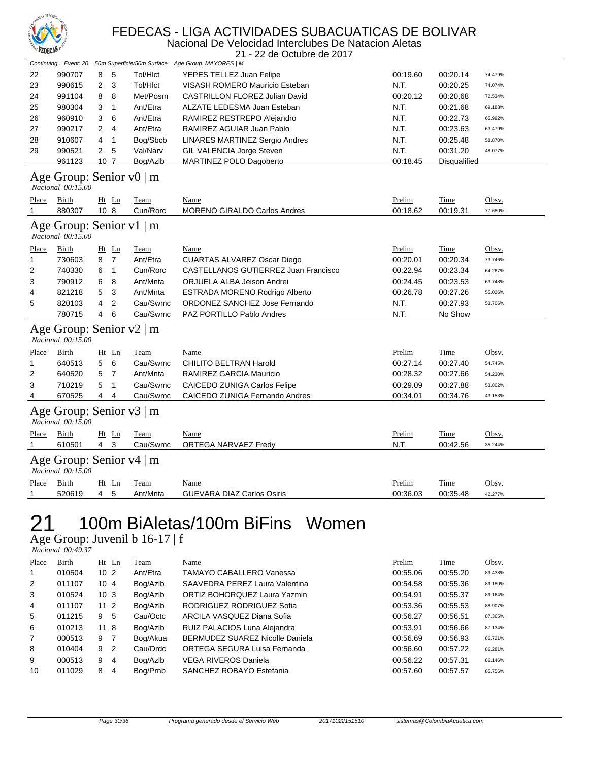Continuing... Event: 20 50m Superficie/50m Surface Age Group: MAYORES | M

| | | | | | | | | |
|---|---|---|---|---|---|---|---|---|
| 22 | 990707 | 8 | 5 | Tol/Hlct | YEPES TELLEZ Juan Felipe | 00:19.60 | 00:20.14 | 74.479% |
| 23 | 990615 | 2 | 3 | Tol/Hlct | VISASH ROMERO Mauricio Esteban | N.T. | 00:20.25 | 74.074% |
| 24 | 991104 | 8 | 8 | Met/Posm | CASTRILLON FLOREZ Julian David | 00:20.12 | 00:20.68 | 72.534% |
| 25 | 980304 | 3 | 1 | Ant/Etra | ALZATE LEDESMA Juan Esteban | N.T. | 00:21.68 | 69.188% |
| 26 | 960910 | 3 | 6 | Ant/Etra | RAMIREZ RESTREPO Alejandro | N.T. | 00:22.73 | 65.992% |
| 27 | 990217 | 2 | 4 | Ant/Etra | RAMIREZ AGUIAR Juan Pablo | N.T. | 00:23.63 | 63.479% |
| 28 | 910607 | 4 | 1 | Bog/Sbcb | LINARES MARTINEZ Sergio Andres | N.T. | 00:25.48 | 58.870% |
| 29 | 990521 | 2 | 5 | Val/Narv | GIL VALENCIA Jorge Steven | N.T. | 00:31.20 | 48.077% |
| | 961123 | 10 | 7 | Bog/Azlb | MARTINEZ POLO Dagoberto | 00:18.45 | Disqualified | |

## Age Group: Senior v0 | m

*Nacional 00:15.00*

| Place | Birth | Ht | Ln | Team | Name | Prelim | Time | Obsv. |
|---|---|---|---|---|---|---|---|---|
| 1 | 880307 | 10 | 8 | Cun/Rorc | MORENO GIRALDO Carlos Andres | 00:18.62 | 00:19.31 | 77.680% |

## Age Group: Senior v1 | m

*Nacional 00:15.00*

| Place | Birth | Ht | Ln | Team | Name | Prelim | Time | Obsv. |
|---|---|---|---|---|---|---|---|---|
| 1 | 730603 | 8 | 7 | Ant/Etra | CUARTAS ALVAREZ Oscar Diego | 00:20.01 | 00:20.34 | 73.746% |
| 2 | 740330 | 6 | 1 | Cun/Rorc | CASTELLANOS GUTIERREZ Juan Francisco | 00:22.94 | 00:23.34 | 64.267% |
| 3 | 790912 | 6 | 8 | Ant/Mnta | ORJUELA ALBA Jeison Andrei | 00:24.45 | 00:23.53 | 63.748% |
| 4 | 821218 | 5 | 3 | Ant/Mnta | ESTRADA MORENO Rodrigo Alberto | 00:26.78 | 00:27.26 | 55.026% |
| 5 | 820103 | 4 | 2 | Cau/Swmc | ORDONEZ SANCHEZ Jose Fernando | N.T. | 00:27.93 | 53.706% |
| | 780715 | 4 | 6 | Cau/Swmc | PAZ PORTILLO Pablo Andres | N.T. | No Show | |

## Age Group: Senior v2 | m

*Nacional 00:15.00*

| Place | Birth | Ht | Ln | Team | Name | Prelim | Time | Obsv. |
|---|---|---|---|---|---|---|---|---|
| 1 | 640513 | 5 | 6 | Cau/Swmc | CHILITO BELTRAN Harold | 00:27.14 | 00:27.40 | 54.745% |
| 2 | 640520 | 5 | 7 | Ant/Mnta | RAMIREZ GARCIA Mauricio | 00:28.32 | 00:27.66 | 54.230% |
| 3 | 710219 | 5 | 1 | Cau/Swmc | CAICEDO ZUNIGA Carlos Felipe | 00:29.09 | 00:27.88 | 53.802% |
| 4 | 670525 | 4 | 4 | Cau/Swmc | CAICEDO ZUNIGA Fernando Andres | 00:34.01 | 00:34.76 | 43.153% |

## Age Group: Senior v3 | m

*Nacional 00:15.00*

| Place | Birth | Ht | Ln | Team | Name | Prelim | Time | Obsv. |
|---|---|---|---|---|---|---|---|---|
| 1 | 610501 | 4 | 3 | Cau/Swmc | ORTEGA NARVAEZ Fredy | N.T. | 00:42.56 | 35.244% |

## Age Group: Senior v4 | m

*Nacional 00:15.00*

| Place | Birth | Ht | Ln | Team | Name | Prelim | Time | Obsv. |
|---|---|---|---|---|---|---|---|---|
| 1 | 520619 | 4 | 5 | Ant/Mnta | GUEVARA DIAZ Carlos Osiris | 00:36.03 | 00:35.48 | 42.277% |

# 21 100m BiAletas/100m BiFins Women

## Age Group: Juvenil b 16-17 | f

*Nacional 00:49.37*

| Place | Birth | Ht | Ln | Team | Name | Prelim | Time | Obsv. |
|---|---|---|---|---|---|---|---|---|
| 1 | 010504 | 10 | 2 | Ant/Etra | TAMAYO CABALLERO Vanessa | 00:55.06 | 00:55.20 | 89.438% |
| 2 | 011107 | 10 | 4 | Bog/Azlb | SAAVEDRA PEREZ Laura Valentina | 00:54.58 | 00:55.36 | 89.180% |
| 3 | 010524 | 10 | 3 | Bog/Azlb | ORTIZ BOHORQUEZ Laura Yazmin | 00:54.91 | 00:55.37 | 89.164% |
| 4 | 011107 | 11 | 2 | Bog/Azlb | RODRIGUEZ RODRIGUEZ Sofia | 00:53.36 | 00:55.53 | 88.907% |
| 5 | 011215 | 9 | 5 | Cau/Octc | ARCILA VASQUEZ Diana Sofia | 00:56.27 | 00:56.51 | 87.365% |
| 6 | 010213 | 11 | 8 | Bog/Azlb | RUIZ PALACIOS Luna Alejandra | 00:53.91 | 00:56.66 | 87.134% |
| 7 | 000513 | 9 | 7 | Bog/Akua | BERMUDEZ SUAREZ Nicolle Daniela | 00:56.69 | 00:56.93 | 86.721% |
| 8 | 010404 | 9 | 2 | Cau/Drdc | ORTEGA SEGURA Luisa Fernanda | 00:56.60 | 00:57.22 | 86.281% |
| 9 | 000513 | 9 | 4 | Bog/Azlb | VEGA RIVEROS Daniela | 00:56.22 | 00:57.31 | 86.146% |
| 10 | 011029 | 8 | 4 | Bog/Prnb | SANCHEZ ROBAYO Estefania | 00:57.60 | 00:57.57 | 85.756% |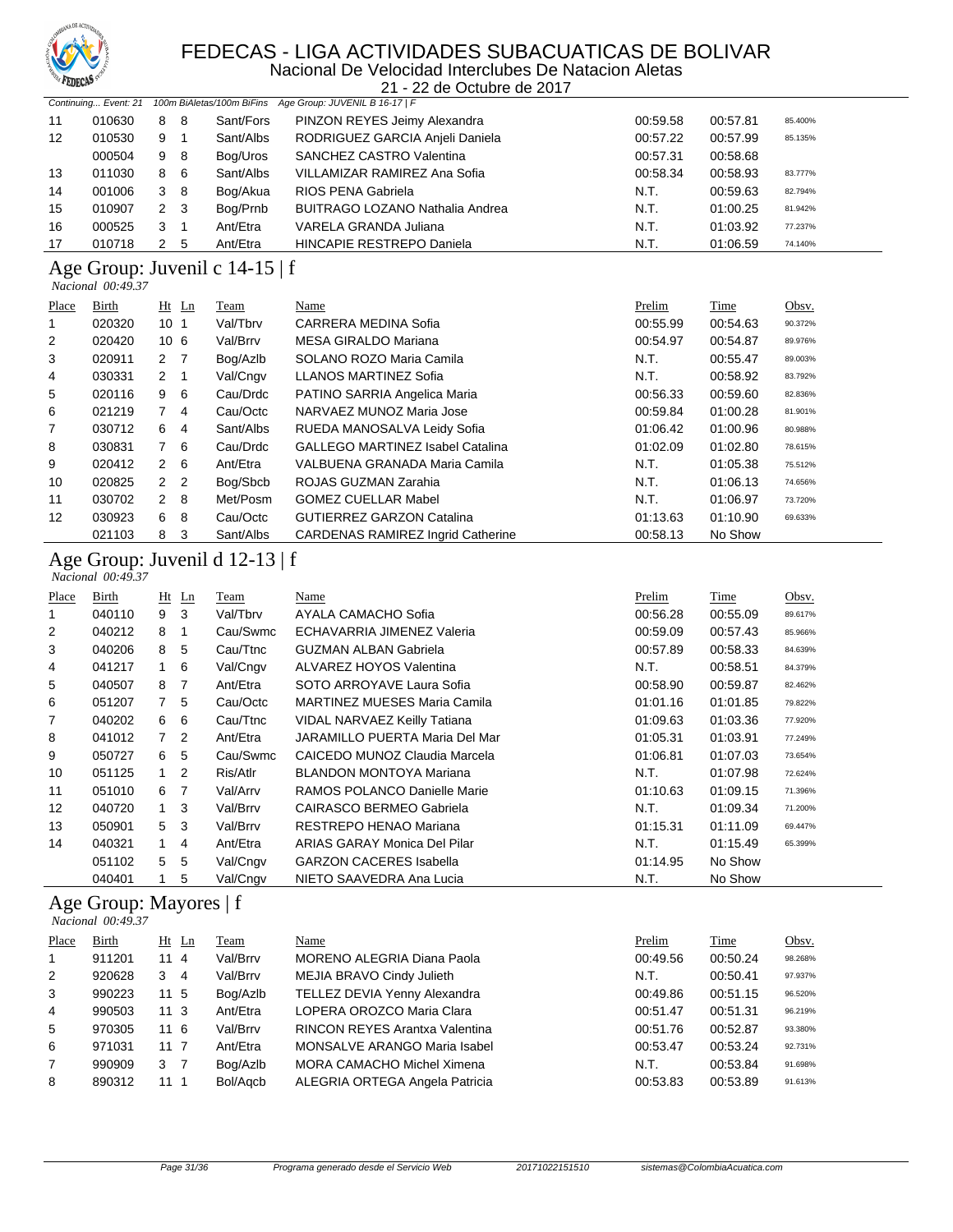# FEDECAS - LIGA ACTIVIDADES SUBACUATICAS DE BOLIVAR

Nacional De Velocidad Interclubes De Natacion Aletas

21 - 22 de Octubre de 2017

Continuing... Event: 21 100m BiAletas/100m BiFins Age Group: JUVENIL B 16-17 | F

| | | | | | | | | |
|---|---|---|---|---|---|---|---|---|
| 11 | 010630 | 8 | 8 | Sant/Fors | PINZON REYES Jeimy Alexandra | 00:59.58 | 00:57.81 | 85.400% |
| 12 | 010530 | 9 | 1 | Sant/Albs | RODRIGUEZ GARCIA Anjeli Daniela | 00:57.22 | 00:57.99 | 85.135% |
| | 000504 | 9 | 8 | Bog/Uros | SANCHEZ CASTRO Valentina | 00:57.31 | 00:58.68 | |
| 13 | 011030 | 8 | 6 | Sant/Albs | VILLAMIZAR RAMIREZ Ana Sofia | 00:58.34 | 00:58.93 | 83.777% |
| 14 | 001006 | 3 | 8 | Bog/Akua | RIOS PENA Gabriela | N.T. | 00:59.63 | 82.794% |
| 15 | 010907 | 2 | 3 | Bog/Prnb | BUITRAGO LOZANO Nathalia Andrea | N.T. | 01:00.25 | 81.942% |
| 16 | 000525 | 3 | 1 | Ant/Etra | VARELA GRANDA Juliana | N.T. | 01:03.92 | 77.237% |
| 17 | 010718 | 2 | 5 | Ant/Etra | HINCAPIE RESTREPO Daniela | N.T. | 01:06.59 | 74.140% |

## Age Group: Juvenil c 14-15 | f

*Nacional 00:49.37*

| Place | Birth | Ht | Ln | Team | Name | Prelim | Time | Obsv. |
|---|---|---|---|---|---|---|---|---|
| 1 | 020320 | 10 | 1 | Val/Tbrv | CARRERA MEDINA Sofia | 00:55.99 | 00:54.63 | 90.372% |
| 2 | 020420 | 10 | 6 | Val/Brrv | MESA GIRALDO Mariana | 00:54.97 | 00:54.87 | 89.976% |
| 3 | 020911 | 2 | 7 | Bog/Azlb | SOLANO ROZO Maria Camila | N.T. | 00:55.47 | 89.003% |
| 4 | 030331 | 2 | 1 | Val/Cngv | LLANOS MARTINEZ Sofia | N.T. | 00:58.92 | 83.792% |
| 5 | 020116 | 9 | 6 | Cau/Drdc | PATINO SARRIA Angelica Maria | 00:56.33 | 00:59.60 | 82.836% |
| 6 | 021219 | 7 | 4 | Cau/Octc | NARVAEZ MUNOZ Maria Jose | 00:59.84 | 01:00.28 | 81.901% |
| 7 | 030712 | 6 | 4 | Sant/Albs | RUEDA MANOSALVA Leidy Sofia | 01:06.42 | 01:00.96 | 80.988% |
| 8 | 030831 | 7 | 6 | Cau/Drdc | GALLEGO MARTINEZ Isabel Catalina | 01:02.09 | 01:02.80 | 78.615% |
| 9 | 020412 | 2 | 6 | Ant/Etra | VALBUENA GRANADA Maria Camila | N.T. | 01:05.38 | 75.512% |
| 10 | 020825 | 2 | 2 | Bog/Sbcb | ROJAS GUZMAN Zarahia | N.T. | 01:06.13 | 74.656% |
| 11 | 030702 | 2 | 8 | Met/Posm | GOMEZ CUELLAR Mabel | N.T. | 01:06.97 | 73.720% |
| 12 | 030923 | 6 | 8 | Cau/Octc | GUTIERREZ GARZON Catalina | 01:13.63 | 01:10.90 | 69.633% |
| | 021103 | 8 | 3 | Sant/Albs | CARDENAS RAMIREZ Ingrid Catherine | 00:58.13 | No Show | |

## Age Group: Juvenil d 12-13 | f

*Nacional 00:49.37*

| Place | Birth | Ht | Ln | Team | Name | Prelim | Time | Obsv. |
|---|---|---|---|---|---|---|---|---|
| 1 | 040110 | 9 | 3 | Val/Tbrv | AYALA CAMACHO Sofia | 00:56.28 | 00:55.09 | 89.617% |
| 2 | 040212 | 8 | 1 | Cau/Swmc | ECHAVARRIA JIMENEZ Valeria | 00:59.09 | 00:57.43 | 85.966% |
| 3 | 040206 | 8 | 5 | Cau/Ttnc | GUZMAN ALBAN Gabriela | 00:57.89 | 00:58.33 | 84.639% |
| 4 | 041217 | 1 | 6 | Val/Cngv | ALVAREZ HOYOS Valentina | N.T. | 00:58.51 | 84.379% |
| 5 | 040507 | 8 | 7 | Ant/Etra | SOTO ARROYAVE Laura Sofia | 00:58.90 | 00:59.87 | 82.462% |
| 6 | 051207 | 7 | 5 | Cau/Octc | MARTINEZ MUESES Maria Camila | 01:01.16 | 01:01.85 | 79.822% |
| 7 | 040202 | 6 | 6 | Cau/Ttnc | VIDAL NARVAEZ Keilly Tatiana | 01:09.63 | 01:03.36 | 77.920% |
| 8 | 041012 | 7 | 2 | Ant/Etra | JARAMILLO PUERTA Maria Del Mar | 01:05.31 | 01:03.91 | 77.249% |
| 9 | 050727 | 6 | 5 | Cau/Swmc | CAICEDO MUNOZ Claudia Marcela | 01:06.81 | 01:07.03 | 73.654% |
| 10 | 051125 | 1 | 2 | Ris/Atlr | BLANDON MONTOYA Mariana | N.T. | 01:07.98 | 72.624% |
| 11 | 051010 | 6 | 7 | Val/Arrv | RAMOS POLANCO Danielle Marie | 01:10.63 | 01:09.15 | 71.396% |
| 12 | 040720 | 1 | 3 | Val/Brrv | CAIRASCO BERMEO Gabriela | N.T. | 01:09.34 | 71.200% |
| 13 | 050901 | 5 | 3 | Val/Brrv | RESTREPO HENAO Mariana | 01:15.31 | 01:11.09 | 69.447% |
| 14 | 040321 | 1 | 4 | Ant/Etra | ARIAS GARAY Monica Del Pilar | N.T. | 01:15.49 | 65.399% |
| | 051102 | 5 | 5 | Val/Cngv | GARZON CACERES Isabella | 01:14.95 | No Show | |
| | 040401 | 1 | 5 | Val/Cngv | NIETO SAAVEDRA Ana Lucia | N.T. | No Show | |

## Age Group: Mayores | f

*Nacional 00:49.37*

| Place | Birth | Ht | Ln | Team | Name | Prelim | Time | Obsv. |
|---|---|---|---|---|---|---|---|---|
| 1 | 911201 | 11 | 4 | Val/Brrv | MORENO ALEGRIA Diana Paola | 00:49.56 | 00:50.24 | 98.268% |
| 2 | 920628 | 3 | 4 | Val/Brrv | MEJIA BRAVO Cindy Julieth | N.T. | 00:50.41 | 97.937% |
| 3 | 990223 | 11 | 5 | Bog/Azlb | TELLEZ DEVIA Yenny Alexandra | 00:49.86 | 00:51.15 | 96.520% |
| 4 | 990503 | 11 | 3 | Ant/Etra | LOPERA OROZCO Maria Clara | 00:51.47 | 00:51.31 | 96.219% |
| 5 | 970305 | 11 | 6 | Val/Brrv | RINCON REYES Arantxa Valentina | 00:51.76 | 00:52.87 | 93.380% |
| 6 | 971031 | 11 | 7 | Ant/Etra | MONSALVE ARANGO Maria Isabel | 00:53.47 | 00:53.24 | 92.731% |
| 7 | 990909 | 3 | 7 | Bog/Azlb | MORA CAMACHO Michel Ximena | N.T. | 00:53.84 | 91.698% |
| 8 | 890312 | 11 | 1 | Bol/Aqcb | ALEGRIA ORTEGA Angela Patricia | 00:53.83 | 00:53.89 | 91.613% |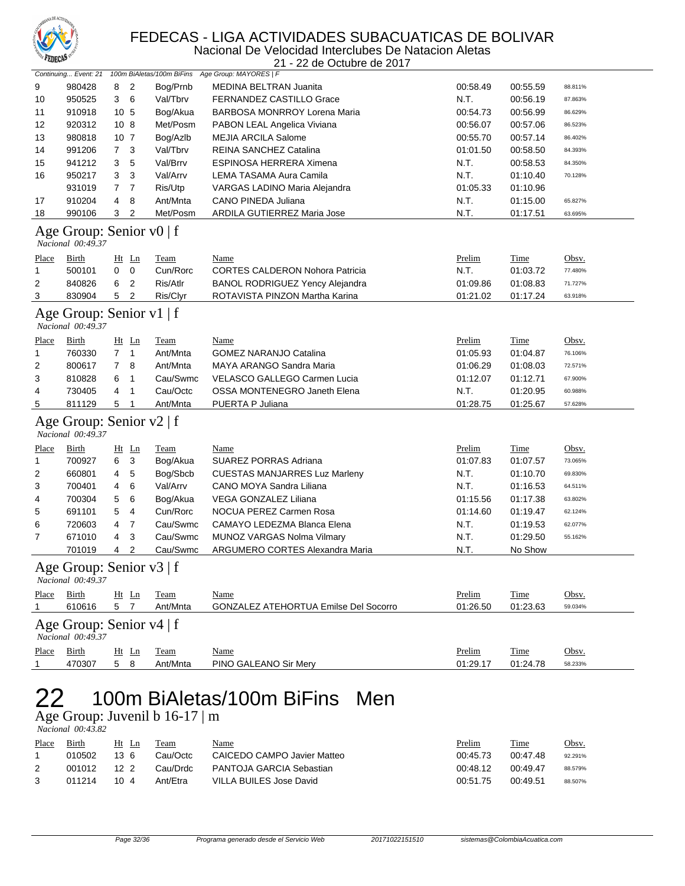# FEDECAS - LIGA ACTIVIDADES SUBACUATICAS DE BOLIVAR

Nacional De Velocidad Interclubes De Natacion Aletas

21 - 22 de Octubre de 2017

*Continuing... Event: 21 100m BiAletas/100m BiFins Age Group: MAYORES | F*

| | | | | | | | | |
|---|---|---|---|---|---|---|---|---|
| 9 | 980428 | 8 | 2 | Bog/Prnb | MEDINA BELTRAN Juanita | 00:58.49 | 00:55.59 | 88.811% |
| 10 | 950525 | 3 | 6 | Val/Tbrv | FERNANDEZ CASTILLO Grace | N.T. | 00:56.19 | 87.863% |
| 11 | 910918 | 10 | 5 | Bog/Akua | BARBOSA MONRROY Lorena Maria | 00:54.73 | 00:56.99 | 86.629% |
| 12 | 920312 | 10 | 8 | Met/Posm | PABON LEAL Angelica Viviana | 00:56.07 | 00:57.06 | 86.523% |
| 13 | 980818 | 10 | 7 | Bog/Azlb | MEJIA ARCILA Salome | 00:55.70 | 00:57.14 | 86.402% |
| 14 | 991206 | 7 | 3 | Val/Tbrv | REINA SANCHEZ Catalina | 01:01.50 | 00:58.50 | 84.393% |
| 15 | 941212 | 3 | 5 | Val/Brrv | ESPINOSA HERRERA Ximena | N.T. | 00:58.53 | 84.350% |
| 16 | 950217 | 3 | 3 | Val/Arrv | LEMA TASAMA Aura Camila | N.T. | 01:10.40 | 70.128% |
| | 931019 | 7 | 7 | Ris/Utp | VARGAS LADINO Maria Alejandra | 01:05.33 | 01:10.96 | |
| 17 | 910204 | 4 | 8 | Ant/Mnta | CANO PINEDA Juliana | N.T. | 01:15.00 | 65.827% |
| 18 | 990106 | 3 | 2 | Met/Posm | ARDILA GUTIERREZ Maria Jose | N.T. | 01:17.51 | 63.695% |

## Age Group: Senior v0 | f

*Nacional 00:49.37*

| Place | Birth | Ht | Ln | Team | Name | Prelim | Time | Obsv. |
|---|---|---|---|---|---|---|---|---|
| 1 | 500101 | 0 | 0 | Cun/Rorc | CORTES CALDERON Nohora Patricia | N.T. | 01:03.72 | 77.480% |
| 2 | 840826 | 6 | 2 | Ris/Atlr | BANOL RODRIGUEZ Yency Alejandra | 01:09.86 | 01:08.83 | 71.727% |
| 3 | 830904 | 5 | 2 | Ris/Clyr | ROTAVISTA PINZON Martha Karina | 01:21.02 | 01:17.24 | 63.918% |

## Age Group: Senior v1 | f

*Nacional 00:49.37*

| Place | Birth | Ht | Ln | Team | Name | Prelim | Time | Obsv. |
|---|---|---|---|---|---|---|---|---|
| 1 | 760330 | 7 | 1 | Ant/Mnta | GOMEZ NARANJO Catalina | 01:05.93 | 01:04.87 | 76.106% |
| 2 | 800617 | 7 | 8 | Ant/Mnta | MAYA ARANGO Sandra Maria | 01:06.29 | 01:08.03 | 72.571% |
| 3 | 810828 | 6 | 1 | Cau/Swmc | VELASCO GALLEGO Carmen Lucia | 01:12.07 | 01:12.71 | 67.900% |
| 4 | 730405 | 4 | 1 | Cau/Octc | OSSA MONTENEGRO Janeth Elena | N.T. | 01:20.95 | 60.988% |
| 5 | 811129 | 5 | 1 | Ant/Mnta | PUERTA P Juliana | 01:28.75 | 01:25.67 | 57.628% |

## Age Group: Senior v2 | f

*Nacional 00:49.37*

| Place | Birth | Ht | Ln | Team | Name | Prelim | Time | Obsv. |
|---|---|---|---|---|---|---|---|---|
| 1 | 700927 | 6 | 3 | Bog/Akua | SUAREZ PORRAS Adriana | 01:07.83 | 01:07.57 | 73.065% |
| 2 | 660801 | 4 | 5 | Bog/Sbcb | CUESTAS MANJARRES Luz Marleny | N.T. | 01:10.70 | 69.830% |
| 3 | 700401 | 4 | 6 | Val/Arrv | CANO MOYA Sandra Liliana | N.T. | 01:16.53 | 64.511% |
| 4 | 700304 | 5 | 6 | Bog/Akua | VEGA GONZALEZ Liliana | 01:15.56 | 01:17.38 | 63.802% |
| 5 | 691101 | 5 | 4 | Cun/Rorc | NOCUA PEREZ Carmen Rosa | 01:14.60 | 01:19.47 | 62.124% |
| 6 | 720603 | 4 | 7 | Cau/Swmc | CAMAYO LEDEZMA Blanca Elena | N.T. | 01:19.53 | 62.077% |
| 7 | 671010 | 4 | 3 | Cau/Swmc | MUNOZ VARGAS Nolma Vilmary | N.T. | 01:29.50 | 55.162% |
| | 701019 | 4 | 2 | Cau/Swmc | ARGUMERO CORTES Alexandra Maria | N.T. | No Show | |

## Age Group: Senior v3 | f

*Nacional 00:49.37*

| Place | Birth | Ht | Ln | Team | Name | Prelim | Time | Obsv. |
|---|---|---|---|---|---|---|---|---|
| 1 | 610616 | 5 | 7 | Ant/Mnta | GONZALEZ ATEHORTUA Emilse Del Socorro | 01:26.50 | 01:23.63 | 59.034% |

## Age Group: Senior v4 | f

*Nacional 00:49.37*

| Place | Birth | Ht | Ln | Team | Name | Prelim | Time | Obsv. |
|---|---|---|---|---|---|---|---|---|
| 1 | 470307 | 5 | 8 | Ant/Mnta | PINO GALEANO Sir Mery | 01:29.17 | 01:24.78 | 58.233% |

# 22 100m BiAletas/100m BiFins Men

## Age Group: Juvenil b 16-17 | m

*Nacional 00:43.82*

| Place | Birth | Ht | Ln | Team | Name | Prelim | Time | Obsv. |
|---|---|---|---|---|---|---|---|---|
| 1 | 010502 | 13 | 6 | Cau/Octc | CAICEDO CAMPO Javier Matteo | 00:45.73 | 00:47.48 | 92.291% |
| 2 | 001012 | 12 | 2 | Cau/Drdc | PANTOJA GARCIA Sebastian | 00:48.12 | 00:49.47 | 88.579% |
| 3 | 011214 | 10 | 4 | Ant/Etra | VILLA BUILES Jose David | 00:51.75 | 00:49.51 | 88.507% |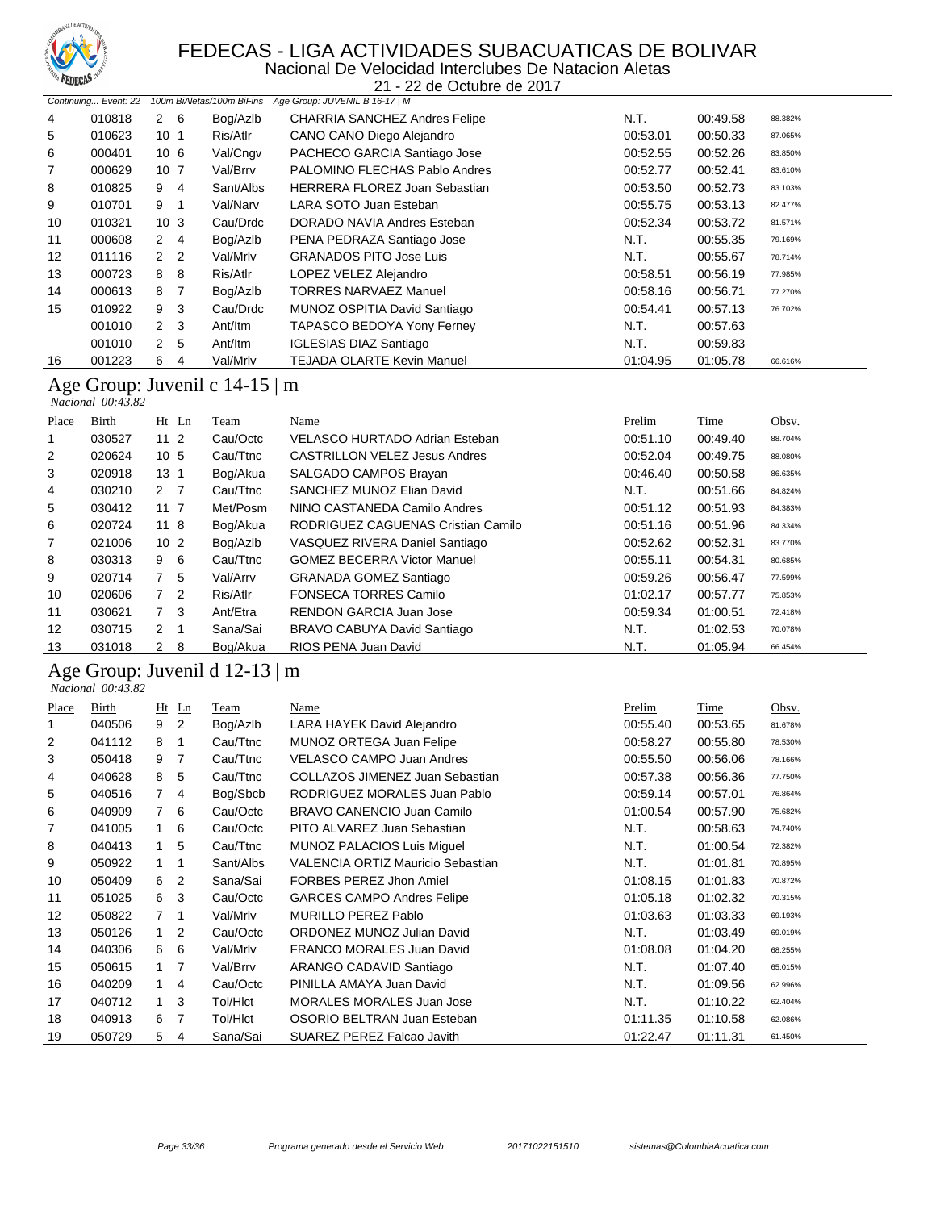# FEDECAS - LIGA ACTIVIDADES SUBACUATICAS DE BOLIVAR

Nacional De Velocidad Interclubes De Natacion Aletas

21 - 22 de Octubre de 2017

Continuing... Event: 22 100m BiAletas/100m BiFins Age Group: JUVENIL B 16-17 | M

| | | | | | | | | |
|---|---|---|---|---|---|---|---|---|
| 4 | 010818 | 2 | 6 | Bog/Azlb | CHARRIA SANCHEZ Andres Felipe | N.T. | 00:49.58 | 88.382% |
| 5 | 010623 | 10 | 1 | Ris/Atlr | CANO CANO Diego Alejandro | 00:53.01 | 00:50.33 | 87.065% |
| 6 | 000401 | 10 | 6 | Val/Cngv | PACHECO GARCIA Santiago Jose | 00:52.55 | 00:52.26 | 83.850% |
| 7 | 000629 | 10 | 7 | Val/Brrv | PALOMINO FLECHAS Pablo Andres | 00:52.77 | 00:52.41 | 83.610% |
| 8 | 010825 | 9 | 4 | Sant/Albs | HERRERA FLOREZ Joan Sebastian | 00:53.50 | 00:52.73 | 83.103% |
| 9 | 010701 | 9 | 1 | Val/Narv | LARA SOTO Juan Esteban | 00:55.75 | 00:53.13 | 82.477% |
| 10 | 010321 | 10 | 3 | Cau/Drdc | DORADO NAVIA Andres Esteban | 00:52.34 | 00:53.72 | 81.571% |
| 11 | 000608 | 2 | 4 | Bog/Azlb | PENA PEDRAZA Santiago Jose | N.T. | 00:55.35 | 79.169% |
| 12 | 011116 | 2 | 2 | Val/Mrlv | GRANADOS PITO Jose Luis | N.T. | 00:55.67 | 78.714% |
| 13 | 000723 | 8 | 8 | Ris/Atlr | LOPEZ VELEZ Alejandro | 00:58.51 | 00:56.19 | 77.985% |
| 14 | 000613 | 8 | 7 | Bog/Azlb | TORRES NARVAEZ Manuel | 00:58.16 | 00:56.71 | 77.270% |
| 15 | 010922 | 9 | 3 | Cau/Drdc | MUNOZ OSPITIA David Santiago | 00:54.41 | 00:57.13 | 76.702% |
| | 001010 | 2 | 3 | Ant/Itm | TAPASCO BEDOYA Yony Ferney | N.T. | 00:57.63 | |
| | 001010 | 2 | 5 | Ant/Itm | IGLESIAS DIAZ Santiago | N.T. | 00:59.83 | |
| 16 | 001223 | 6 | 4 | Val/Mrlv | TEJADA OLARTE Kevin Manuel | 01:04.95 | 01:05.78 | 66.616% |

## Age Group: Juvenil c 14-15 | m

*Nacional 00:43.82*

| Place | Birth | Ht | Ln | Team | Name | Prelim | Time | Obsv. |
|---|---|---|---|---|---|---|---|---|
| 1 | 030527 | 11 | 2 | Cau/Octc | VELASCO HURTADO Adrian Esteban | 00:51.10 | 00:49.40 | 88.704% |
| 2 | 020624 | 10 | 5 | Cau/Ttnc | CASTRILLON VELEZ Jesus Andres | 00:52.04 | 00:49.75 | 88.080% |
| 3 | 020918 | 13 | 1 | Bog/Akua | SALGADO CAMPOS Brayan | 00:46.40 | 00:50.58 | 86.635% |
| 4 | 030210 | 2 | 7 | Cau/Ttnc | SANCHEZ MUNOZ Elian David | N.T. | 00:51.66 | 84.824% |
| 5 | 030412 | 11 | 7 | Met/Posm | NINO CASTANEDA Camilo Andres | 00:51.12 | 00:51.93 | 84.383% |
| 6 | 020724 | 11 | 8 | Bog/Akua | RODRIGUEZ CAGUENAS Cristian Camilo | 00:51.16 | 00:51.96 | 84.334% |
| 7 | 021006 | 10 | 2 | Bog/Azlb | VASQUEZ RIVERA Daniel Santiago | 00:52.62 | 00:52.31 | 83.770% |
| 8 | 030313 | 9 | 6 | Cau/Ttnc | GOMEZ BECERRA Victor Manuel | 00:55.11 | 00:54.31 | 80.685% |
| 9 | 020714 | 7 | 5 | Val/Arrv | GRANADA GOMEZ Santiago | 00:59.26 | 00:56.47 | 77.599% |
| 10 | 020606 | 7 | 2 | Ris/Atlr | FONSECA TORRES Camilo | 01:02.17 | 00:57.77 | 75.853% |
| 11 | 030621 | 7 | 3 | Ant/Etra | RENDON GARCIA Juan Jose | 00:59.34 | 01:00.51 | 72.418% |
| 12 | 030715 | 2 | 1 | Sana/Sai | BRAVO CABUYA David Santiago | N.T. | 01:02.53 | 70.078% |
| 13 | 031018 | 2 | 8 | Bog/Akua | RIOS PENA Juan David | N.T. | 01:05.94 | 66.454% |

## Age Group: Juvenil d 12-13 | m

*Nacional 00:43.82*

| Place | Birth | Ht | Ln | Team | Name | Prelim | Time | Obsv. |
|---|---|---|---|---|---|---|---|---|
| 1 | 040506 | 9 | 2 | Bog/Azlb | LARA HAYEK David Alejandro | 00:55.40 | 00:53.65 | 81.678% |
| 2 | 041112 | 8 | 1 | Cau/Ttnc | MUNOZ ORTEGA Juan Felipe | 00:58.27 | 00:55.80 | 78.530% |
| 3 | 050418 | 9 | 7 | Cau/Ttnc | VELASCO CAMPO Juan Andres | 00:55.50 | 00:56.06 | 78.166% |
| 4 | 040628 | 8 | 5 | Cau/Ttnc | COLLAZOS JIMENEZ Juan Sebastian | 00:57.38 | 00:56.36 | 77.750% |
| 5 | 040516 | 7 | 4 | Bog/Sbcb | RODRIGUEZ MORALES Juan Pablo | 00:59.14 | 00:57.01 | 76.864% |
| 6 | 040909 | 7 | 6 | Cau/Octc | BRAVO CANENCIO Juan Camilo | 01:00.54 | 00:57.90 | 75.682% |
| 7 | 041005 | 1 | 6 | Cau/Octc | PITO ALVAREZ Juan Sebastian | N.T. | 00:58.63 | 74.740% |
| 8 | 040413 | 1 | 5 | Cau/Ttnc | MUNOZ PALACIOS Luis Miguel | N.T. | 01:00.54 | 72.382% |
| 9 | 050922 | 1 | 1 | Sant/Albs | VALENCIA ORTIZ Mauricio Sebastian | N.T. | 01:01.81 | 70.895% |
| 10 | 050409 | 6 | 2 | Sana/Sai | FORBES PEREZ Jhon Amiel | 01:08.15 | 01:01.83 | 70.872% |
| 11 | 051025 | 6 | 3 | Cau/Octc | GARCES CAMPO Andres Felipe | 01:05.18 | 01:02.32 | 70.315% |
| 12 | 050822 | 7 | 1 | Val/Mrlv | MURILLO PEREZ Pablo | 01:03.63 | 01:03.33 | 69.193% |
| 13 | 050126 | 1 | 2 | Cau/Octc | ORDONEZ MUNOZ Julian David | N.T. | 01:03.49 | 69.019% |
| 14 | 040306 | 6 | 6 | Val/Mrlv | FRANCO MORALES Juan David | 01:08.08 | 01:04.20 | 68.255% |
| 15 | 050615 | 1 | 7 | Val/Brrv | ARANGO CADAVID Santiago | N.T. | 01:07.40 | 65.015% |
| 16 | 040209 | 1 | 4 | Cau/Octc | PINILLA AMAYA Juan David | N.T. | 01:09.56 | 62.996% |
| 17 | 040712 | 1 | 3 | Tol/Hlct | MORALES MORALES Juan Jose | N.T. | 01:10.22 | 62.404% |
| 18 | 040913 | 6 | 7 | Tol/Hlct | OSORIO BELTRAN Juan Esteban | 01:11.35 | 01:10.58 | 62.086% |
| 19 | 050729 | 5 | 4 | Sana/Sai | SUAREZ PEREZ Falcao Javith | 01:22.47 | 01:11.31 | 61.450% |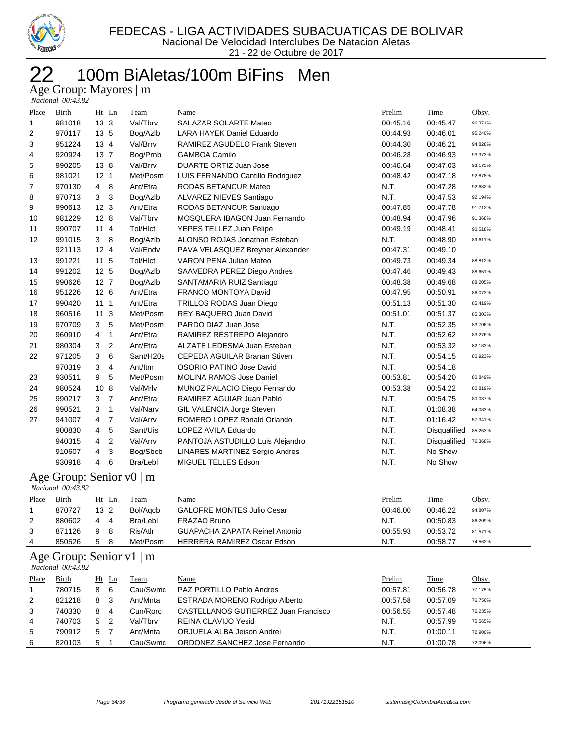FEDECAS - LIGA ACTIVIDADES SUBACUATICAS DE BOLIVAR

Nacional De Velocidad Interclubes De Natacion Aletas

21 - 22 de Octubre de 2017

# 22 100m BiAletas/100m BiFins Men

## Age Group: Mayores | m

*Nacional 00:43.82*

| Place | Birth | Ht | Ln | Team | Name | Prelim | Time | Obsv. |
|---|---|---|---|---|---|---|---|---|
| 1 | 981018 | 13 | 3 | Val/Tbrv | SALAZAR SOLARTE Mateo | 00:45.16 | 00:45.47 | 96.371% |
| 2 | 970117 | 13 | 5 | Bog/Azlb | LARA HAYEK Daniel Eduardo | 00:44.93 | 00:46.01 | 95.240% |
| 3 | 951224 | 13 | 4 | Val/Brrv | RAMIREZ AGUDELO Frank Steven | 00:44.30 | 00:46.21 | 94.828% |
| 4 | 920924 | 13 | 7 | Bog/Prnb | GAMBOA Camilo | 00:46.28 | 00:46.93 | 93.373% |
| 5 | 990205 | 13 | 8 | Val/Brrv | DUARTE ORTIZ Juan Jose | 00:46.64 | 00:47.03 | 93.175% |
| 6 | 981021 | 12 | 1 | Met/Posm | LUIS FERNANDO Cantillo Rodriguez | 00:48.42 | 00:47.18 | 92.878% |
| 7 | 970130 | 4 | 8 | Ant/Etra | RODAS BETANCUR Mateo | N.T. | 00:47.28 | 92.682% |
| 8 | 970713 | 3 | 3 | Bog/Azlb | ALVAREZ NIEVES Santiago | N.T. | 00:47.53 | 92.194% |
| 9 | 990613 | 12 | 3 | Ant/Etra | RODAS BETANCUR Santiago | 00:47.85 | 00:47.78 | 91.712% |
| 10 | 981229 | 12 | 8 | Val/Tbrv | MOSQUERA IBAGON Juan Fernando | 00:48.94 | 00:47.96 | 91.368% |
| 11 | 990707 | 11 | 4 | Tol/Hlct | YEPES TELLEZ Juan Felipe | 00:49.19 | 00:48.41 | 90.518% |
| 12 | 991015 | 3 | 8 | Bog/Azlb | ALONSO ROJAS Jonathan Esteban | N.T. | 00:48.90 | 89.611% |
|  | 921113 | 12 | 4 | Val/Endv | PAVA VELASQUEZ Breyner Alexander | 00:47.31 | 00:49.10 |  |
| 13 | 991221 | 11 | 5 | Tol/Hlct | VARON PENA Julian Mateo | 00:49.73 | 00:49.34 | 88.812% |
| 14 | 991202 | 12 | 5 | Bog/Azlb | SAAVEDRA PEREZ Diego Andres | 00:47.46 | 00:49.43 | 88.651% |
| 15 | 990626 | 12 | 7 | Bog/Azlb | SANTAMARIA RUIZ Santiago | 00:48.38 | 00:49.68 | 88.205% |
| 16 | 951226 | 12 | 6 | Ant/Etra | FRANCO MONTOYA David | 00:47.95 | 00:50.91 | 86.073% |
| 17 | 990420 | 11 | 1 | Ant/Etra | TRILLOS RODAS Juan Diego | 00:51.13 | 00:51.30 | 85.419% |
| 18 | 960516 | 11 | 3 | Met/Posm | REY BAQUERO Juan David | 00:51.01 | 00:51.37 | 85.303% |
| 19 | 970709 | 3 | 5 | Met/Posm | PARDO DIAZ Juan Jose | N.T. | 00:52.35 | 83.706% |
| 20 | 960910 | 4 | 1 | Ant/Etra | RAMIREZ RESTREPO Alejandro | N.T. | 00:52.62 | 83.276% |
| 21 | 980304 | 3 | 2 | Ant/Etra | ALZATE LEDESMA Juan Esteban | N.T. | 00:53.32 | 82.183% |
| 22 | 971205 | 3 | 6 | Sant/H20s | CEPEDA AGUILAR Branan Stiven | N.T. | 00:54.15 | 80.923% |
|  | 970319 | 3 | 4 | Ant/Itm | OSORIO PATINO Jose David | N.T. | 00:54.18 |  |
| 23 | 930511 | 9 | 5 | Met/Posm | MOLINA RAMOS Jose Daniel | 00:53.81 | 00:54.20 | 80.849% |
| 24 | 980524 | 10 | 8 | Val/Mrlv | MUNOZ PALACIO Diego Fernando | 00:53.38 | 00:54.22 | 80.819% |
| 25 | 990217 | 3 | 7 | Ant/Etra | RAMIREZ AGUIAR Juan Pablo | N.T. | 00:54.75 | 80.037% |
| 26 | 990521 | 3 | 1 | Val/Narv | GIL VALENCIA Jorge Steven | N.T. | 01:08.38 | 64.083% |
| 27 | 941007 | 4 | 7 | Val/Arrv | ROMERO LOPEZ Ronald Orlando | N.T. | 01:16.42 | 57.341% |
|  | 900830 | 4 | 5 | Sant/Uis | LOPEZ AVILA Eduardo | N.T. | Disqualified | 85.253% |
|  | 940315 | 4 | 2 | Val/Arrv | PANTOJA ASTUDILLO Luis Alejandro | N.T. | Disqualified | 76.368% |
|  | 910607 | 4 | 3 | Bog/Sbcb | LINARES MARTINEZ Sergio Andres | N.T. | No Show |  |
|  | 930918 | 4 | 6 | Bra/Lebl | MIGUEL TELLES Edson | N.T. | No Show |  |

## Age Group: Senior v0 | m

*Nacional 00:43.82*

| Place | Birth | Ht | Ln | Team | Name | Prelim | Time | Obsv. |
|---|---|---|---|---|---|---|---|---|
| 1 | 870727 | 13 | 2 | Bol/Aqcb | GALOFRE MONTES Julio Cesar | 00:46.00 | 00:46.22 | 94.807% |
| 2 | 880602 | 4 | 4 | Bra/Lebl | FRAZAO Bruno | N.T. | 00:50.83 | 86.209% |
| 3 | 871126 | 9 | 8 | Ris/Atlr | GUAPACHA ZAPATA Reinel Antonio | 00:55.93 | 00:53.72 | 81.571% |
| 4 | 850526 | 5 | 8 | Met/Posm | HERRERA RAMIREZ Oscar Edson | N.T. | 00:58.77 | 74.562% |

## Age Group: Senior v1 | m

*Nacional 00:43.82*

| Place | Birth | Ht | Ln | Team | Name | Prelim | Time | Obsv. |
|---|---|---|---|---|---|---|---|---|
| 1 | 780715 | 8 | 6 | Cau/Swmc | PAZ PORTILLO Pablo Andres | 00:57.81 | 00:56.78 | 77.175% |
| 2 | 821218 | 8 | 3 | Ant/Mnta | ESTRADA MORENO Rodrigo Alberto | 00:57.58 | 00:57.09 | 76.756% |
| 3 | 740330 | 8 | 4 | Cun/Rorc | CASTELLANOS GUTIERREZ Juan Francisco | 00:56.55 | 00:57.48 | 76.235% |
| 4 | 740703 | 5 | 2 | Val/Tbrv | REINA CLAVIJO Yesid | N.T. | 00:57.99 | 75.565% |
| 5 | 790912 | 5 | 7 | Ant/Mnta | ORJUELA ALBA Jeison Andrei | N.T. | 01:00.11 | 72.900% |
| 6 | 820103 | 5 | 1 | Cau/Swmc | ORDONEZ SANCHEZ Jose Fernando | N.T. | 01:00.78 | 72.096% |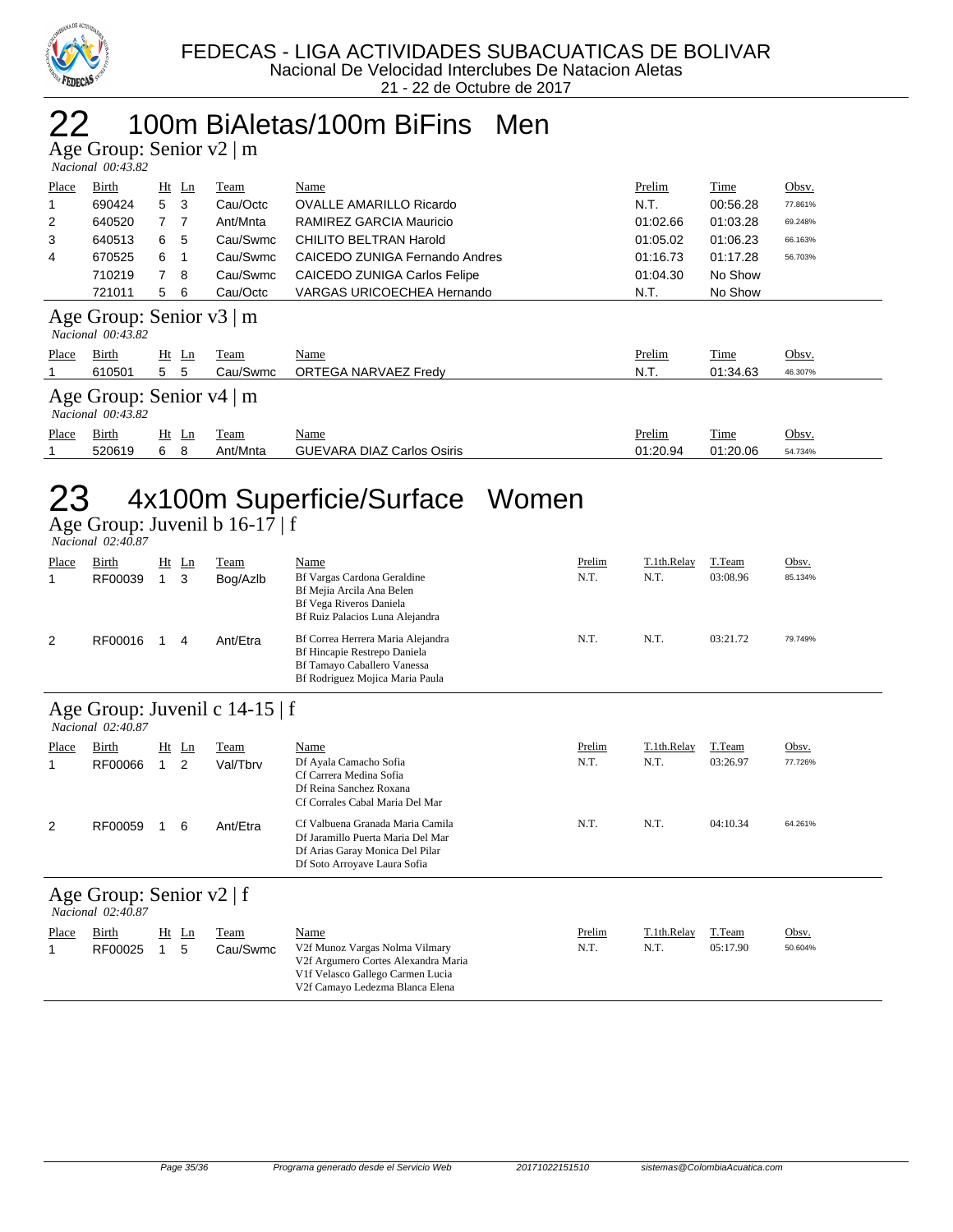# 22 100m BiAletas/100m BiFins Men

## Age Group: Senior v2 | m

*Nacional 00:43.82*

| Place | Birth | Ht | Ln | Team | Name | Prelim | Time | Obsv. |
|---|---|---|---|---|---|---|---|---|
| 1 | 690424 | 5 | 3 | Cau/Octc | OVALLE AMARILLO Ricardo | N.T. | 00:56.28 | 77.861% |
| 2 | 640520 | 7 | 7 | Ant/Mnta | RAMIREZ GARCIA Mauricio | 01:02.66 | 01:03.28 | 69.248% |
| 3 | 640513 | 6 | 5 | Cau/Swmc | CHILITO BELTRAN Harold | 01:05.02 | 01:06.23 | 66.163% |
| 4 | 670525 | 6 | 1 | Cau/Swmc | CAICEDO ZUNIGA Fernando Andres | 01:16.73 | 01:17.28 | 56.703% |
| | 710219 | 7 | 8 | Cau/Swmc | CAICEDO ZUNIGA Carlos Felipe | 01:04.30 | No Show | |
| | 721011 | 5 | 6 | Cau/Octc | VARGAS URICOECHEA Hernando | N.T. | No Show | |

## Age Group: Senior v3 | m

*Nacional 00:43.82*

| Place | Birth | Ht | Ln | Team | Name | Prelim | Time | Obsv. |
|---|---|---|---|---|---|---|---|---|
| 1 | 610501 | 5 | 5 | Cau/Swmc | ORTEGA NARVAEZ Fredy | N.T. | 01:34.63 | 46.307% |

## Age Group: Senior v4 | m

*Nacional 00:43.82*

| Place | Birth | Ht | Ln | Team | Name | Prelim | Time | Obsv. |
|---|---|---|---|---|---|---|---|---|
| 1 | 520619 | 6 | 8 | Ant/Mnta | GUEVARA DIAZ Carlos Osiris | 01:20.94 | 01:20.06 | 54.734% |

# 23 4x100m Superficie/Surface Women

## Age Group: Juvenil b 16-17 | f

*Nacional 02:40.87*

| Place | Birth | Ht | Ln | Team | Name | Prelim | T.1th.Relay | T.Team | Obsv. |
|---|---|---|---|---|---|---|---|---|---|
| 1 | RF00039 | 1 | 3 | Bog/Azlb | Bf Vargas Cardona Geraldine<br>Bf Mejia Arcila Ana Belen<br>Bf Vega Riveros Daniela<br>Bf Ruiz Palacios Luna Alejandra | N.T. | N.T. | 03:08.96 | 85.134% |
| 2 | RF00016 | 1 | 4 | Ant/Etra | Bf Correa Herrera Maria Alejandra<br>Bf Hincapie Restrepo Daniela<br>Bf Tamayo Caballero Vanessa<br>Bf Rodriguez Mojica Maria Paula | N.T. | N.T. | 03:21.72 | 79.749% |

## Age Group: Juvenil c 14-15 | f

*Nacional 02:40.87*

| Place | Birth | Ht | Ln | Team | Name | Prelim | T.1th.Relay | T.Team | Obsv. |
|---|---|---|---|---|---|---|---|---|---|
| 1 | RF00066 | 1 | 2 | Val/Tbrv | Df Ayala Camacho Sofia<br>Cf Carrera Medina Sofia<br>Df Reina Sanchez Roxana<br>Cf Corrales Cabal Maria Del Mar | N.T. | N.T. | 03:26.97 | 77.726% |
| 2 | RF00059 | 1 | 6 | Ant/Etra | Cf Valbuena Granada Maria Camila<br>Df Jaramillo Puerta Maria Del Mar<br>Df Arias Garay Monica Del Pilar<br>Df Soto Arroyave Laura Sofia | N.T. | N.T. | 04:10.34 | 64.261% |

## Age Group: Senior v2 | f

*Nacional 02:40.87*

| Place | Birth | Ht | Ln | Team | Name | Prelim | T.1th.Relay | T.Team | Obsv. |
|---|---|---|---|---|---|---|---|---|---|
| 1 | RF00025 | 1 | 5 | Cau/Swmc | V2f Munoz Vargas Nolma Vilmary<br>V2f Argumero Cortes Alexandra Maria<br>V1f Velasco Gallego Carmen Lucia<br>V2f Camayo Ledezma Blanca Elena | N.T. | N.T. | 05:17.90 | 50.604% |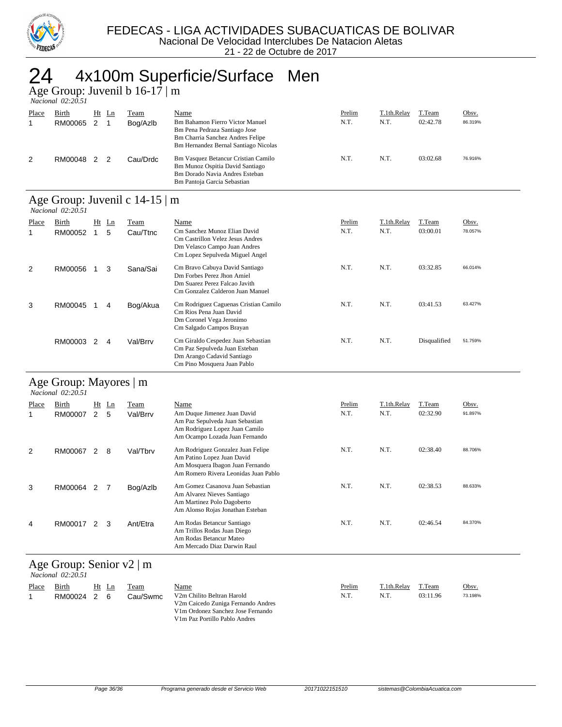FEDECAS - LIGA ACTIVIDADES SUBACUATICAS DE BOLIVAR
Nacional De Velocidad Interclubes De Natacion Aletas
21 - 22 de Octubre de 2017

# 24 4x100m Superficie/Surface Men

## Age Group: Juvenil b 16-17 | m

*Nacional 02:20.51*

| Place | Birth | Ht | Ln | Team | Name | Prelim | T.1th.Relay | T.Team | Obsv. |
|---|---|---|---|---|---|---|---|---|---|
| 1 | RM00065 | 2 | 1 | Bog/Azlb | Bm Bahamon Fierro Victor Manuel<br>Bm Pena Pedraza Santiago Jose<br>Bm Charria Sanchez Andres Felipe<br>Bm Hernandez Bernal Santiago Nicolas | N.T. | N.T. | 02:42.78 | 86.319% |
| 2 | RM00048 | 2 | 2 | Cau/Drdc | Bm Vasquez Betancur Cristian Camilo<br>Bm Munoz Ospitia David Santiago<br>Bm Dorado Navia Andres Esteban<br>Bm Pantoja Garcia Sebastian | N.T. | N.T. | 03:02.68 | 76.916% |

## Age Group: Juvenil c 14-15 | m

*Nacional 02:20.51*

| Place | Birth | Ht | Ln | Team | Name | Prelim | T.1th.Relay | T.Team | Obsv. |
|---|---|---|---|---|---|---|---|---|---|
| 1 | RM00052 | 1 | 5 | Cau/Ttnc | Cm Sanchez Munoz Elian David<br>Cm Castrillon Velez Jesus Andres<br>Dm Velasco Campo Juan Andres<br>Cm Lopez Sepulveda Miguel Angel | N.T. | N.T. | 03:00.01 | 78.057% |
| 2 | RM00056 | 1 | 3 | Sana/Sai | Cm Bravo Cabuya David Santiago<br>Dm Forbes Perez Jhon Amiel<br>Dm Suarez Perez Falcao Javith<br>Cm Gonzalez Calderon Juan Manuel | N.T. | N.T. | 03:32.85 | 66.014% |
| 3 | RM00045 | 1 | 4 | Bog/Akua | Cm Rodriguez Caguenas Cristian Camilo<br>Cm Rios Pena Juan David<br>Dm Coronel Vega Jeronimo<br>Cm Salgado Campos Brayan | N.T. | N.T. | 03:41.53 | 63.427% |
| | RM00003 | 2 | 4 | Val/Brrv | Cm Giraldo Cespedez Juan Sebastian<br>Cm Paz Sepulveda Juan Esteban<br>Dm Arango Cadavid Santiago<br>Cm Pino Mosquera Juan Pablo | N.T. | N.T. | Disqualified | 51.759% |

## Age Group: Mayores | m

*Nacional 02:20.51*

| Place | Birth | Ht | Ln | Team | Name | Prelim | T.1th.Relay | T.Team | Obsv. |
|---|---|---|---|---|---|---|---|---|---|
| 1 | RM00007 | 2 | 5 | Val/Brrv | Am Duque Jimenez Juan David<br>Am Paz Sepulveda Juan Sebastian<br>Am Rodriguez Lopez Juan Camilo<br>Am Ocampo Lozada Juan Fernando | N.T. | N.T. | 02:32.90 | 91.897% |
| 2 | RM00067 | 2 | 8 | Val/Tbrv | Am Rodriguez Gonzalez Juan Felipe<br>Am Patino Lopez Juan David<br>Am Mosquera Ibagon Juan Fernando<br>Am Romero Rivera Leonidas Juan Pablo | N.T. | N.T. | 02:38.40 | 88.706% |
| 3 | RM00064 | 2 | 7 | Bog/Azlb | Am Gomez Casanova Juan Sebastian<br>Am Alvarez Nieves Santiago<br>Am Martinez Polo Dagoberto<br>Am Alonso Rojas Jonathan Esteban | N.T. | N.T. | 02:38.53 | 88.633% |
| 4 | RM00017 | 2 | 3 | Ant/Etra | Am Rodas Betancur Santiago<br>Am Trillos Rodas Juan Diego<br>Am Rodas Betancur Mateo<br>Am Mercado Diaz Darwin Raul | N.T. | N.T. | 02:46.54 | 84.370% |

## Age Group: Senior v2 | m

*Nacional 02:20.51*

| Place | Birth | Ht | Ln | Team | Name | Prelim | T.1th.Relay | T.Team | Obsv. |
|---|---|---|---|---|---|---|---|---|---|
| 1 | RM00024 | 2 | 6 | Cau/Swmc | V2m Chilito Beltran Harold<br>V2m Caicedo Zuniga Fernando Andres<br>V1m Ordonez Sanchez Jose Fernando<br>V1m Paz Portillo Pablo Andres | N.T. | N.T. | 03:11.96 | 73.198% |

Programa generado desde el Servicio Web 20171022151510 sistemas@ColombiaAcuatica.com